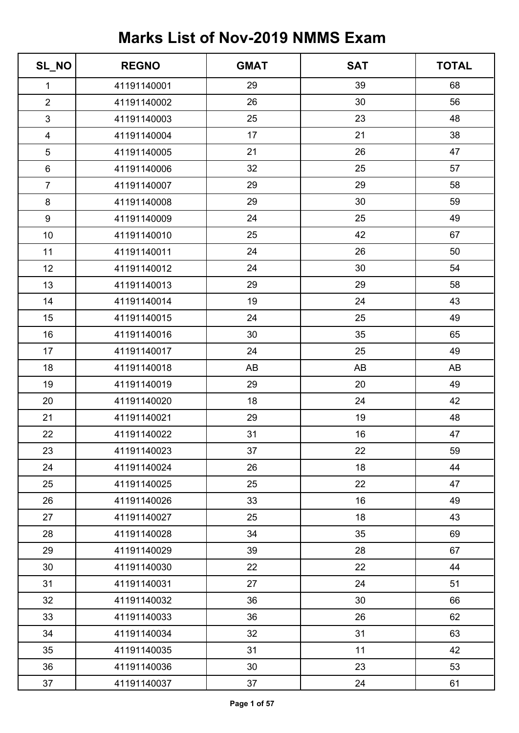# Marks List of Nov-2019 NMMS Exam

| SL_NO | REGNO | GMAT | SAT | TOTAL |
|---|---|---|---|---|
| 1 | 41191140001 | 29 | 39 | 68 |
| 2 | 41191140002 | 26 | 30 | 56 |
| 3 | 41191140003 | 25 | 23 | 48 |
| 4 | 41191140004 | 17 | 21 | 38 |
| 5 | 41191140005 | 21 | 26 | 47 |
| 6 | 41191140006 | 32 | 25 | 57 |
| 7 | 41191140007 | 29 | 29 | 58 |
| 8 | 41191140008 | 29 | 30 | 59 |
| 9 | 41191140009 | 24 | 25 | 49 |
| 10 | 41191140010 | 25 | 42 | 67 |
| 11 | 41191140011 | 24 | 26 | 50 |
| 12 | 41191140012 | 24 | 30 | 54 |
| 13 | 41191140013 | 29 | 29 | 58 |
| 14 | 41191140014 | 19 | 24 | 43 |
| 15 | 41191140015 | 24 | 25 | 49 |
| 16 | 41191140016 | 30 | 35 | 65 |
| 17 | 41191140017 | 24 | 25 | 49 |
| 18 | 41191140018 | AB | AB | AB |
| 19 | 41191140019 | 29 | 20 | 49 |
| 20 | 41191140020 | 18 | 24 | 42 |
| 21 | 41191140021 | 29 | 19 | 48 |
| 22 | 41191140022 | 31 | 16 | 47 |
| 23 | 41191140023 | 37 | 22 | 59 |
| 24 | 41191140024 | 26 | 18 | 44 |
| 25 | 41191140025 | 25 | 22 | 47 |
| 26 | 41191140026 | 33 | 16 | 49 |
| 27 | 41191140027 | 25 | 18 | 43 |
| 28 | 41191140028 | 34 | 35 | 69 |
| 29 | 41191140029 | 39 | 28 | 67 |
| 30 | 41191140030 | 22 | 22 | 44 |
| 31 | 41191140031 | 27 | 24 | 51 |
| 32 | 41191140032 | 36 | 30 | 66 |
| 33 | 41191140033 | 36 | 26 | 62 |
| 34 | 41191140034 | 32 | 31 | 63 |
| 35 | 41191140035 | 31 | 11 | 42 |
| 36 | 41191140036 | 30 | 23 | 53 |
| 37 | 41191140037 | 37 | 24 | 61 |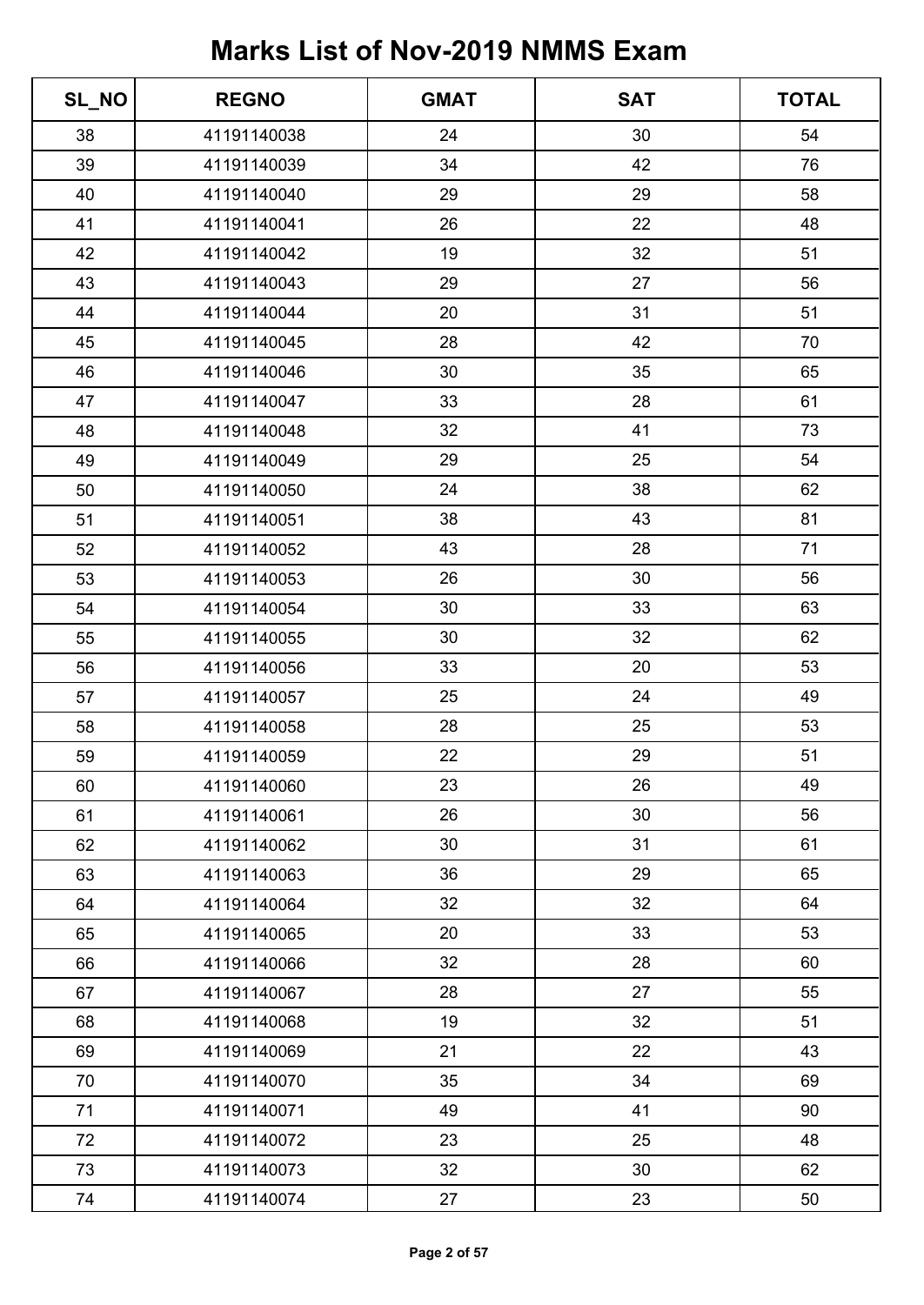# Marks List of Nov-2019 NMMS Exam

| SL_NO | REGNO | GMAT | SAT | TOTAL |
|---|---|---|---|---|
| 38 | 41191140038 | 24 | 30 | 54 |
| 39 | 41191140039 | 34 | 42 | 76 |
| 40 | 41191140040 | 29 | 29 | 58 |
| 41 | 41191140041 | 26 | 22 | 48 |
| 42 | 41191140042 | 19 | 32 | 51 |
| 43 | 41191140043 | 29 | 27 | 56 |
| 44 | 41191140044 | 20 | 31 | 51 |
| 45 | 41191140045 | 28 | 42 | 70 |
| 46 | 41191140046 | 30 | 35 | 65 |
| 47 | 41191140047 | 33 | 28 | 61 |
| 48 | 41191140048 | 32 | 41 | 73 |
| 49 | 41191140049 | 29 | 25 | 54 |
| 50 | 41191140050 | 24 | 38 | 62 |
| 51 | 41191140051 | 38 | 43 | 81 |
| 52 | 41191140052 | 43 | 28 | 71 |
| 53 | 41191140053 | 26 | 30 | 56 |
| 54 | 41191140054 | 30 | 33 | 63 |
| 55 | 41191140055 | 30 | 32 | 62 |
| 56 | 41191140056 | 33 | 20 | 53 |
| 57 | 41191140057 | 25 | 24 | 49 |
| 58 | 41191140058 | 28 | 25 | 53 |
| 59 | 41191140059 | 22 | 29 | 51 |
| 60 | 41191140060 | 23 | 26 | 49 |
| 61 | 41191140061 | 26 | 30 | 56 |
| 62 | 41191140062 | 30 | 31 | 61 |
| 63 | 41191140063 | 36 | 29 | 65 |
| 64 | 41191140064 | 32 | 32 | 64 |
| 65 | 41191140065 | 20 | 33 | 53 |
| 66 | 41191140066 | 32 | 28 | 60 |
| 67 | 41191140067 | 28 | 27 | 55 |
| 68 | 41191140068 | 19 | 32 | 51 |
| 69 | 41191140069 | 21 | 22 | 43 |
| 70 | 41191140070 | 35 | 34 | 69 |
| 71 | 41191140071 | 49 | 41 | 90 |
| 72 | 41191140072 | 23 | 25 | 48 |
| 73 | 41191140073 | 32 | 30 | 62 |
| 74 | 41191140074 | 27 | 23 | 50 |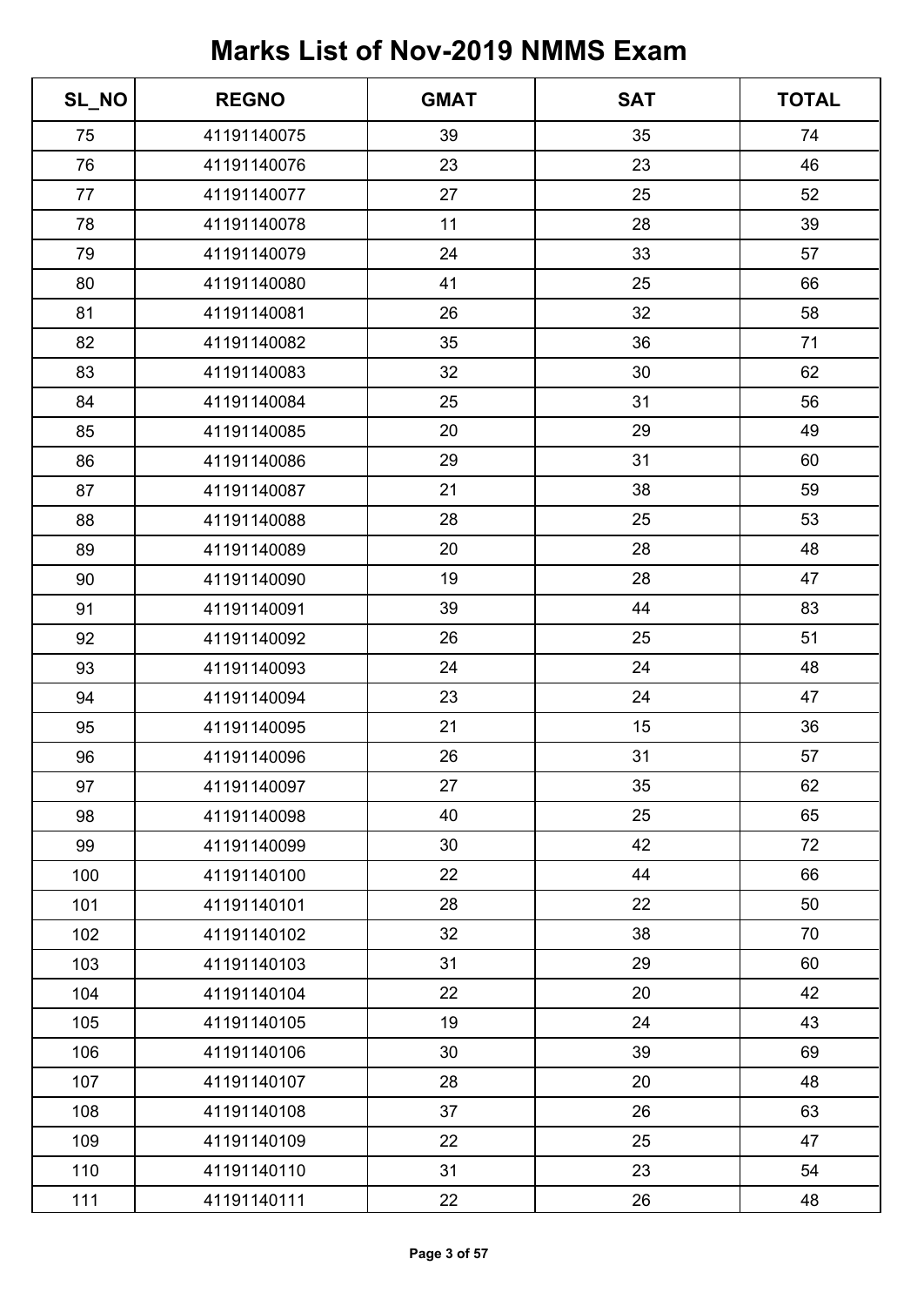# Marks List of Nov-2019 NMMS Exam

| SL_NO | REGNO | GMAT | SAT | TOTAL |
|---|---|---|---|---|
| 75 | 41191140075 | 39 | 35 | 74 |
| 76 | 41191140076 | 23 | 23 | 46 |
| 77 | 41191140077 | 27 | 25 | 52 |
| 78 | 41191140078 | 11 | 28 | 39 |
| 79 | 41191140079 | 24 | 33 | 57 |
| 80 | 41191140080 | 41 | 25 | 66 |
| 81 | 41191140081 | 26 | 32 | 58 |
| 82 | 41191140082 | 35 | 36 | 71 |
| 83 | 41191140083 | 32 | 30 | 62 |
| 84 | 41191140084 | 25 | 31 | 56 |
| 85 | 41191140085 | 20 | 29 | 49 |
| 86 | 41191140086 | 29 | 31 | 60 |
| 87 | 41191140087 | 21 | 38 | 59 |
| 88 | 41191140088 | 28 | 25 | 53 |
| 89 | 41191140089 | 20 | 28 | 48 |
| 90 | 41191140090 | 19 | 28 | 47 |
| 91 | 41191140091 | 39 | 44 | 83 |
| 92 | 41191140092 | 26 | 25 | 51 |
| 93 | 41191140093 | 24 | 24 | 48 |
| 94 | 41191140094 | 23 | 24 | 47 |
| 95 | 41191140095 | 21 | 15 | 36 |
| 96 | 41191140096 | 26 | 31 | 57 |
| 97 | 41191140097 | 27 | 35 | 62 |
| 98 | 41191140098 | 40 | 25 | 65 |
| 99 | 41191140099 | 30 | 42 | 72 |
| 100 | 41191140100 | 22 | 44 | 66 |
| 101 | 41191140101 | 28 | 22 | 50 |
| 102 | 41191140102 | 32 | 38 | 70 |
| 103 | 41191140103 | 31 | 29 | 60 |
| 104 | 41191140104 | 22 | 20 | 42 |
| 105 | 41191140105 | 19 | 24 | 43 |
| 106 | 41191140106 | 30 | 39 | 69 |
| 107 | 41191140107 | 28 | 20 | 48 |
| 108 | 41191140108 | 37 | 26 | 63 |
| 109 | 41191140109 | 22 | 25 | 47 |
| 110 | 41191140110 | 31 | 23 | 54 |
| 111 | 41191140111 | 22 | 26 | 48 |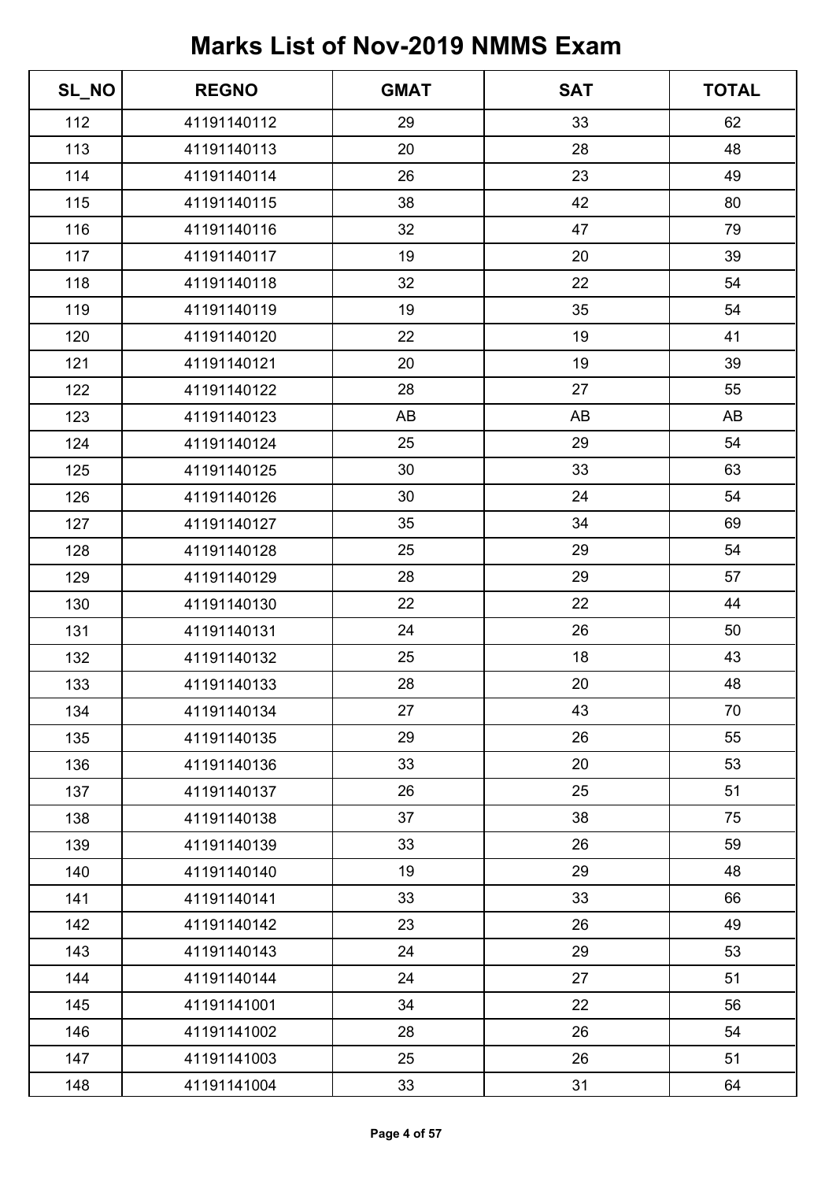# Marks List of Nov-2019 NMMS Exam

| SL_NO | REGNO | GMAT | SAT | TOTAL |
|---|---|---|---|---|
| 112 | 41191140112 | 29 | 33 | 62 |
| 113 | 41191140113 | 20 | 28 | 48 |
| 114 | 41191140114 | 26 | 23 | 49 |
| 115 | 41191140115 | 38 | 42 | 80 |
| 116 | 41191140116 | 32 | 47 | 79 |
| 117 | 41191140117 | 19 | 20 | 39 |
| 118 | 41191140118 | 32 | 22 | 54 |
| 119 | 41191140119 | 19 | 35 | 54 |
| 120 | 41191140120 | 22 | 19 | 41 |
| 121 | 41191140121 | 20 | 19 | 39 |
| 122 | 41191140122 | 28 | 27 | 55 |
| 123 | 41191140123 | AB | AB | AB |
| 124 | 41191140124 | 25 | 29 | 54 |
| 125 | 41191140125 | 30 | 33 | 63 |
| 126 | 41191140126 | 30 | 24 | 54 |
| 127 | 41191140127 | 35 | 34 | 69 |
| 128 | 41191140128 | 25 | 29 | 54 |
| 129 | 41191140129 | 28 | 29 | 57 |
| 130 | 41191140130 | 22 | 22 | 44 |
| 131 | 41191140131 | 24 | 26 | 50 |
| 132 | 41191140132 | 25 | 18 | 43 |
| 133 | 41191140133 | 28 | 20 | 48 |
| 134 | 41191140134 | 27 | 43 | 70 |
| 135 | 41191140135 | 29 | 26 | 55 |
| 136 | 41191140136 | 33 | 20 | 53 |
| 137 | 41191140137 | 26 | 25 | 51 |
| 138 | 41191140138 | 37 | 38 | 75 |
| 139 | 41191140139 | 33 | 26 | 59 |
| 140 | 41191140140 | 19 | 29 | 48 |
| 141 | 41191140141 | 33 | 33 | 66 |
| 142 | 41191140142 | 23 | 26 | 49 |
| 143 | 41191140143 | 24 | 29 | 53 |
| 144 | 41191140144 | 24 | 27 | 51 |
| 145 | 41191141001 | 34 | 22 | 56 |
| 146 | 41191141002 | 28 | 26 | 54 |
| 147 | 41191141003 | 25 | 26 | 51 |
| 148 | 41191141004 | 33 | 31 | 64 |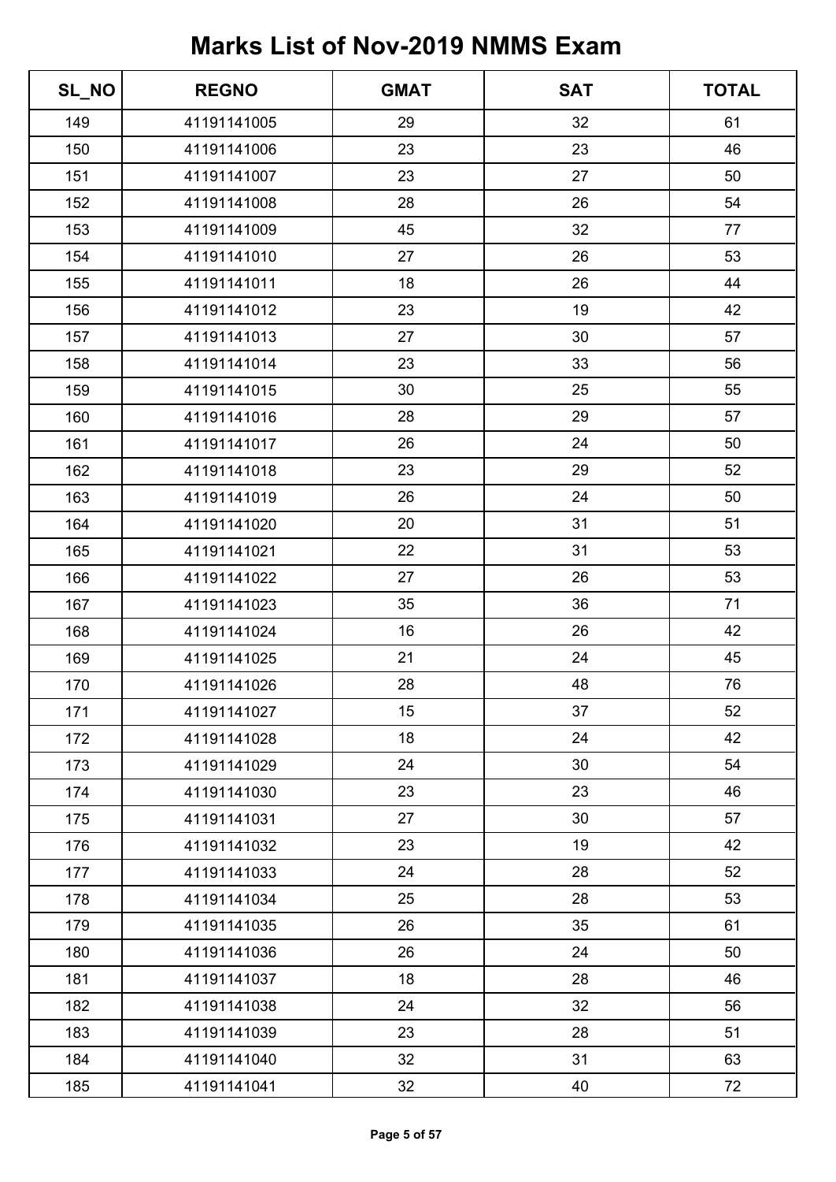# Marks List of Nov-2019 NMMS Exam

| SL_NO | REGNO | GMAT | SAT | TOTAL |
|---|---|---|---|---|
| 149 | 41191141005 | 29 | 32 | 61 |
| 150 | 41191141006 | 23 | 23 | 46 |
| 151 | 41191141007 | 23 | 27 | 50 |
| 152 | 41191141008 | 28 | 26 | 54 |
| 153 | 41191141009 | 45 | 32 | 77 |
| 154 | 41191141010 | 27 | 26 | 53 |
| 155 | 41191141011 | 18 | 26 | 44 |
| 156 | 41191141012 | 23 | 19 | 42 |
| 157 | 41191141013 | 27 | 30 | 57 |
| 158 | 41191141014 | 23 | 33 | 56 |
| 159 | 41191141015 | 30 | 25 | 55 |
| 160 | 41191141016 | 28 | 29 | 57 |
| 161 | 41191141017 | 26 | 24 | 50 |
| 162 | 41191141018 | 23 | 29 | 52 |
| 163 | 41191141019 | 26 | 24 | 50 |
| 164 | 41191141020 | 20 | 31 | 51 |
| 165 | 41191141021 | 22 | 31 | 53 |
| 166 | 41191141022 | 27 | 26 | 53 |
| 167 | 41191141023 | 35 | 36 | 71 |
| 168 | 41191141024 | 16 | 26 | 42 |
| 169 | 41191141025 | 21 | 24 | 45 |
| 170 | 41191141026 | 28 | 48 | 76 |
| 171 | 41191141027 | 15 | 37 | 52 |
| 172 | 41191141028 | 18 | 24 | 42 |
| 173 | 41191141029 | 24 | 30 | 54 |
| 174 | 41191141030 | 23 | 23 | 46 |
| 175 | 41191141031 | 27 | 30 | 57 |
| 176 | 41191141032 | 23 | 19 | 42 |
| 177 | 41191141033 | 24 | 28 | 52 |
| 178 | 41191141034 | 25 | 28 | 53 |
| 179 | 41191141035 | 26 | 35 | 61 |
| 180 | 41191141036 | 26 | 24 | 50 |
| 181 | 41191141037 | 18 | 28 | 46 |
| 182 | 41191141038 | 24 | 32 | 56 |
| 183 | 41191141039 | 23 | 28 | 51 |
| 184 | 41191141040 | 32 | 31 | 63 |
| 185 | 41191141041 | 32 | 40 | 72 |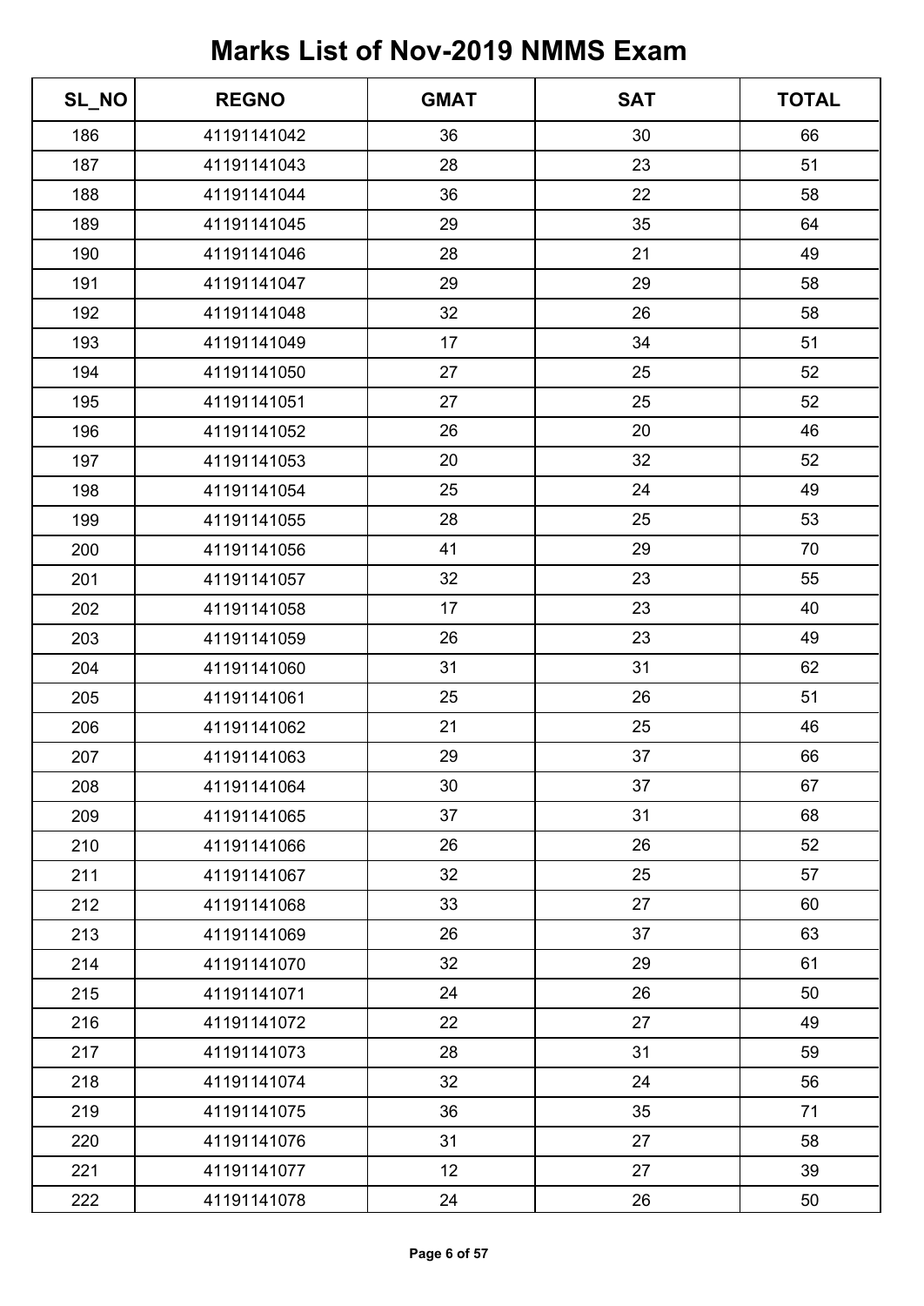# Marks List of Nov-2019 NMMS Exam

| SL_NO | REGNO | GMAT | SAT | TOTAL |
|---|---|---|---|---|
| 186 | 41191141042 | 36 | 30 | 66 |
| 187 | 41191141043 | 28 | 23 | 51 |
| 188 | 41191141044 | 36 | 22 | 58 |
| 189 | 41191141045 | 29 | 35 | 64 |
| 190 | 41191141046 | 28 | 21 | 49 |
| 191 | 41191141047 | 29 | 29 | 58 |
| 192 | 41191141048 | 32 | 26 | 58 |
| 193 | 41191141049 | 17 | 34 | 51 |
| 194 | 41191141050 | 27 | 25 | 52 |
| 195 | 41191141051 | 27 | 25 | 52 |
| 196 | 41191141052 | 26 | 20 | 46 |
| 197 | 41191141053 | 20 | 32 | 52 |
| 198 | 41191141054 | 25 | 24 | 49 |
| 199 | 41191141055 | 28 | 25 | 53 |
| 200 | 41191141056 | 41 | 29 | 70 |
| 201 | 41191141057 | 32 | 23 | 55 |
| 202 | 41191141058 | 17 | 23 | 40 |
| 203 | 41191141059 | 26 | 23 | 49 |
| 204 | 41191141060 | 31 | 31 | 62 |
| 205 | 41191141061 | 25 | 26 | 51 |
| 206 | 41191141062 | 21 | 25 | 46 |
| 207 | 41191141063 | 29 | 37 | 66 |
| 208 | 41191141064 | 30 | 37 | 67 |
| 209 | 41191141065 | 37 | 31 | 68 |
| 210 | 41191141066 | 26 | 26 | 52 |
| 211 | 41191141067 | 32 | 25 | 57 |
| 212 | 41191141068 | 33 | 27 | 60 |
| 213 | 41191141069 | 26 | 37 | 63 |
| 214 | 41191141070 | 32 | 29 | 61 |
| 215 | 41191141071 | 24 | 26 | 50 |
| 216 | 41191141072 | 22 | 27 | 49 |
| 217 | 41191141073 | 28 | 31 | 59 |
| 218 | 41191141074 | 32 | 24 | 56 |
| 219 | 41191141075 | 36 | 35 | 71 |
| 220 | 41191141076 | 31 | 27 | 58 |
| 221 | 41191141077 | 12 | 27 | 39 |
| 222 | 41191141078 | 24 | 26 | 50 |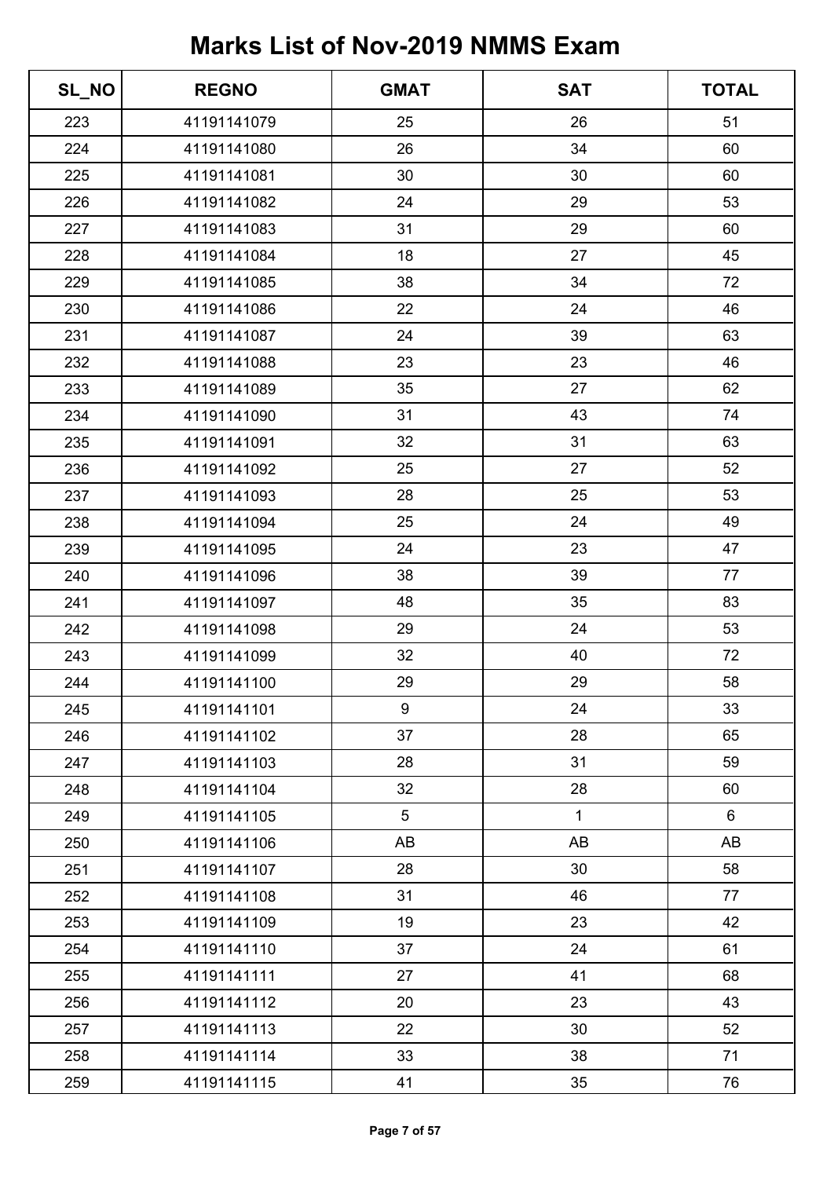# Marks List of Nov-2019 NMMS Exam

| SL_NO | REGNO | GMAT | SAT | TOTAL |
|---|---|---|---|---|
| 223 | 41191141079 | 25 | 26 | 51 |
| 224 | 41191141080 | 26 | 34 | 60 |
| 225 | 41191141081 | 30 | 30 | 60 |
| 226 | 41191141082 | 24 | 29 | 53 |
| 227 | 41191141083 | 31 | 29 | 60 |
| 228 | 41191141084 | 18 | 27 | 45 |
| 229 | 41191141085 | 38 | 34 | 72 |
| 230 | 41191141086 | 22 | 24 | 46 |
| 231 | 41191141087 | 24 | 39 | 63 |
| 232 | 41191141088 | 23 | 23 | 46 |
| 233 | 41191141089 | 35 | 27 | 62 |
| 234 | 41191141090 | 31 | 43 | 74 |
| 235 | 41191141091 | 32 | 31 | 63 |
| 236 | 41191141092 | 25 | 27 | 52 |
| 237 | 41191141093 | 28 | 25 | 53 |
| 238 | 41191141094 | 25 | 24 | 49 |
| 239 | 41191141095 | 24 | 23 | 47 |
| 240 | 41191141096 | 38 | 39 | 77 |
| 241 | 41191141097 | 48 | 35 | 83 |
| 242 | 41191141098 | 29 | 24 | 53 |
| 243 | 41191141099 | 32 | 40 | 72 |
| 244 | 41191141100 | 29 | 29 | 58 |
| 245 | 41191141101 | 9 | 24 | 33 |
| 246 | 41191141102 | 37 | 28 | 65 |
| 247 | 41191141103 | 28 | 31 | 59 |
| 248 | 41191141104 | 32 | 28 | 60 |
| 249 | 41191141105 | 5 | 1 | 6 |
| 250 | 41191141106 | AB | AB | AB |
| 251 | 41191141107 | 28 | 30 | 58 |
| 252 | 41191141108 | 31 | 46 | 77 |
| 253 | 41191141109 | 19 | 23 | 42 |
| 254 | 41191141110 | 37 | 24 | 61 |
| 255 | 41191141111 | 27 | 41 | 68 |
| 256 | 41191141112 | 20 | 23 | 43 |
| 257 | 41191141113 | 22 | 30 | 52 |
| 258 | 41191141114 | 33 | 38 | 71 |
| 259 | 41191141115 | 41 | 35 | 76 |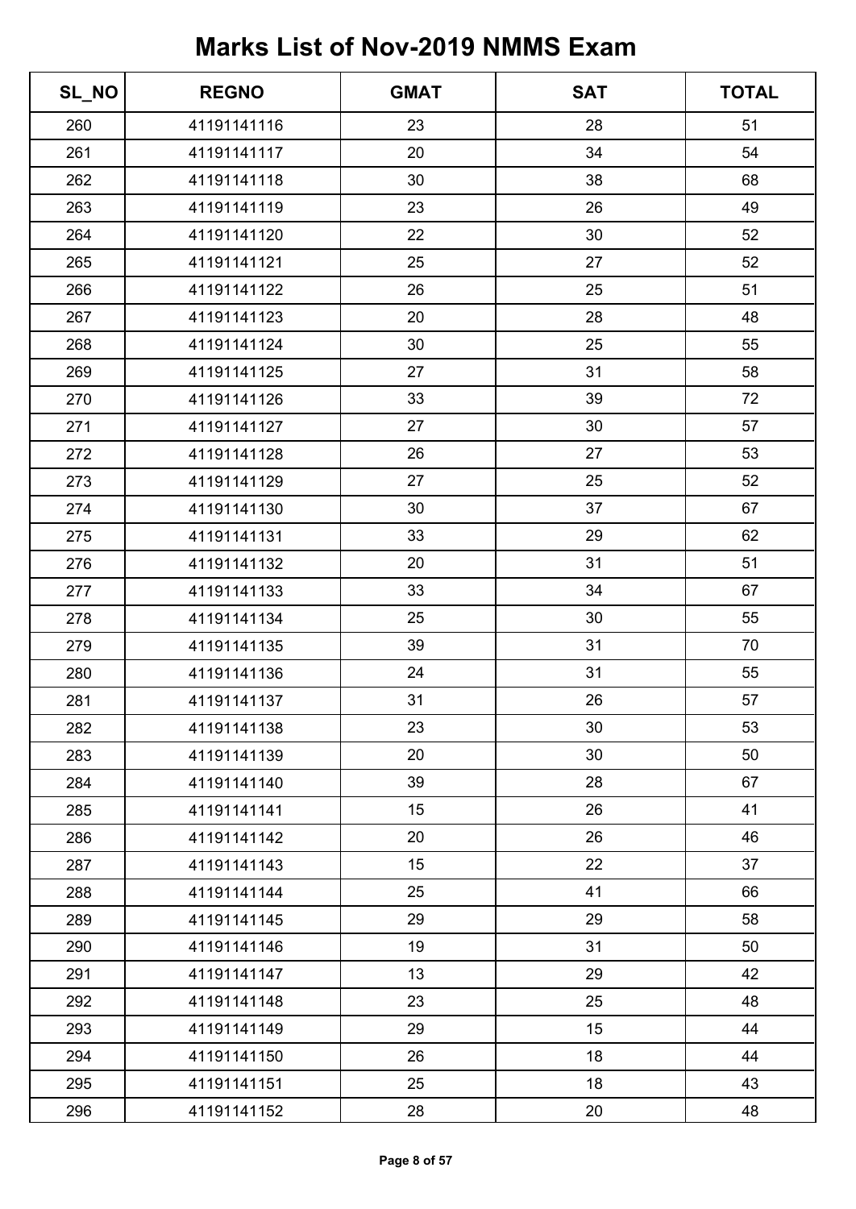# Marks List of Nov-2019 NMMS Exam

| SL_NO | REGNO | GMAT | SAT | TOTAL |
|---|---|---|---|---|
| 260 | 41191141116 | 23 | 28 | 51 |
| 261 | 41191141117 | 20 | 34 | 54 |
| 262 | 41191141118 | 30 | 38 | 68 |
| 263 | 41191141119 | 23 | 26 | 49 |
| 264 | 41191141120 | 22 | 30 | 52 |
| 265 | 41191141121 | 25 | 27 | 52 |
| 266 | 41191141122 | 26 | 25 | 51 |
| 267 | 41191141123 | 20 | 28 | 48 |
| 268 | 41191141124 | 30 | 25 | 55 |
| 269 | 41191141125 | 27 | 31 | 58 |
| 270 | 41191141126 | 33 | 39 | 72 |
| 271 | 41191141127 | 27 | 30 | 57 |
| 272 | 41191141128 | 26 | 27 | 53 |
| 273 | 41191141129 | 27 | 25 | 52 |
| 274 | 41191141130 | 30 | 37 | 67 |
| 275 | 41191141131 | 33 | 29 | 62 |
| 276 | 41191141132 | 20 | 31 | 51 |
| 277 | 41191141133 | 33 | 34 | 67 |
| 278 | 41191141134 | 25 | 30 | 55 |
| 279 | 41191141135 | 39 | 31 | 70 |
| 280 | 41191141136 | 24 | 31 | 55 |
| 281 | 41191141137 | 31 | 26 | 57 |
| 282 | 41191141138 | 23 | 30 | 53 |
| 283 | 41191141139 | 20 | 30 | 50 |
| 284 | 41191141140 | 39 | 28 | 67 |
| 285 | 41191141141 | 15 | 26 | 41 |
| 286 | 41191141142 | 20 | 26 | 46 |
| 287 | 41191141143 | 15 | 22 | 37 |
| 288 | 41191141144 | 25 | 41 | 66 |
| 289 | 41191141145 | 29 | 29 | 58 |
| 290 | 41191141146 | 19 | 31 | 50 |
| 291 | 41191141147 | 13 | 29 | 42 |
| 292 | 41191141148 | 23 | 25 | 48 |
| 293 | 41191141149 | 29 | 15 | 44 |
| 294 | 41191141150 | 26 | 18 | 44 |
| 295 | 41191141151 | 25 | 18 | 43 |
| 296 | 41191141152 | 28 | 20 | 48 |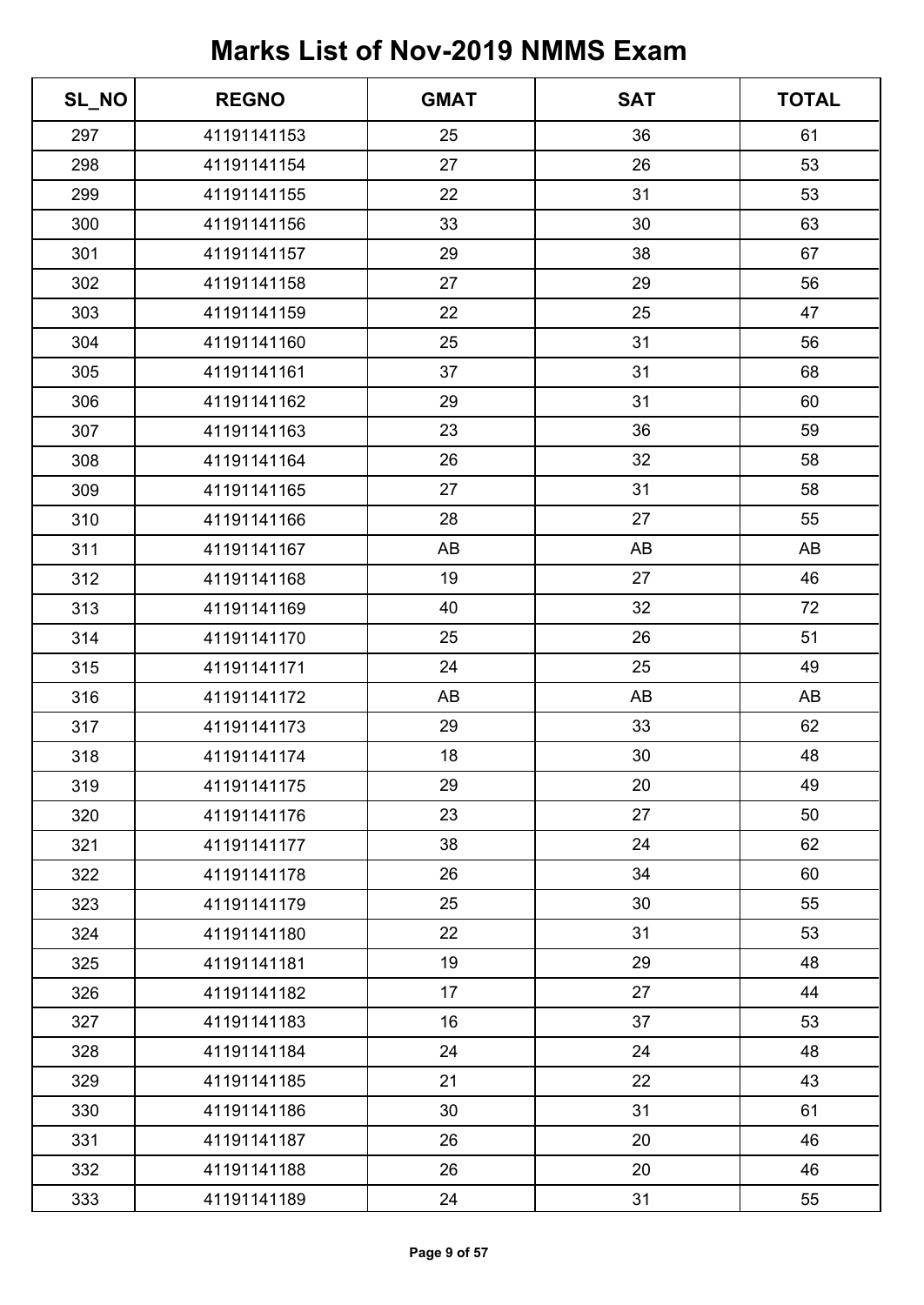# Marks List of Nov-2019 NMMS Exam

| SL_NO | REGNO | GMAT | SAT | TOTAL |
|---|---|---|---|---|
| 297 | 41191141153 | 25 | 36 | 61 |
| 298 | 41191141154 | 27 | 26 | 53 |
| 299 | 41191141155 | 22 | 31 | 53 |
| 300 | 41191141156 | 33 | 30 | 63 |
| 301 | 41191141157 | 29 | 38 | 67 |
| 302 | 41191141158 | 27 | 29 | 56 |
| 303 | 41191141159 | 22 | 25 | 47 |
| 304 | 41191141160 | 25 | 31 | 56 |
| 305 | 41191141161 | 37 | 31 | 68 |
| 306 | 41191141162 | 29 | 31 | 60 |
| 307 | 41191141163 | 23 | 36 | 59 |
| 308 | 41191141164 | 26 | 32 | 58 |
| 309 | 41191141165 | 27 | 31 | 58 |
| 310 | 41191141166 | 28 | 27 | 55 |
| 311 | 41191141167 | AB | AB | AB |
| 312 | 41191141168 | 19 | 27 | 46 |
| 313 | 41191141169 | 40 | 32 | 72 |
| 314 | 41191141170 | 25 | 26 | 51 |
| 315 | 41191141171 | 24 | 25 | 49 |
| 316 | 41191141172 | AB | AB | AB |
| 317 | 41191141173 | 29 | 33 | 62 |
| 318 | 41191141174 | 18 | 30 | 48 |
| 319 | 41191141175 | 29 | 20 | 49 |
| 320 | 41191141176 | 23 | 27 | 50 |
| 321 | 41191141177 | 38 | 24 | 62 |
| 322 | 41191141178 | 26 | 34 | 60 |
| 323 | 41191141179 | 25 | 30 | 55 |
| 324 | 41191141180 | 22 | 31 | 53 |
| 325 | 41191141181 | 19 | 29 | 48 |
| 326 | 41191141182 | 17 | 27 | 44 |
| 327 | 41191141183 | 16 | 37 | 53 |
| 328 | 41191141184 | 24 | 24 | 48 |
| 329 | 41191141185 | 21 | 22 | 43 |
| 330 | 41191141186 | 30 | 31 | 61 |
| 331 | 41191141187 | 26 | 20 | 46 |
| 332 | 41191141188 | 26 | 20 | 46 |
| 333 | 41191141189 | 24 | 31 | 55 |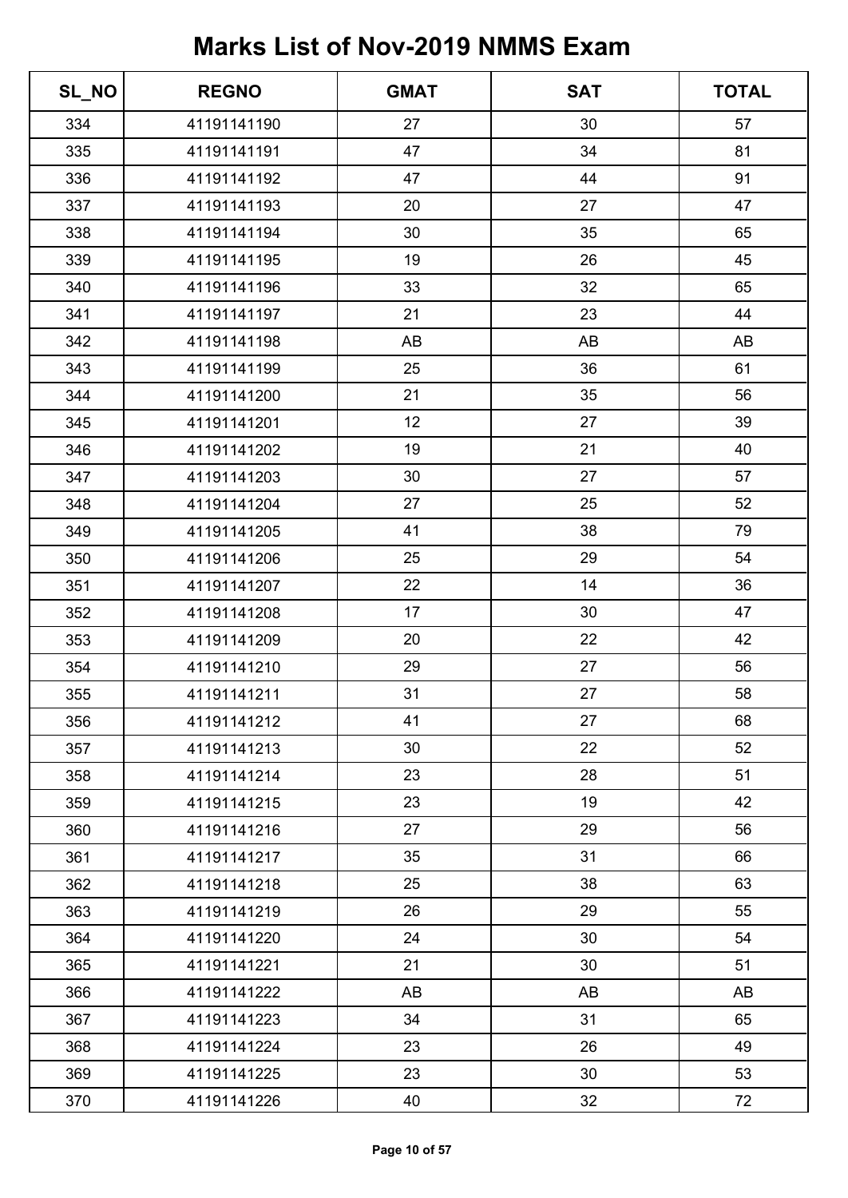# Marks List of Nov-2019 NMMS Exam

| SL_NO | REGNO | GMAT | SAT | TOTAL |
|---|---|---|---|---|
| 334 | 41191141190 | 27 | 30 | 57 |
| 335 | 41191141191 | 47 | 34 | 81 |
| 336 | 41191141192 | 47 | 44 | 91 |
| 337 | 41191141193 | 20 | 27 | 47 |
| 338 | 41191141194 | 30 | 35 | 65 |
| 339 | 41191141195 | 19 | 26 | 45 |
| 340 | 41191141196 | 33 | 32 | 65 |
| 341 | 41191141197 | 21 | 23 | 44 |
| 342 | 41191141198 | AB | AB | AB |
| 343 | 41191141199 | 25 | 36 | 61 |
| 344 | 41191141200 | 21 | 35 | 56 |
| 345 | 41191141201 | 12 | 27 | 39 |
| 346 | 41191141202 | 19 | 21 | 40 |
| 347 | 41191141203 | 30 | 27 | 57 |
| 348 | 41191141204 | 27 | 25 | 52 |
| 349 | 41191141205 | 41 | 38 | 79 |
| 350 | 41191141206 | 25 | 29 | 54 |
| 351 | 41191141207 | 22 | 14 | 36 |
| 352 | 41191141208 | 17 | 30 | 47 |
| 353 | 41191141209 | 20 | 22 | 42 |
| 354 | 41191141210 | 29 | 27 | 56 |
| 355 | 41191141211 | 31 | 27 | 58 |
| 356 | 41191141212 | 41 | 27 | 68 |
| 357 | 41191141213 | 30 | 22 | 52 |
| 358 | 41191141214 | 23 | 28 | 51 |
| 359 | 41191141215 | 23 | 19 | 42 |
| 360 | 41191141216 | 27 | 29 | 56 |
| 361 | 41191141217 | 35 | 31 | 66 |
| 362 | 41191141218 | 25 | 38 | 63 |
| 363 | 41191141219 | 26 | 29 | 55 |
| 364 | 41191141220 | 24 | 30 | 54 |
| 365 | 41191141221 | 21 | 30 | 51 |
| 366 | 41191141222 | AB | AB | AB |
| 367 | 41191141223 | 34 | 31 | 65 |
| 368 | 41191141224 | 23 | 26 | 49 |
| 369 | 41191141225 | 23 | 30 | 53 |
| 370 | 41191141226 | 40 | 32 | 72 |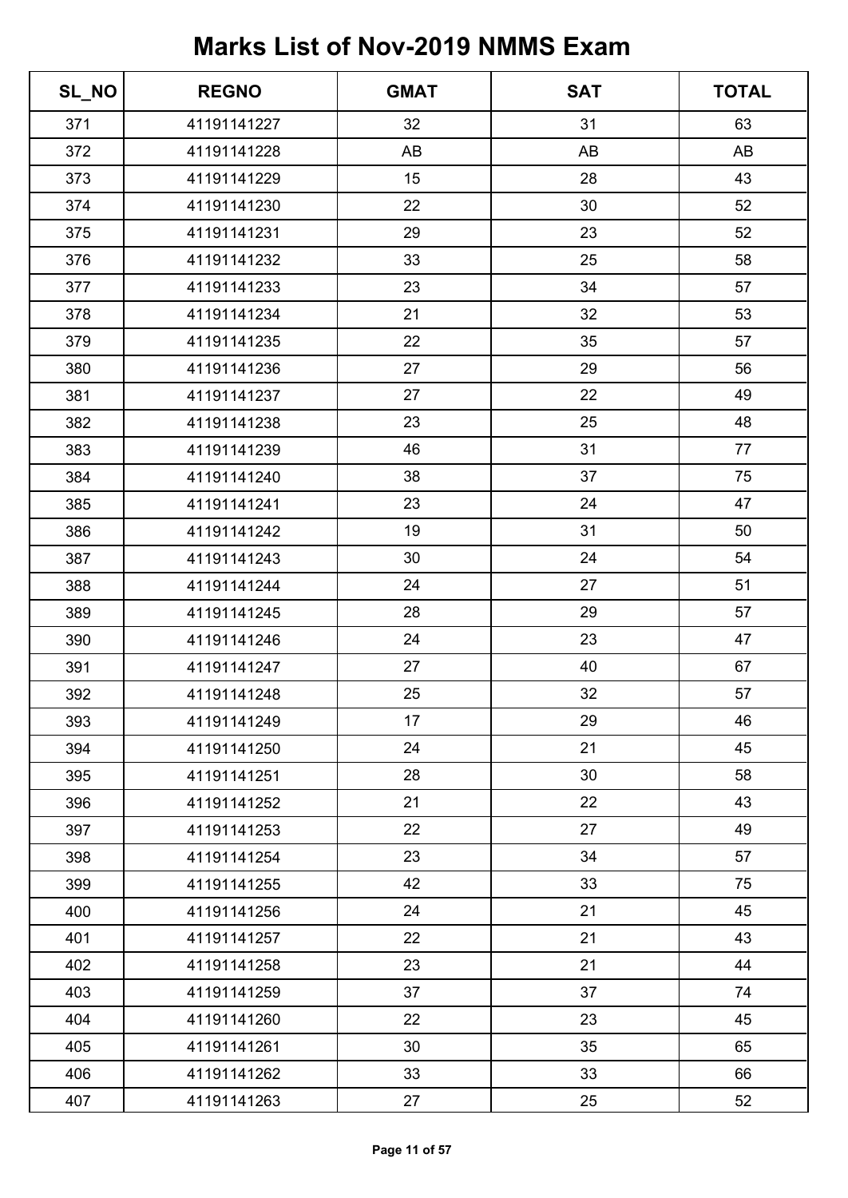# Marks List of Nov-2019 NMMS Exam

| SL_NO | REGNO | GMAT | SAT | TOTAL |
|---|---|---|---|---|
| 371 | 41191141227 | 32 | 31 | 63 |
| 372 | 41191141228 | AB | AB | AB |
| 373 | 41191141229 | 15 | 28 | 43 |
| 374 | 41191141230 | 22 | 30 | 52 |
| 375 | 41191141231 | 29 | 23 | 52 |
| 376 | 41191141232 | 33 | 25 | 58 |
| 377 | 41191141233 | 23 | 34 | 57 |
| 378 | 41191141234 | 21 | 32 | 53 |
| 379 | 41191141235 | 22 | 35 | 57 |
| 380 | 41191141236 | 27 | 29 | 56 |
| 381 | 41191141237 | 27 | 22 | 49 |
| 382 | 41191141238 | 23 | 25 | 48 |
| 383 | 41191141239 | 46 | 31 | 77 |
| 384 | 41191141240 | 38 | 37 | 75 |
| 385 | 41191141241 | 23 | 24 | 47 |
| 386 | 41191141242 | 19 | 31 | 50 |
| 387 | 41191141243 | 30 | 24 | 54 |
| 388 | 41191141244 | 24 | 27 | 51 |
| 389 | 41191141245 | 28 | 29 | 57 |
| 390 | 41191141246 | 24 | 23 | 47 |
| 391 | 41191141247 | 27 | 40 | 67 |
| 392 | 41191141248 | 25 | 32 | 57 |
| 393 | 41191141249 | 17 | 29 | 46 |
| 394 | 41191141250 | 24 | 21 | 45 |
| 395 | 41191141251 | 28 | 30 | 58 |
| 396 | 41191141252 | 21 | 22 | 43 |
| 397 | 41191141253 | 22 | 27 | 49 |
| 398 | 41191141254 | 23 | 34 | 57 |
| 399 | 41191141255 | 42 | 33 | 75 |
| 400 | 41191141256 | 24 | 21 | 45 |
| 401 | 41191141257 | 22 | 21 | 43 |
| 402 | 41191141258 | 23 | 21 | 44 |
| 403 | 41191141259 | 37 | 37 | 74 |
| 404 | 41191141260 | 22 | 23 | 45 |
| 405 | 41191141261 | 30 | 35 | 65 |
| 406 | 41191141262 | 33 | 33 | 66 |
| 407 | 41191141263 | 27 | 25 | 52 |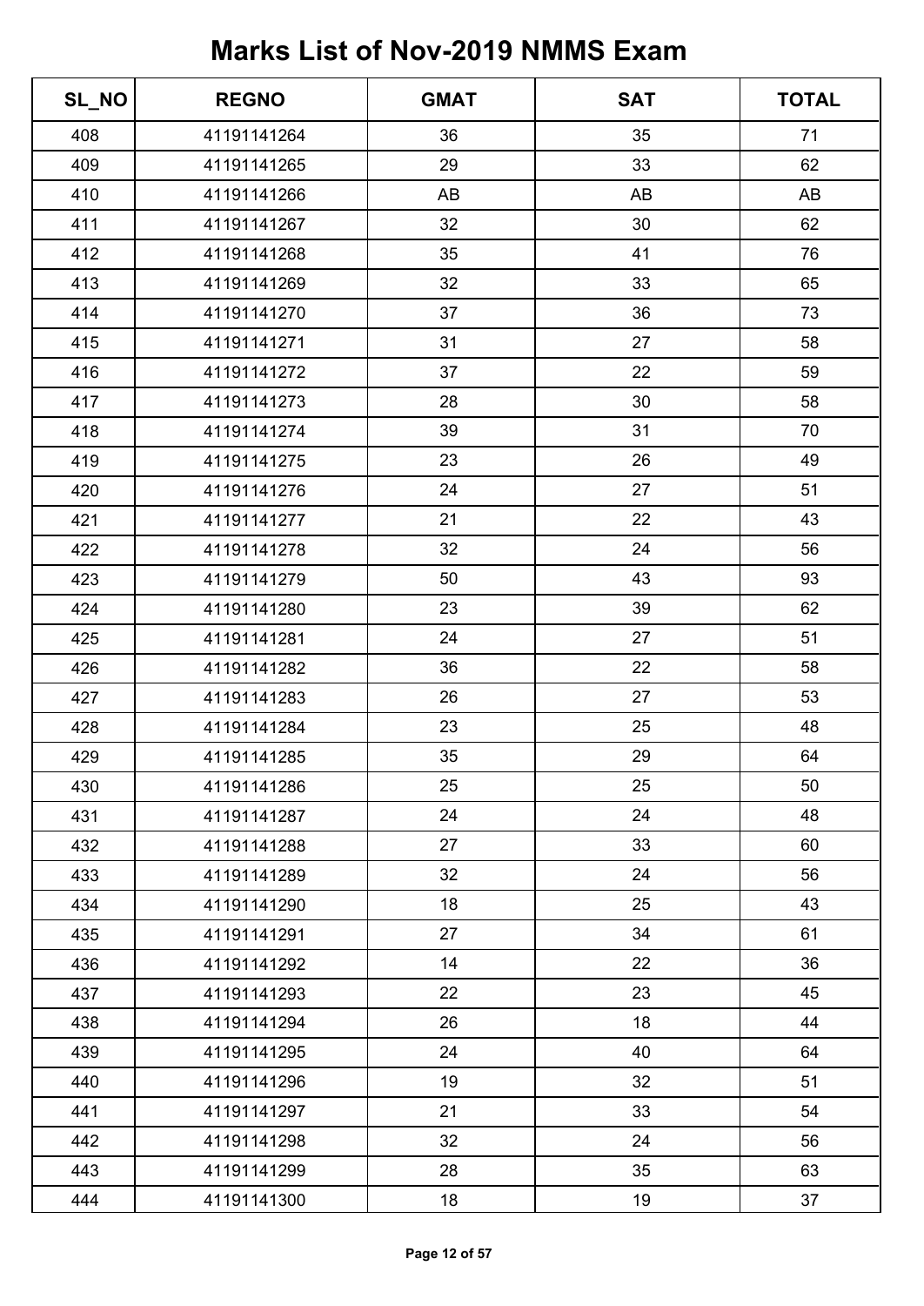# Marks List of Nov-2019 NMMS Exam

| SL_NO | REGNO | GMAT | SAT | TOTAL |
|---|---|---|---|---|
| 408 | 41191141264 | 36 | 35 | 71 |
| 409 | 41191141265 | 29 | 33 | 62 |
| 410 | 41191141266 | AB | AB | AB |
| 411 | 41191141267 | 32 | 30 | 62 |
| 412 | 41191141268 | 35 | 41 | 76 |
| 413 | 41191141269 | 32 | 33 | 65 |
| 414 | 41191141270 | 37 | 36 | 73 |
| 415 | 41191141271 | 31 | 27 | 58 |
| 416 | 41191141272 | 37 | 22 | 59 |
| 417 | 41191141273 | 28 | 30 | 58 |
| 418 | 41191141274 | 39 | 31 | 70 |
| 419 | 41191141275 | 23 | 26 | 49 |
| 420 | 41191141276 | 24 | 27 | 51 |
| 421 | 41191141277 | 21 | 22 | 43 |
| 422 | 41191141278 | 32 | 24 | 56 |
| 423 | 41191141279 | 50 | 43 | 93 |
| 424 | 41191141280 | 23 | 39 | 62 |
| 425 | 41191141281 | 24 | 27 | 51 |
| 426 | 41191141282 | 36 | 22 | 58 |
| 427 | 41191141283 | 26 | 27 | 53 |
| 428 | 41191141284 | 23 | 25 | 48 |
| 429 | 41191141285 | 35 | 29 | 64 |
| 430 | 41191141286 | 25 | 25 | 50 |
| 431 | 41191141287 | 24 | 24 | 48 |
| 432 | 41191141288 | 27 | 33 | 60 |
| 433 | 41191141289 | 32 | 24 | 56 |
| 434 | 41191141290 | 18 | 25 | 43 |
| 435 | 41191141291 | 27 | 34 | 61 |
| 436 | 41191141292 | 14 | 22 | 36 |
| 437 | 41191141293 | 22 | 23 | 45 |
| 438 | 41191141294 | 26 | 18 | 44 |
| 439 | 41191141295 | 24 | 40 | 64 |
| 440 | 41191141296 | 19 | 32 | 51 |
| 441 | 41191141297 | 21 | 33 | 54 |
| 442 | 41191141298 | 32 | 24 | 56 |
| 443 | 41191141299 | 28 | 35 | 63 |
| 444 | 41191141300 | 18 | 19 | 37 |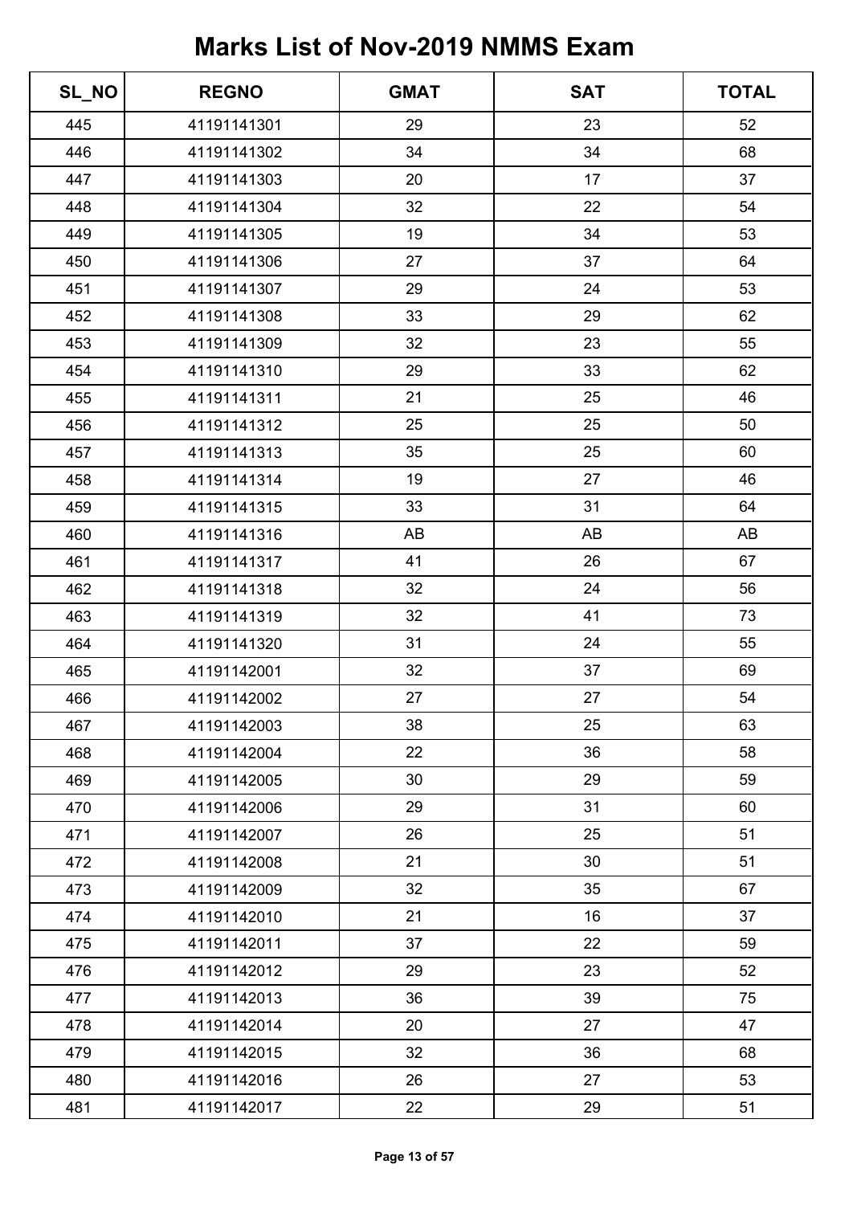# Marks List of Nov-2019 NMMS Exam

| SL_NO | REGNO | GMAT | SAT | TOTAL |
|---|---|---|---|---|
| 445 | 41191141301 | 29 | 23 | 52 |
| 446 | 41191141302 | 34 | 34 | 68 |
| 447 | 41191141303 | 20 | 17 | 37 |
| 448 | 41191141304 | 32 | 22 | 54 |
| 449 | 41191141305 | 19 | 34 | 53 |
| 450 | 41191141306 | 27 | 37 | 64 |
| 451 | 41191141307 | 29 | 24 | 53 |
| 452 | 41191141308 | 33 | 29 | 62 |
| 453 | 41191141309 | 32 | 23 | 55 |
| 454 | 41191141310 | 29 | 33 | 62 |
| 455 | 41191141311 | 21 | 25 | 46 |
| 456 | 41191141312 | 25 | 25 | 50 |
| 457 | 41191141313 | 35 | 25 | 60 |
| 458 | 41191141314 | 19 | 27 | 46 |
| 459 | 41191141315 | 33 | 31 | 64 |
| 460 | 41191141316 | AB | AB | AB |
| 461 | 41191141317 | 41 | 26 | 67 |
| 462 | 41191141318 | 32 | 24 | 56 |
| 463 | 41191141319 | 32 | 41 | 73 |
| 464 | 41191141320 | 31 | 24 | 55 |
| 465 | 41191142001 | 32 | 37 | 69 |
| 466 | 41191142002 | 27 | 27 | 54 |
| 467 | 41191142003 | 38 | 25 | 63 |
| 468 | 41191142004 | 22 | 36 | 58 |
| 469 | 41191142005 | 30 | 29 | 59 |
| 470 | 41191142006 | 29 | 31 | 60 |
| 471 | 41191142007 | 26 | 25 | 51 |
| 472 | 41191142008 | 21 | 30 | 51 |
| 473 | 41191142009 | 32 | 35 | 67 |
| 474 | 41191142010 | 21 | 16 | 37 |
| 475 | 41191142011 | 37 | 22 | 59 |
| 476 | 41191142012 | 29 | 23 | 52 |
| 477 | 41191142013 | 36 | 39 | 75 |
| 478 | 41191142014 | 20 | 27 | 47 |
| 479 | 41191142015 | 32 | 36 | 68 |
| 480 | 41191142016 | 26 | 27 | 53 |
| 481 | 41191142017 | 22 | 29 | 51 |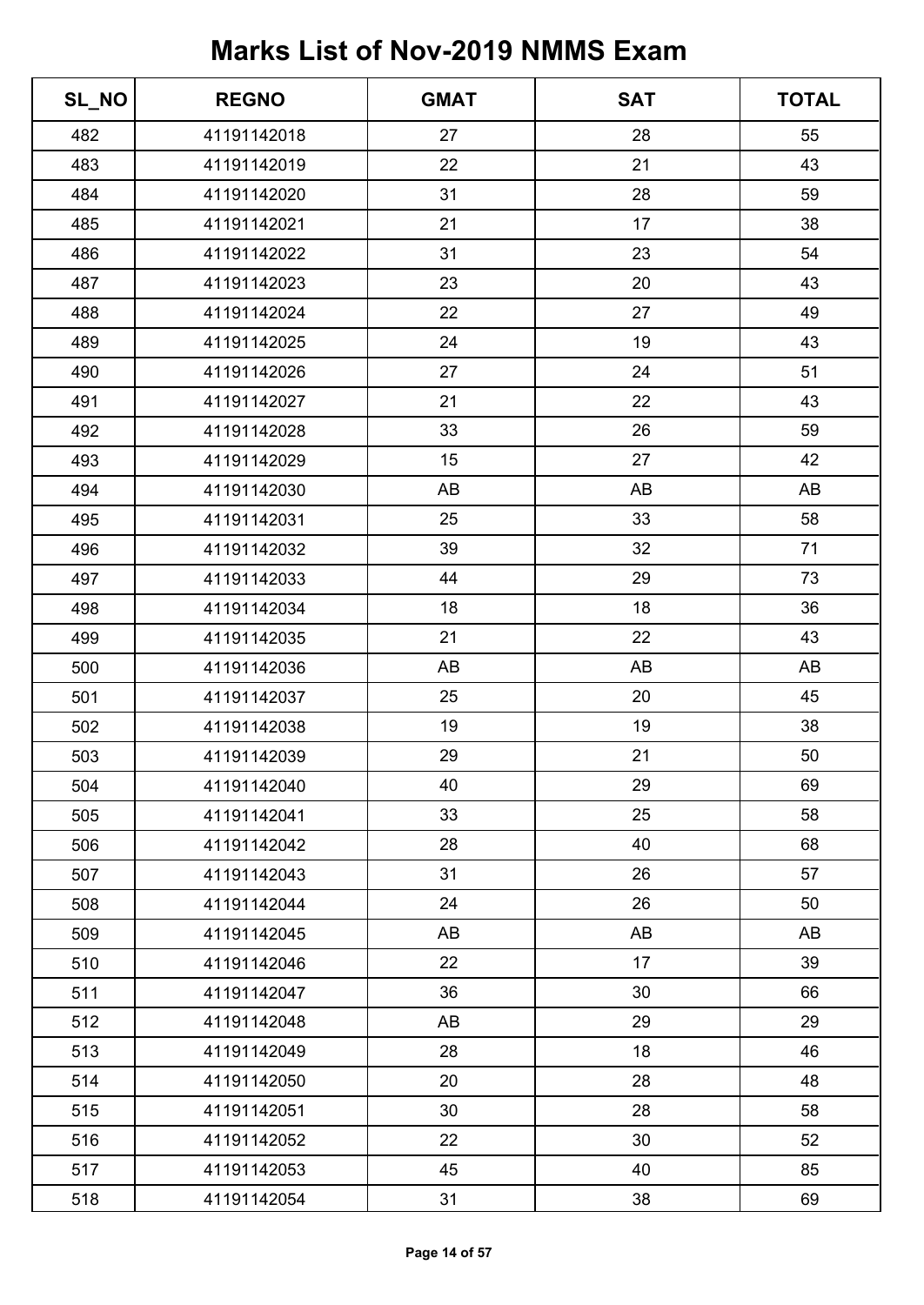# Marks List of Nov-2019 NMMS Exam

| SL_NO | REGNO | GMAT | SAT | TOTAL |
|---|---|---|---|---|
| 482 | 41191142018 | 27 | 28 | 55 |
| 483 | 41191142019 | 22 | 21 | 43 |
| 484 | 41191142020 | 31 | 28 | 59 |
| 485 | 41191142021 | 21 | 17 | 38 |
| 486 | 41191142022 | 31 | 23 | 54 |
| 487 | 41191142023 | 23 | 20 | 43 |
| 488 | 41191142024 | 22 | 27 | 49 |
| 489 | 41191142025 | 24 | 19 | 43 |
| 490 | 41191142026 | 27 | 24 | 51 |
| 491 | 41191142027 | 21 | 22 | 43 |
| 492 | 41191142028 | 33 | 26 | 59 |
| 493 | 41191142029 | 15 | 27 | 42 |
| 494 | 41191142030 | AB | AB | AB |
| 495 | 41191142031 | 25 | 33 | 58 |
| 496 | 41191142032 | 39 | 32 | 71 |
| 497 | 41191142033 | 44 | 29 | 73 |
| 498 | 41191142034 | 18 | 18 | 36 |
| 499 | 41191142035 | 21 | 22 | 43 |
| 500 | 41191142036 | AB | AB | AB |
| 501 | 41191142037 | 25 | 20 | 45 |
| 502 | 41191142038 | 19 | 19 | 38 |
| 503 | 41191142039 | 29 | 21 | 50 |
| 504 | 41191142040 | 40 | 29 | 69 |
| 505 | 41191142041 | 33 | 25 | 58 |
| 506 | 41191142042 | 28 | 40 | 68 |
| 507 | 41191142043 | 31 | 26 | 57 |
| 508 | 41191142044 | 24 | 26 | 50 |
| 509 | 41191142045 | AB | AB | AB |
| 510 | 41191142046 | 22 | 17 | 39 |
| 511 | 41191142047 | 36 | 30 | 66 |
| 512 | 41191142048 | AB | 29 | 29 |
| 513 | 41191142049 | 28 | 18 | 46 |
| 514 | 41191142050 | 20 | 28 | 48 |
| 515 | 41191142051 | 30 | 28 | 58 |
| 516 | 41191142052 | 22 | 30 | 52 |
| 517 | 41191142053 | 45 | 40 | 85 |
| 518 | 41191142054 | 31 | 38 | 69 |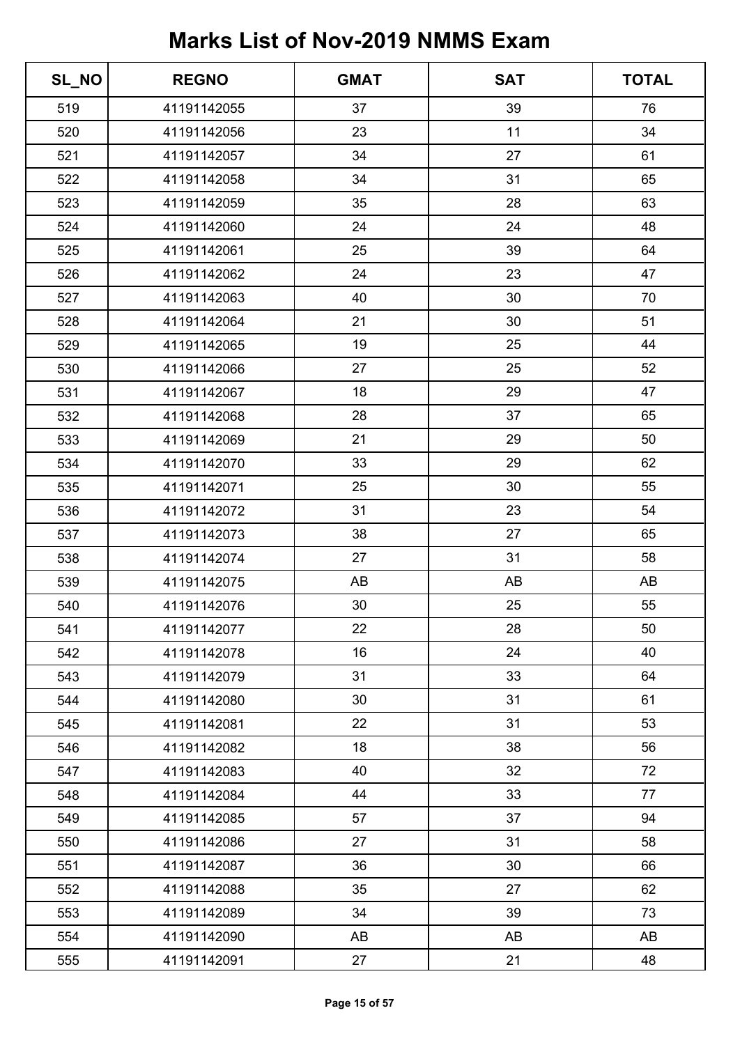# Marks List of Nov-2019 NMMS Exam

| SL_NO | REGNO | GMAT | SAT | TOTAL |
|---|---|---|---|---|
| 519 | 41191142055 | 37 | 39 | 76 |
| 520 | 41191142056 | 23 | 11 | 34 |
| 521 | 41191142057 | 34 | 27 | 61 |
| 522 | 41191142058 | 34 | 31 | 65 |
| 523 | 41191142059 | 35 | 28 | 63 |
| 524 | 41191142060 | 24 | 24 | 48 |
| 525 | 41191142061 | 25 | 39 | 64 |
| 526 | 41191142062 | 24 | 23 | 47 |
| 527 | 41191142063 | 40 | 30 | 70 |
| 528 | 41191142064 | 21 | 30 | 51 |
| 529 | 41191142065 | 19 | 25 | 44 |
| 530 | 41191142066 | 27 | 25 | 52 |
| 531 | 41191142067 | 18 | 29 | 47 |
| 532 | 41191142068 | 28 | 37 | 65 |
| 533 | 41191142069 | 21 | 29 | 50 |
| 534 | 41191142070 | 33 | 29 | 62 |
| 535 | 41191142071 | 25 | 30 | 55 |
| 536 | 41191142072 | 31 | 23 | 54 |
| 537 | 41191142073 | 38 | 27 | 65 |
| 538 | 41191142074 | 27 | 31 | 58 |
| 539 | 41191142075 | AB | AB | AB |
| 540 | 41191142076 | 30 | 25 | 55 |
| 541 | 41191142077 | 22 | 28 | 50 |
| 542 | 41191142078 | 16 | 24 | 40 |
| 543 | 41191142079 | 31 | 33 | 64 |
| 544 | 41191142080 | 30 | 31 | 61 |
| 545 | 41191142081 | 22 | 31 | 53 |
| 546 | 41191142082 | 18 | 38 | 56 |
| 547 | 41191142083 | 40 | 32 | 72 |
| 548 | 41191142084 | 44 | 33 | 77 |
| 549 | 41191142085 | 57 | 37 | 94 |
| 550 | 41191142086 | 27 | 31 | 58 |
| 551 | 41191142087 | 36 | 30 | 66 |
| 552 | 41191142088 | 35 | 27 | 62 |
| 553 | 41191142089 | 34 | 39 | 73 |
| 554 | 41191142090 | AB | AB | AB |
| 555 | 41191142091 | 27 | 21 | 48 |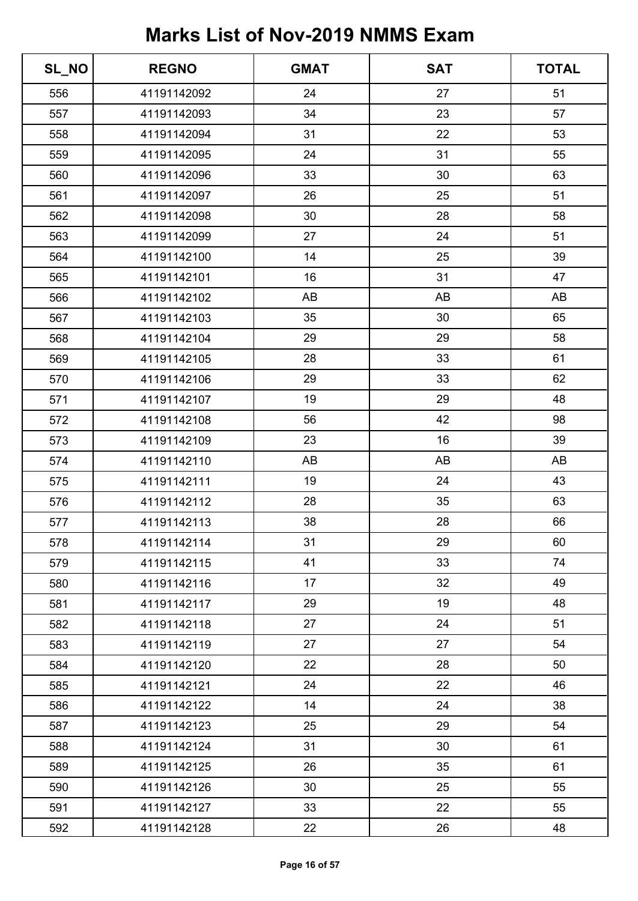# Marks List of Nov-2019 NMMS Exam

| SL_NO | REGNO | GMAT | SAT | TOTAL |
|---|---|---|---|---|
| 556 | 41191142092 | 24 | 27 | 51 |
| 557 | 41191142093 | 34 | 23 | 57 |
| 558 | 41191142094 | 31 | 22 | 53 |
| 559 | 41191142095 | 24 | 31 | 55 |
| 560 | 41191142096 | 33 | 30 | 63 |
| 561 | 41191142097 | 26 | 25 | 51 |
| 562 | 41191142098 | 30 | 28 | 58 |
| 563 | 41191142099 | 27 | 24 | 51 |
| 564 | 41191142100 | 14 | 25 | 39 |
| 565 | 41191142101 | 16 | 31 | 47 |
| 566 | 41191142102 | AB | AB | AB |
| 567 | 41191142103 | 35 | 30 | 65 |
| 568 | 41191142104 | 29 | 29 | 58 |
| 569 | 41191142105 | 28 | 33 | 61 |
| 570 | 41191142106 | 29 | 33 | 62 |
| 571 | 41191142107 | 19 | 29 | 48 |
| 572 | 41191142108 | 56 | 42 | 98 |
| 573 | 41191142109 | 23 | 16 | 39 |
| 574 | 41191142110 | AB | AB | AB |
| 575 | 41191142111 | 19 | 24 | 43 |
| 576 | 41191142112 | 28 | 35 | 63 |
| 577 | 41191142113 | 38 | 28 | 66 |
| 578 | 41191142114 | 31 | 29 | 60 |
| 579 | 41191142115 | 41 | 33 | 74 |
| 580 | 41191142116 | 17 | 32 | 49 |
| 581 | 41191142117 | 29 | 19 | 48 |
| 582 | 41191142118 | 27 | 24 | 51 |
| 583 | 41191142119 | 27 | 27 | 54 |
| 584 | 41191142120 | 22 | 28 | 50 |
| 585 | 41191142121 | 24 | 22 | 46 |
| 586 | 41191142122 | 14 | 24 | 38 |
| 587 | 41191142123 | 25 | 29 | 54 |
| 588 | 41191142124 | 31 | 30 | 61 |
| 589 | 41191142125 | 26 | 35 | 61 |
| 590 | 41191142126 | 30 | 25 | 55 |
| 591 | 41191142127 | 33 | 22 | 55 |
| 592 | 41191142128 | 22 | 26 | 48 |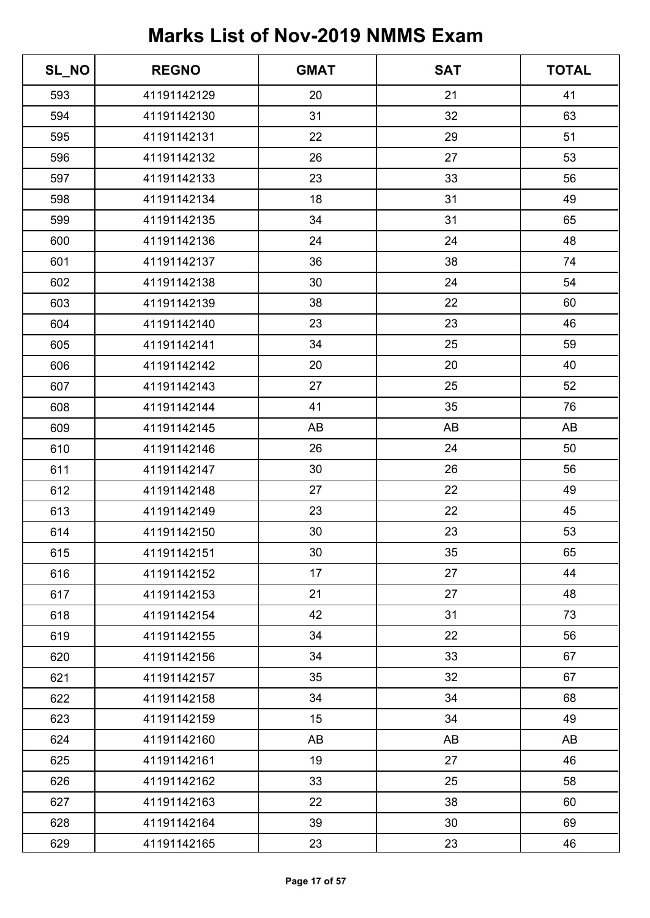# Marks List of Nov-2019 NMMS Exam

| SL_NO | REGNO | GMAT | SAT | TOTAL |
|---|---|---|---|---|
| 593 | 41191142129 | 20 | 21 | 41 |
| 594 | 41191142130 | 31 | 32 | 63 |
| 595 | 41191142131 | 22 | 29 | 51 |
| 596 | 41191142132 | 26 | 27 | 53 |
| 597 | 41191142133 | 23 | 33 | 56 |
| 598 | 41191142134 | 18 | 31 | 49 |
| 599 | 41191142135 | 34 | 31 | 65 |
| 600 | 41191142136 | 24 | 24 | 48 |
| 601 | 41191142137 | 36 | 38 | 74 |
| 602 | 41191142138 | 30 | 24 | 54 |
| 603 | 41191142139 | 38 | 22 | 60 |
| 604 | 41191142140 | 23 | 23 | 46 |
| 605 | 41191142141 | 34 | 25 | 59 |
| 606 | 41191142142 | 20 | 20 | 40 |
| 607 | 41191142143 | 27 | 25 | 52 |
| 608 | 41191142144 | 41 | 35 | 76 |
| 609 | 41191142145 | AB | AB | AB |
| 610 | 41191142146 | 26 | 24 | 50 |
| 611 | 41191142147 | 30 | 26 | 56 |
| 612 | 41191142148 | 27 | 22 | 49 |
| 613 | 41191142149 | 23 | 22 | 45 |
| 614 | 41191142150 | 30 | 23 | 53 |
| 615 | 41191142151 | 30 | 35 | 65 |
| 616 | 41191142152 | 17 | 27 | 44 |
| 617 | 41191142153 | 21 | 27 | 48 |
| 618 | 41191142154 | 42 | 31 | 73 |
| 619 | 41191142155 | 34 | 22 | 56 |
| 620 | 41191142156 | 34 | 33 | 67 |
| 621 | 41191142157 | 35 | 32 | 67 |
| 622 | 41191142158 | 34 | 34 | 68 |
| 623 | 41191142159 | 15 | 34 | 49 |
| 624 | 41191142160 | AB | AB | AB |
| 625 | 41191142161 | 19 | 27 | 46 |
| 626 | 41191142162 | 33 | 25 | 58 |
| 627 | 41191142163 | 22 | 38 | 60 |
| 628 | 41191142164 | 39 | 30 | 69 |
| 629 | 41191142165 | 23 | 23 | 46 |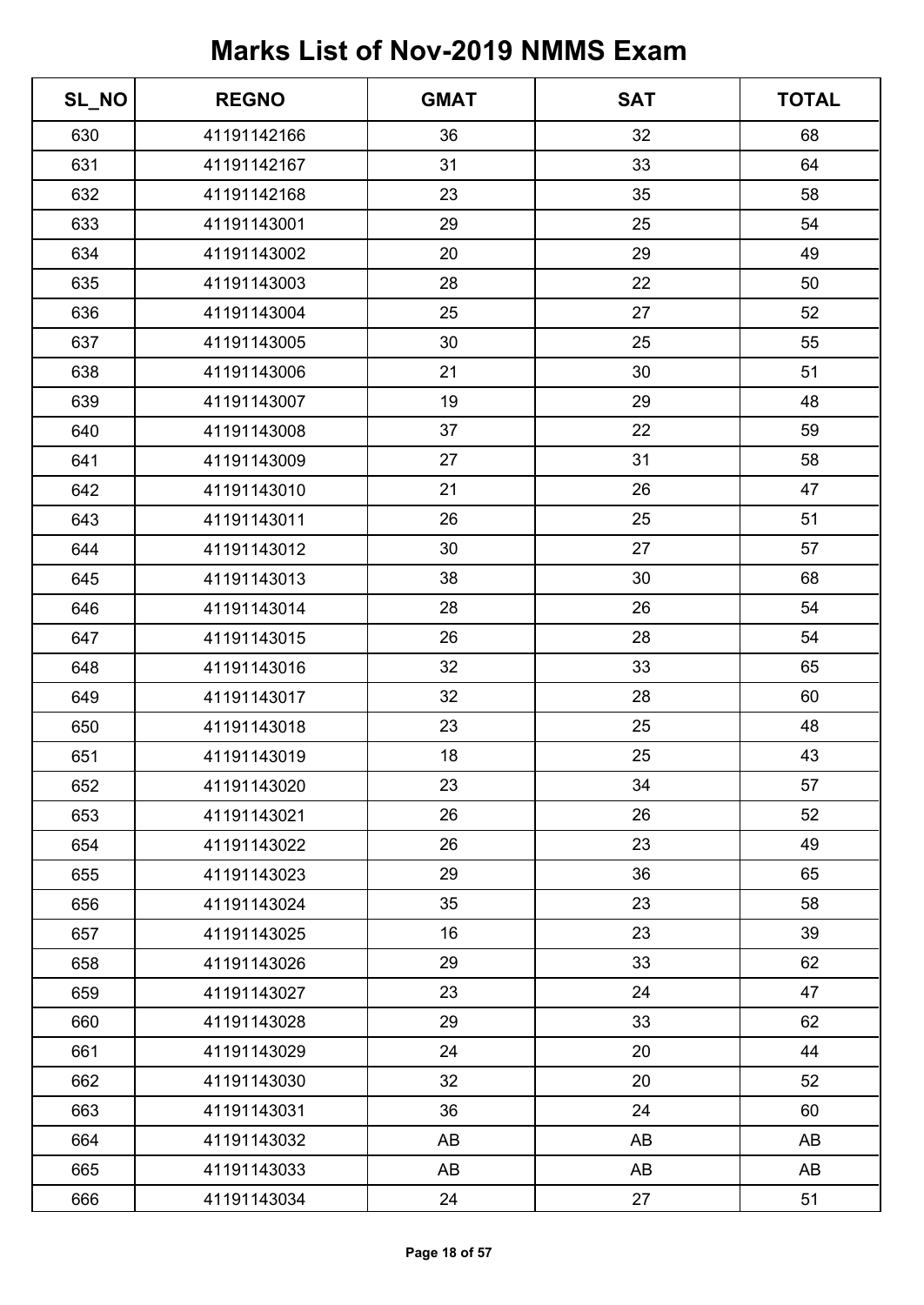# Marks List of Nov-2019 NMMS Exam

| SL_NO | REGNO | GMAT | SAT | TOTAL |
|---|---|---|---|---|
| 630 | 41191142166 | 36 | 32 | 68 |
| 631 | 41191142167 | 31 | 33 | 64 |
| 632 | 41191142168 | 23 | 35 | 58 |
| 633 | 41191143001 | 29 | 25 | 54 |
| 634 | 41191143002 | 20 | 29 | 49 |
| 635 | 41191143003 | 28 | 22 | 50 |
| 636 | 41191143004 | 25 | 27 | 52 |
| 637 | 41191143005 | 30 | 25 | 55 |
| 638 | 41191143006 | 21 | 30 | 51 |
| 639 | 41191143007 | 19 | 29 | 48 |
| 640 | 41191143008 | 37 | 22 | 59 |
| 641 | 41191143009 | 27 | 31 | 58 |
| 642 | 41191143010 | 21 | 26 | 47 |
| 643 | 41191143011 | 26 | 25 | 51 |
| 644 | 41191143012 | 30 | 27 | 57 |
| 645 | 41191143013 | 38 | 30 | 68 |
| 646 | 41191143014 | 28 | 26 | 54 |
| 647 | 41191143015 | 26 | 28 | 54 |
| 648 | 41191143016 | 32 | 33 | 65 |
| 649 | 41191143017 | 32 | 28 | 60 |
| 650 | 41191143018 | 23 | 25 | 48 |
| 651 | 41191143019 | 18 | 25 | 43 |
| 652 | 41191143020 | 23 | 34 | 57 |
| 653 | 41191143021 | 26 | 26 | 52 |
| 654 | 41191143022 | 26 | 23 | 49 |
| 655 | 41191143023 | 29 | 36 | 65 |
| 656 | 41191143024 | 35 | 23 | 58 |
| 657 | 41191143025 | 16 | 23 | 39 |
| 658 | 41191143026 | 29 | 33 | 62 |
| 659 | 41191143027 | 23 | 24 | 47 |
| 660 | 41191143028 | 29 | 33 | 62 |
| 661 | 41191143029 | 24 | 20 | 44 |
| 662 | 41191143030 | 32 | 20 | 52 |
| 663 | 41191143031 | 36 | 24 | 60 |
| 664 | 41191143032 | AB | AB | AB |
| 665 | 41191143033 | AB | AB | AB |
| 666 | 41191143034 | 24 | 27 | 51 |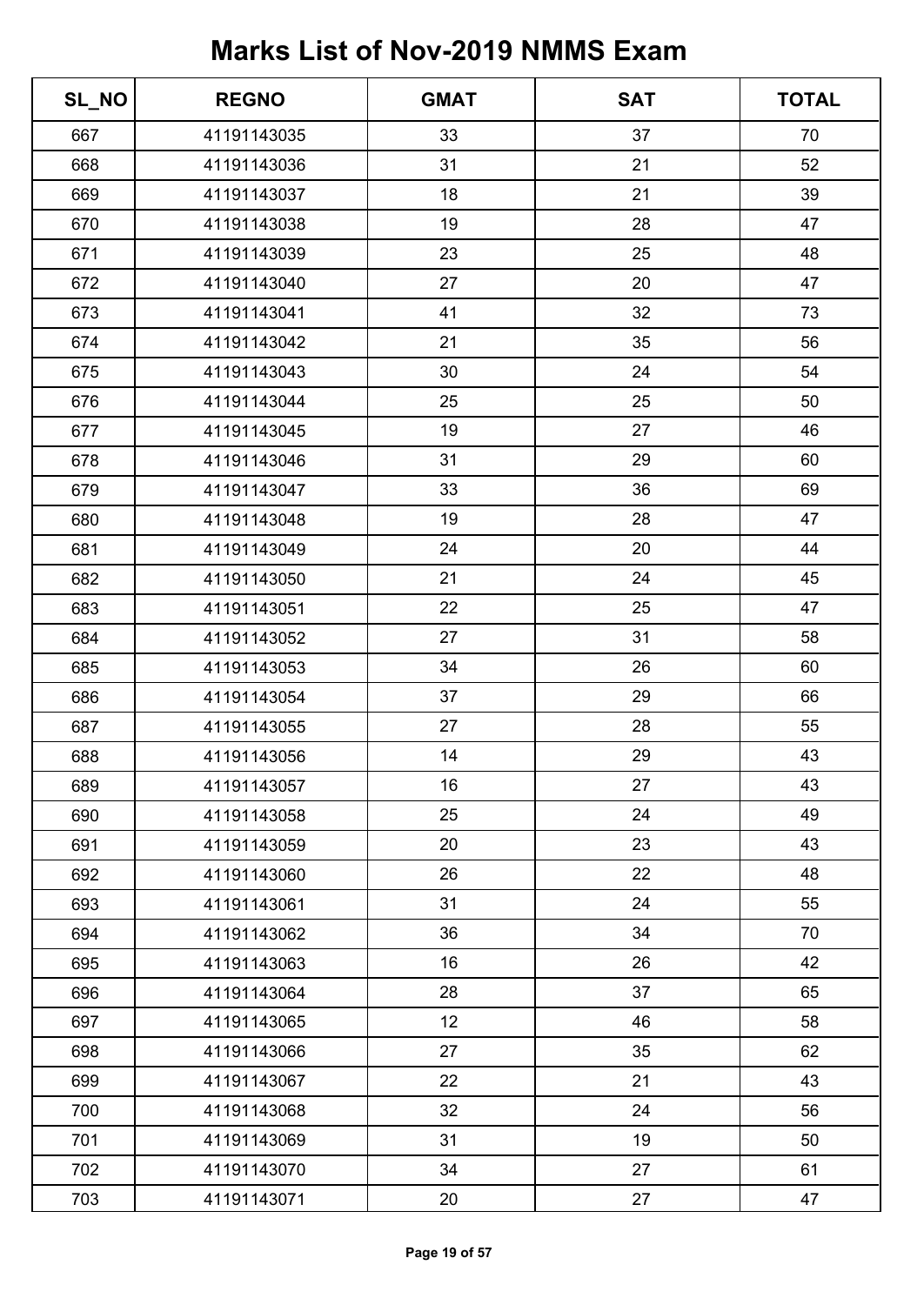# Marks List of Nov-2019 NMMS Exam

| SL_NO | REGNO | GMAT | SAT | TOTAL |
|---|---|---|---|---|
| 667 | 41191143035 | 33 | 37 | 70 |
| 668 | 41191143036 | 31 | 21 | 52 |
| 669 | 41191143037 | 18 | 21 | 39 |
| 670 | 41191143038 | 19 | 28 | 47 |
| 671 | 41191143039 | 23 | 25 | 48 |
| 672 | 41191143040 | 27 | 20 | 47 |
| 673 | 41191143041 | 41 | 32 | 73 |
| 674 | 41191143042 | 21 | 35 | 56 |
| 675 | 41191143043 | 30 | 24 | 54 |
| 676 | 41191143044 | 25 | 25 | 50 |
| 677 | 41191143045 | 19 | 27 | 46 |
| 678 | 41191143046 | 31 | 29 | 60 |
| 679 | 41191143047 | 33 | 36 | 69 |
| 680 | 41191143048 | 19 | 28 | 47 |
| 681 | 41191143049 | 24 | 20 | 44 |
| 682 | 41191143050 | 21 | 24 | 45 |
| 683 | 41191143051 | 22 | 25 | 47 |
| 684 | 41191143052 | 27 | 31 | 58 |
| 685 | 41191143053 | 34 | 26 | 60 |
| 686 | 41191143054 | 37 | 29 | 66 |
| 687 | 41191143055 | 27 | 28 | 55 |
| 688 | 41191143056 | 14 | 29 | 43 |
| 689 | 41191143057 | 16 | 27 | 43 |
| 690 | 41191143058 | 25 | 24 | 49 |
| 691 | 41191143059 | 20 | 23 | 43 |
| 692 | 41191143060 | 26 | 22 | 48 |
| 693 | 41191143061 | 31 | 24 | 55 |
| 694 | 41191143062 | 36 | 34 | 70 |
| 695 | 41191143063 | 16 | 26 | 42 |
| 696 | 41191143064 | 28 | 37 | 65 |
| 697 | 41191143065 | 12 | 46 | 58 |
| 698 | 41191143066 | 27 | 35 | 62 |
| 699 | 41191143067 | 22 | 21 | 43 |
| 700 | 41191143068 | 32 | 24 | 56 |
| 701 | 41191143069 | 31 | 19 | 50 |
| 702 | 41191143070 | 34 | 27 | 61 |
| 703 | 41191143071 | 20 | 27 | 47 |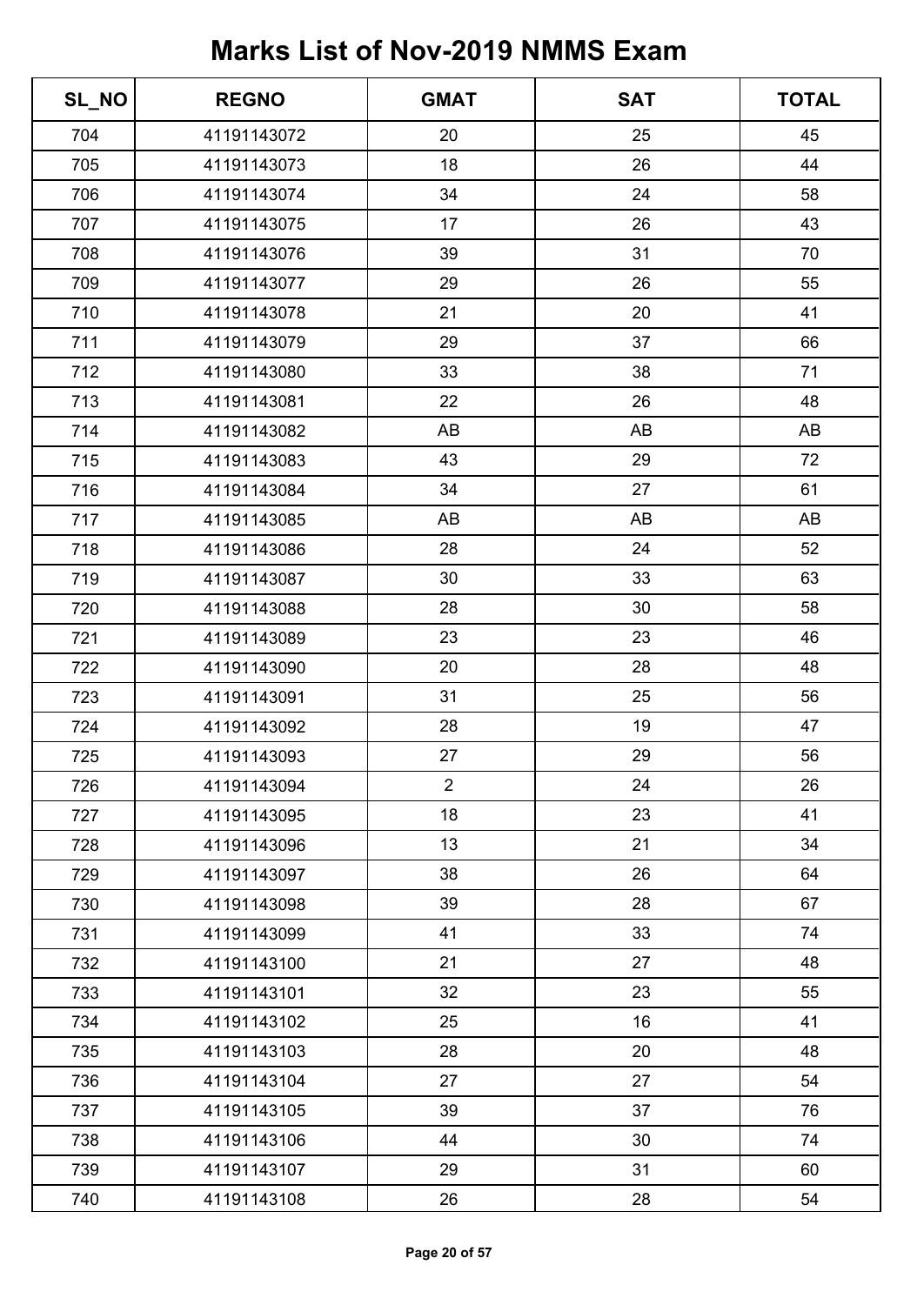# Marks List of Nov-2019 NMMS Exam

| SL_NO | REGNO | GMAT | SAT | TOTAL |
|---|---|---|---|---|
| 704 | 41191143072 | 20 | 25 | 45 |
| 705 | 41191143073 | 18 | 26 | 44 |
| 706 | 41191143074 | 34 | 24 | 58 |
| 707 | 41191143075 | 17 | 26 | 43 |
| 708 | 41191143076 | 39 | 31 | 70 |
| 709 | 41191143077 | 29 | 26 | 55 |
| 710 | 41191143078 | 21 | 20 | 41 |
| 711 | 41191143079 | 29 | 37 | 66 |
| 712 | 41191143080 | 33 | 38 | 71 |
| 713 | 41191143081 | 22 | 26 | 48 |
| 714 | 41191143082 | AB | AB | AB |
| 715 | 41191143083 | 43 | 29 | 72 |
| 716 | 41191143084 | 34 | 27 | 61 |
| 717 | 41191143085 | AB | AB | AB |
| 718 | 41191143086 | 28 | 24 | 52 |
| 719 | 41191143087 | 30 | 33 | 63 |
| 720 | 41191143088 | 28 | 30 | 58 |
| 721 | 41191143089 | 23 | 23 | 46 |
| 722 | 41191143090 | 20 | 28 | 48 |
| 723 | 41191143091 | 31 | 25 | 56 |
| 724 | 41191143092 | 28 | 19 | 47 |
| 725 | 41191143093 | 27 | 29 | 56 |
| 726 | 41191143094 | 2 | 24 | 26 |
| 727 | 41191143095 | 18 | 23 | 41 |
| 728 | 41191143096 | 13 | 21 | 34 |
| 729 | 41191143097 | 38 | 26 | 64 |
| 730 | 41191143098 | 39 | 28 | 67 |
| 731 | 41191143099 | 41 | 33 | 74 |
| 732 | 41191143100 | 21 | 27 | 48 |
| 733 | 41191143101 | 32 | 23 | 55 |
| 734 | 41191143102 | 25 | 16 | 41 |
| 735 | 41191143103 | 28 | 20 | 48 |
| 736 | 41191143104 | 27 | 27 | 54 |
| 737 | 41191143105 | 39 | 37 | 76 |
| 738 | 41191143106 | 44 | 30 | 74 |
| 739 | 41191143107 | 29 | 31 | 60 |
| 740 | 41191143108 | 26 | 28 | 54 |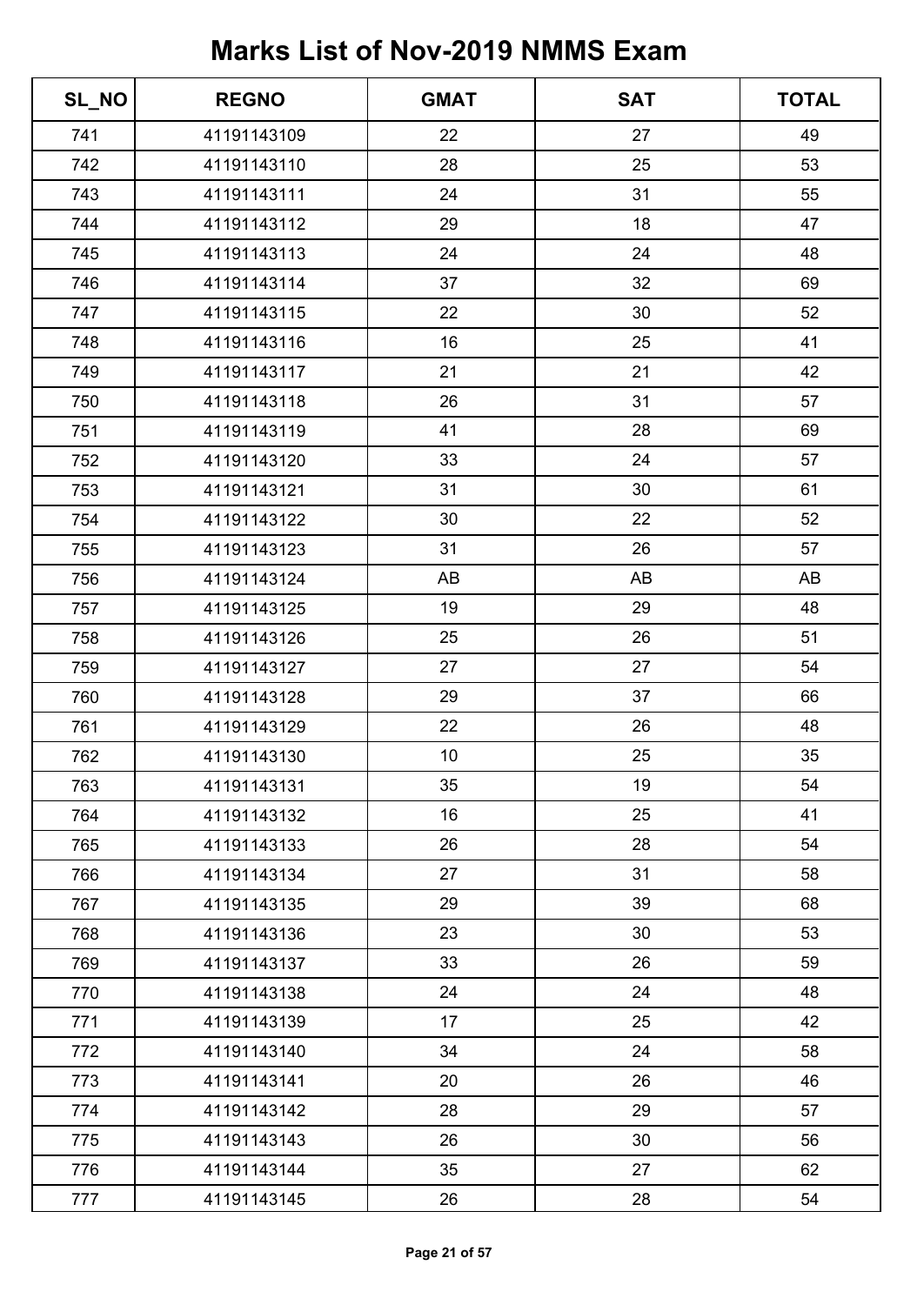# Marks List of Nov-2019 NMMS Exam

| SL_NO | REGNO | GMAT | SAT | TOTAL |
| --- | --- | --- | --- | --- |
| 741 | 41191143109 | 22 | 27 | 49 |
| 742 | 41191143110 | 28 | 25 | 53 |
| 743 | 41191143111 | 24 | 31 | 55 |
| 744 | 41191143112 | 29 | 18 | 47 |
| 745 | 41191143113 | 24 | 24 | 48 |
| 746 | 41191143114 | 37 | 32 | 69 |
| 747 | 41191143115 | 22 | 30 | 52 |
| 748 | 41191143116 | 16 | 25 | 41 |
| 749 | 41191143117 | 21 | 21 | 42 |
| 750 | 41191143118 | 26 | 31 | 57 |
| 751 | 41191143119 | 41 | 28 | 69 |
| 752 | 41191143120 | 33 | 24 | 57 |
| 753 | 41191143121 | 31 | 30 | 61 |
| 754 | 41191143122 | 30 | 22 | 52 |
| 755 | 41191143123 | 31 | 26 | 57 |
| 756 | 41191143124 | AB | AB | AB |
| 757 | 41191143125 | 19 | 29 | 48 |
| 758 | 41191143126 | 25 | 26 | 51 |
| 759 | 41191143127 | 27 | 27 | 54 |
| 760 | 41191143128 | 29 | 37 | 66 |
| 761 | 41191143129 | 22 | 26 | 48 |
| 762 | 41191143130 | 10 | 25 | 35 |
| 763 | 41191143131 | 35 | 19 | 54 |
| 764 | 41191143132 | 16 | 25 | 41 |
| 765 | 41191143133 | 26 | 28 | 54 |
| 766 | 41191143134 | 27 | 31 | 58 |
| 767 | 41191143135 | 29 | 39 | 68 |
| 768 | 41191143136 | 23 | 30 | 53 |
| 769 | 41191143137 | 33 | 26 | 59 |
| 770 | 41191143138 | 24 | 24 | 48 |
| 771 | 41191143139 | 17 | 25 | 42 |
| 772 | 41191143140 | 34 | 24 | 58 |
| 773 | 41191143141 | 20 | 26 | 46 |
| 774 | 41191143142 | 28 | 29 | 57 |
| 775 | 41191143143 | 26 | 30 | 56 |
| 776 | 41191143144 | 35 | 27 | 62 |
| 777 | 41191143145 | 26 | 28 | 54 |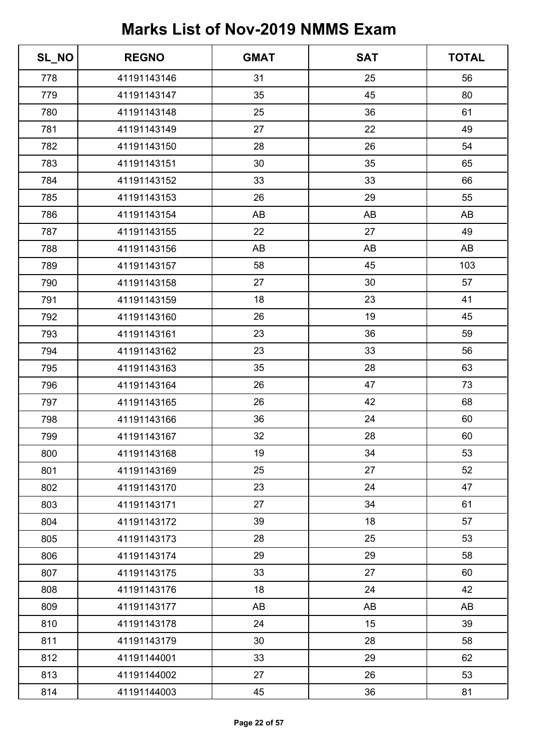# Marks List of Nov-2019 NMMS Exam

| SL_NO | REGNO | GMAT | SAT | TOTAL |
|---|---|---|---|---|
| 778 | 41191143146 | 31 | 25 | 56 |
| 779 | 41191143147 | 35 | 45 | 80 |
| 780 | 41191143148 | 25 | 36 | 61 |
| 781 | 41191143149 | 27 | 22 | 49 |
| 782 | 41191143150 | 28 | 26 | 54 |
| 783 | 41191143151 | 30 | 35 | 65 |
| 784 | 41191143152 | 33 | 33 | 66 |
| 785 | 41191143153 | 26 | 29 | 55 |
| 786 | 41191143154 | AB | AB | AB |
| 787 | 41191143155 | 22 | 27 | 49 |
| 788 | 41191143156 | AB | AB | AB |
| 789 | 41191143157 | 58 | 45 | 103 |
| 790 | 41191143158 | 27 | 30 | 57 |
| 791 | 41191143159 | 18 | 23 | 41 |
| 792 | 41191143160 | 26 | 19 | 45 |
| 793 | 41191143161 | 23 | 36 | 59 |
| 794 | 41191143162 | 23 | 33 | 56 |
| 795 | 41191143163 | 35 | 28 | 63 |
| 796 | 41191143164 | 26 | 47 | 73 |
| 797 | 41191143165 | 26 | 42 | 68 |
| 798 | 41191143166 | 36 | 24 | 60 |
| 799 | 41191143167 | 32 | 28 | 60 |
| 800 | 41191143168 | 19 | 34 | 53 |
| 801 | 41191143169 | 25 | 27 | 52 |
| 802 | 41191143170 | 23 | 24 | 47 |
| 803 | 41191143171 | 27 | 34 | 61 |
| 804 | 41191143172 | 39 | 18 | 57 |
| 805 | 41191143173 | 28 | 25 | 53 |
| 806 | 41191143174 | 29 | 29 | 58 |
| 807 | 41191143175 | 33 | 27 | 60 |
| 808 | 41191143176 | 18 | 24 | 42 |
| 809 | 41191143177 | AB | AB | AB |
| 810 | 41191143178 | 24 | 15 | 39 |
| 811 | 41191143179 | 30 | 28 | 58 |
| 812 | 41191144001 | 33 | 29 | 62 |
| 813 | 41191144002 | 27 | 26 | 53 |
| 814 | 41191144003 | 45 | 36 | 81 |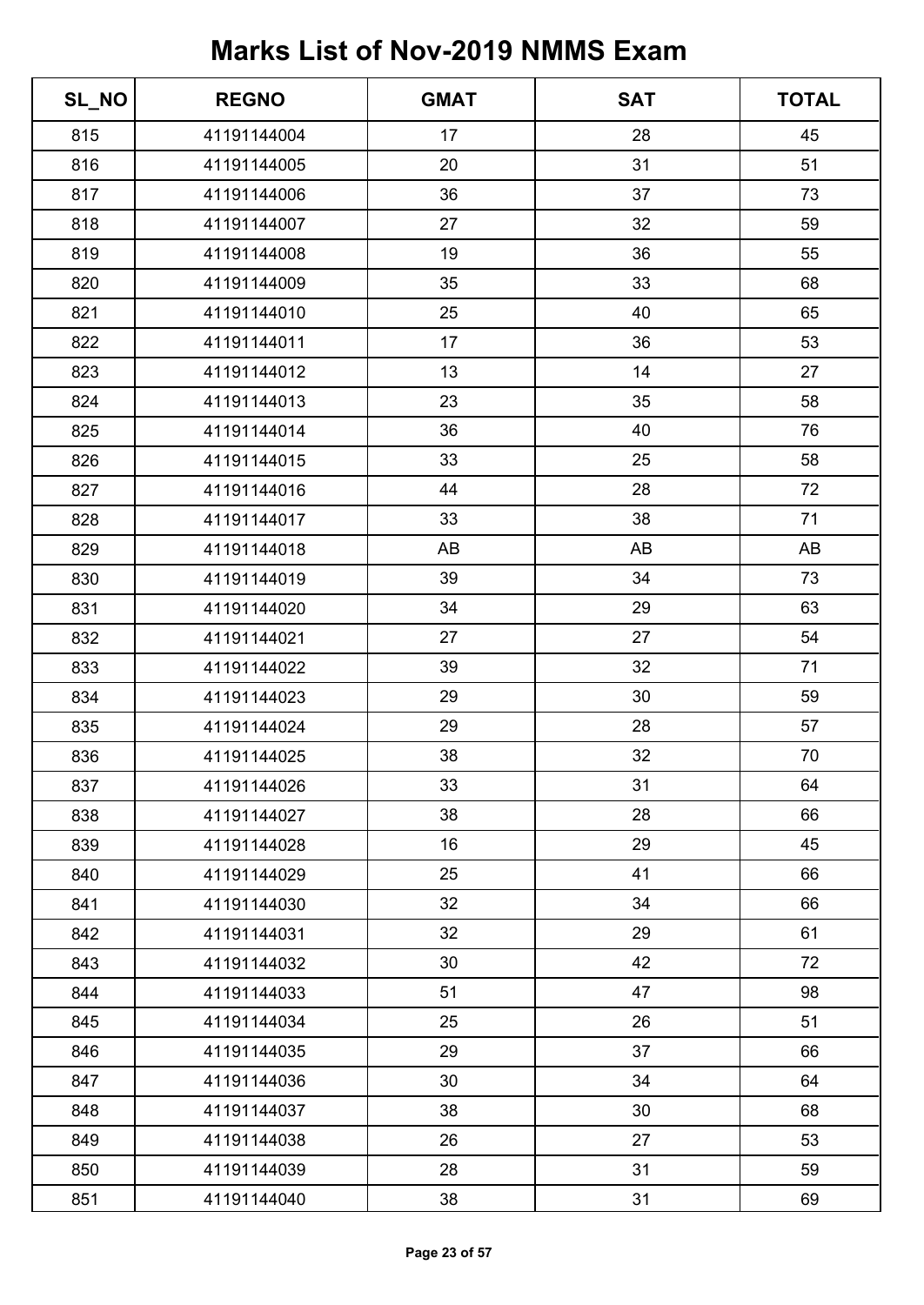# Marks List of Nov-2019 NMMS Exam

| SL_NO | REGNO | GMAT | SAT | TOTAL |
|---|---|---|---|---|
| 815 | 41191144004 | 17 | 28 | 45 |
| 816 | 41191144005 | 20 | 31 | 51 |
| 817 | 41191144006 | 36 | 37 | 73 |
| 818 | 41191144007 | 27 | 32 | 59 |
| 819 | 41191144008 | 19 | 36 | 55 |
| 820 | 41191144009 | 35 | 33 | 68 |
| 821 | 41191144010 | 25 | 40 | 65 |
| 822 | 41191144011 | 17 | 36 | 53 |
| 823 | 41191144012 | 13 | 14 | 27 |
| 824 | 41191144013 | 23 | 35 | 58 |
| 825 | 41191144014 | 36 | 40 | 76 |
| 826 | 41191144015 | 33 | 25 | 58 |
| 827 | 41191144016 | 44 | 28 | 72 |
| 828 | 41191144017 | 33 | 38 | 71 |
| 829 | 41191144018 | AB | AB | AB |
| 830 | 41191144019 | 39 | 34 | 73 |
| 831 | 41191144020 | 34 | 29 | 63 |
| 832 | 41191144021 | 27 | 27 | 54 |
| 833 | 41191144022 | 39 | 32 | 71 |
| 834 | 41191144023 | 29 | 30 | 59 |
| 835 | 41191144024 | 29 | 28 | 57 |
| 836 | 41191144025 | 38 | 32 | 70 |
| 837 | 41191144026 | 33 | 31 | 64 |
| 838 | 41191144027 | 38 | 28 | 66 |
| 839 | 41191144028 | 16 | 29 | 45 |
| 840 | 41191144029 | 25 | 41 | 66 |
| 841 | 41191144030 | 32 | 34 | 66 |
| 842 | 41191144031 | 32 | 29 | 61 |
| 843 | 41191144032 | 30 | 42 | 72 |
| 844 | 41191144033 | 51 | 47 | 98 |
| 845 | 41191144034 | 25 | 26 | 51 |
| 846 | 41191144035 | 29 | 37 | 66 |
| 847 | 41191144036 | 30 | 34 | 64 |
| 848 | 41191144037 | 38 | 30 | 68 |
| 849 | 41191144038 | 26 | 27 | 53 |
| 850 | 41191144039 | 28 | 31 | 59 |
| 851 | 41191144040 | 38 | 31 | 69 |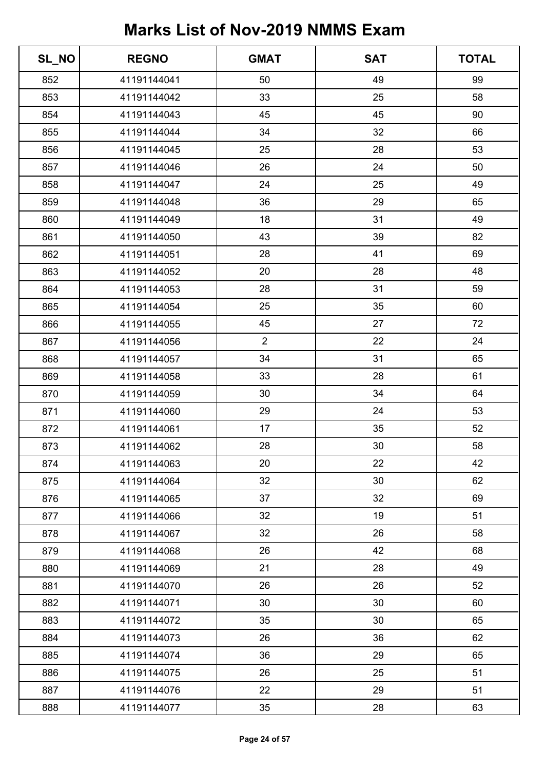# Marks List of Nov-2019 NMMS Exam

| SL_NO | REGNO | GMAT | SAT | TOTAL |
|---|---|---|---|---|
| 852 | 41191144041 | 50 | 49 | 99 |
| 853 | 41191144042 | 33 | 25 | 58 |
| 854 | 41191144043 | 45 | 45 | 90 |
| 855 | 41191144044 | 34 | 32 | 66 |
| 856 | 41191144045 | 25 | 28 | 53 |
| 857 | 41191144046 | 26 | 24 | 50 |
| 858 | 41191144047 | 24 | 25 | 49 |
| 859 | 41191144048 | 36 | 29 | 65 |
| 860 | 41191144049 | 18 | 31 | 49 |
| 861 | 41191144050 | 43 | 39 | 82 |
| 862 | 41191144051 | 28 | 41 | 69 |
| 863 | 41191144052 | 20 | 28 | 48 |
| 864 | 41191144053 | 28 | 31 | 59 |
| 865 | 41191144054 | 25 | 35 | 60 |
| 866 | 41191144055 | 45 | 27 | 72 |
| 867 | 41191144056 | 2 | 22 | 24 |
| 868 | 41191144057 | 34 | 31 | 65 |
| 869 | 41191144058 | 33 | 28 | 61 |
| 870 | 41191144059 | 30 | 34 | 64 |
| 871 | 41191144060 | 29 | 24 | 53 |
| 872 | 41191144061 | 17 | 35 | 52 |
| 873 | 41191144062 | 28 | 30 | 58 |
| 874 | 41191144063 | 20 | 22 | 42 |
| 875 | 41191144064 | 32 | 30 | 62 |
| 876 | 41191144065 | 37 | 32 | 69 |
| 877 | 41191144066 | 32 | 19 | 51 |
| 878 | 41191144067 | 32 | 26 | 58 |
| 879 | 41191144068 | 26 | 42 | 68 |
| 880 | 41191144069 | 21 | 28 | 49 |
| 881 | 41191144070 | 26 | 26 | 52 |
| 882 | 41191144071 | 30 | 30 | 60 |
| 883 | 41191144072 | 35 | 30 | 65 |
| 884 | 41191144073 | 26 | 36 | 62 |
| 885 | 41191144074 | 36 | 29 | 65 |
| 886 | 41191144075 | 26 | 25 | 51 |
| 887 | 41191144076 | 22 | 29 | 51 |
| 888 | 41191144077 | 35 | 28 | 63 |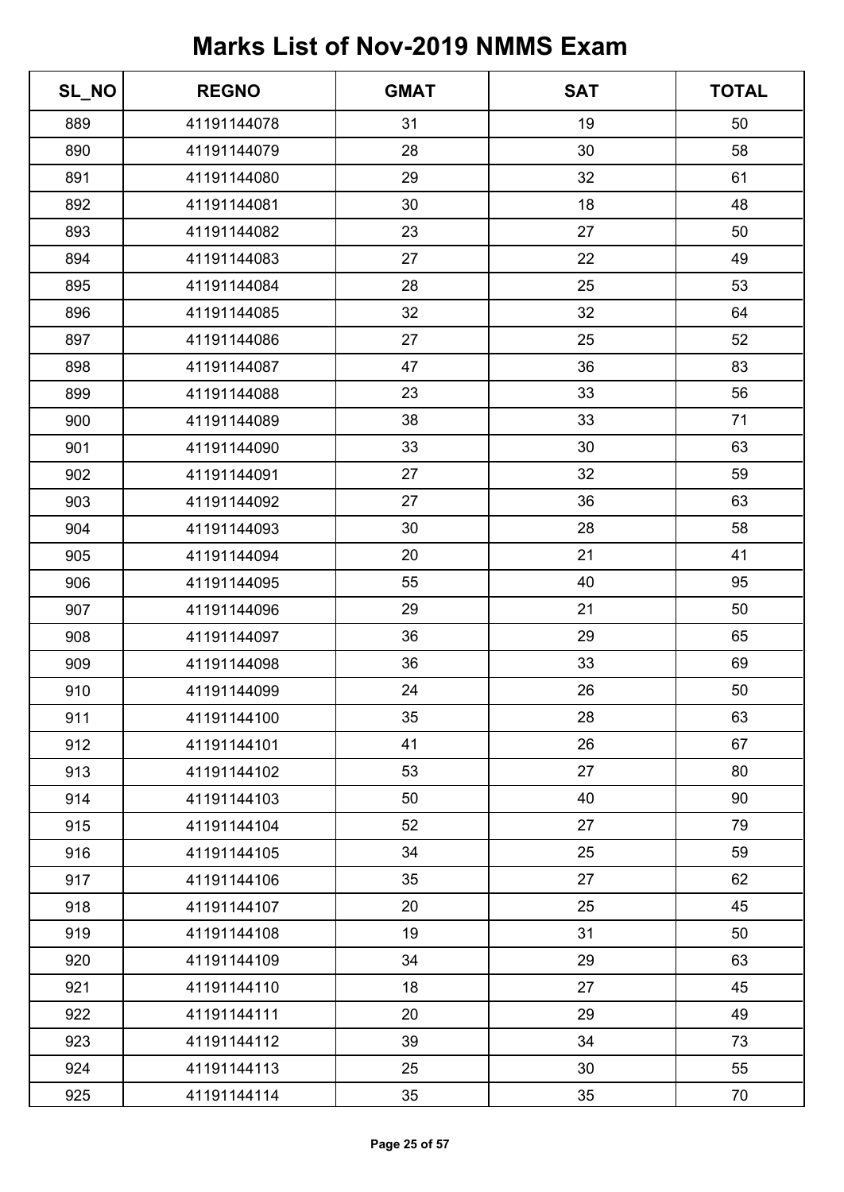# Marks List of Nov-2019 NMMS Exam

| SL_NO | REGNO | GMAT | SAT | TOTAL |
|---|---|---|---|---|
| 889 | 41191144078 | 31 | 19 | 50 |
| 890 | 41191144079 | 28 | 30 | 58 |
| 891 | 41191144080 | 29 | 32 | 61 |
| 892 | 41191144081 | 30 | 18 | 48 |
| 893 | 41191144082 | 23 | 27 | 50 |
| 894 | 41191144083 | 27 | 22 | 49 |
| 895 | 41191144084 | 28 | 25 | 53 |
| 896 | 41191144085 | 32 | 32 | 64 |
| 897 | 41191144086 | 27 | 25 | 52 |
| 898 | 41191144087 | 47 | 36 | 83 |
| 899 | 41191144088 | 23 | 33 | 56 |
| 900 | 41191144089 | 38 | 33 | 71 |
| 901 | 41191144090 | 33 | 30 | 63 |
| 902 | 41191144091 | 27 | 32 | 59 |
| 903 | 41191144092 | 27 | 36 | 63 |
| 904 | 41191144093 | 30 | 28 | 58 |
| 905 | 41191144094 | 20 | 21 | 41 |
| 906 | 41191144095 | 55 | 40 | 95 |
| 907 | 41191144096 | 29 | 21 | 50 |
| 908 | 41191144097 | 36 | 29 | 65 |
| 909 | 41191144098 | 36 | 33 | 69 |
| 910 | 41191144099 | 24 | 26 | 50 |
| 911 | 41191144100 | 35 | 28 | 63 |
| 912 | 41191144101 | 41 | 26 | 67 |
| 913 | 41191144102 | 53 | 27 | 80 |
| 914 | 41191144103 | 50 | 40 | 90 |
| 915 | 41191144104 | 52 | 27 | 79 |
| 916 | 41191144105 | 34 | 25 | 59 |
| 917 | 41191144106 | 35 | 27 | 62 |
| 918 | 41191144107 | 20 | 25 | 45 |
| 919 | 41191144108 | 19 | 31 | 50 |
| 920 | 41191144109 | 34 | 29 | 63 |
| 921 | 41191144110 | 18 | 27 | 45 |
| 922 | 41191144111 | 20 | 29 | 49 |
| 923 | 41191144112 | 39 | 34 | 73 |
| 924 | 41191144113 | 25 | 30 | 55 |
| 925 | 41191144114 | 35 | 35 | 70 |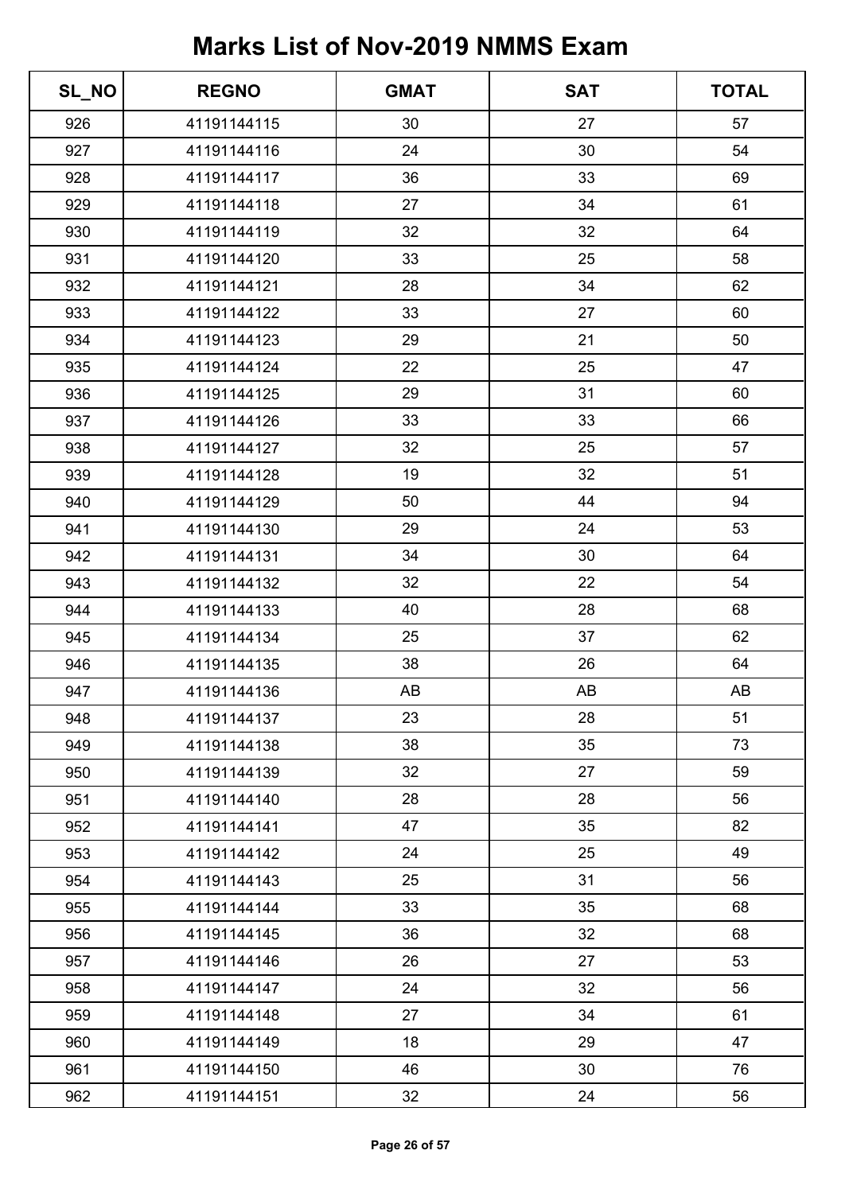# Marks List of Nov-2019 NMMS Exam

| SL_NO | REGNO | GMAT | SAT | TOTAL |
|---|---|---|---|---|
| 926 | 41191144115 | 30 | 27 | 57 |
| 927 | 41191144116 | 24 | 30 | 54 |
| 928 | 41191144117 | 36 | 33 | 69 |
| 929 | 41191144118 | 27 | 34 | 61 |
| 930 | 41191144119 | 32 | 32 | 64 |
| 931 | 41191144120 | 33 | 25 | 58 |
| 932 | 41191144121 | 28 | 34 | 62 |
| 933 | 41191144122 | 33 | 27 | 60 |
| 934 | 41191144123 | 29 | 21 | 50 |
| 935 | 41191144124 | 22 | 25 | 47 |
| 936 | 41191144125 | 29 | 31 | 60 |
| 937 | 41191144126 | 33 | 33 | 66 |
| 938 | 41191144127 | 32 | 25 | 57 |
| 939 | 41191144128 | 19 | 32 | 51 |
| 940 | 41191144129 | 50 | 44 | 94 |
| 941 | 41191144130 | 29 | 24 | 53 |
| 942 | 41191144131 | 34 | 30 | 64 |
| 943 | 41191144132 | 32 | 22 | 54 |
| 944 | 41191144133 | 40 | 28 | 68 |
| 945 | 41191144134 | 25 | 37 | 62 |
| 946 | 41191144135 | 38 | 26 | 64 |
| 947 | 41191144136 | AB | AB | AB |
| 948 | 41191144137 | 23 | 28 | 51 |
| 949 | 41191144138 | 38 | 35 | 73 |
| 950 | 41191144139 | 32 | 27 | 59 |
| 951 | 41191144140 | 28 | 28 | 56 |
| 952 | 41191144141 | 47 | 35 | 82 |
| 953 | 41191144142 | 24 | 25 | 49 |
| 954 | 41191144143 | 25 | 31 | 56 |
| 955 | 41191144144 | 33 | 35 | 68 |
| 956 | 41191144145 | 36 | 32 | 68 |
| 957 | 41191144146 | 26 | 27 | 53 |
| 958 | 41191144147 | 24 | 32 | 56 |
| 959 | 41191144148 | 27 | 34 | 61 |
| 960 | 41191144149 | 18 | 29 | 47 |
| 961 | 41191144150 | 46 | 30 | 76 |
| 962 | 41191144151 | 32 | 24 | 56 |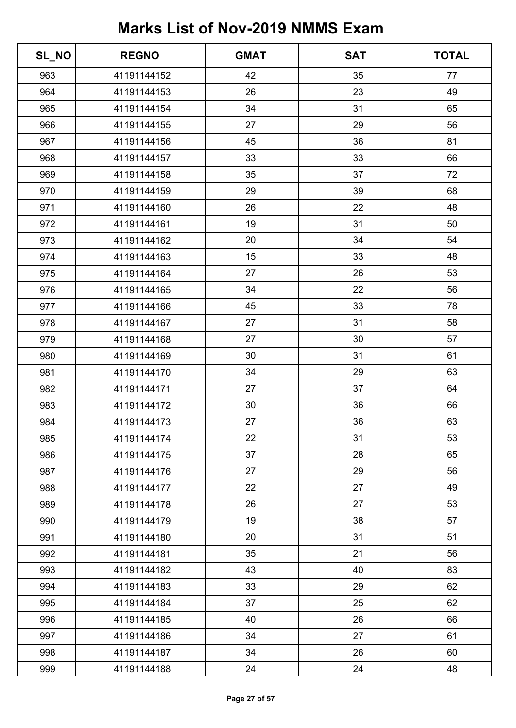# Marks List of Nov-2019 NMMS Exam

| SL_NO | REGNO | GMAT | SAT | TOTAL |
|---|---|---|---|---|
| 963 | 41191144152 | 42 | 35 | 77 |
| 964 | 41191144153 | 26 | 23 | 49 |
| 965 | 41191144154 | 34 | 31 | 65 |
| 966 | 41191144155 | 27 | 29 | 56 |
| 967 | 41191144156 | 45 | 36 | 81 |
| 968 | 41191144157 | 33 | 33 | 66 |
| 969 | 41191144158 | 35 | 37 | 72 |
| 970 | 41191144159 | 29 | 39 | 68 |
| 971 | 41191144160 | 26 | 22 | 48 |
| 972 | 41191144161 | 19 | 31 | 50 |
| 973 | 41191144162 | 20 | 34 | 54 |
| 974 | 41191144163 | 15 | 33 | 48 |
| 975 | 41191144164 | 27 | 26 | 53 |
| 976 | 41191144165 | 34 | 22 | 56 |
| 977 | 41191144166 | 45 | 33 | 78 |
| 978 | 41191144167 | 27 | 31 | 58 |
| 979 | 41191144168 | 27 | 30 | 57 |
| 980 | 41191144169 | 30 | 31 | 61 |
| 981 | 41191144170 | 34 | 29 | 63 |
| 982 | 41191144171 | 27 | 37 | 64 |
| 983 | 41191144172 | 30 | 36 | 66 |
| 984 | 41191144173 | 27 | 36 | 63 |
| 985 | 41191144174 | 22 | 31 | 53 |
| 986 | 41191144175 | 37 | 28 | 65 |
| 987 | 41191144176 | 27 | 29 | 56 |
| 988 | 41191144177 | 22 | 27 | 49 |
| 989 | 41191144178 | 26 | 27 | 53 |
| 990 | 41191144179 | 19 | 38 | 57 |
| 991 | 41191144180 | 20 | 31 | 51 |
| 992 | 41191144181 | 35 | 21 | 56 |
| 993 | 41191144182 | 43 | 40 | 83 |
| 994 | 41191144183 | 33 | 29 | 62 |
| 995 | 41191144184 | 37 | 25 | 62 |
| 996 | 41191144185 | 40 | 26 | 66 |
| 997 | 41191144186 | 34 | 27 | 61 |
| 998 | 41191144187 | 34 | 26 | 60 |
| 999 | 41191144188 | 24 | 24 | 48 |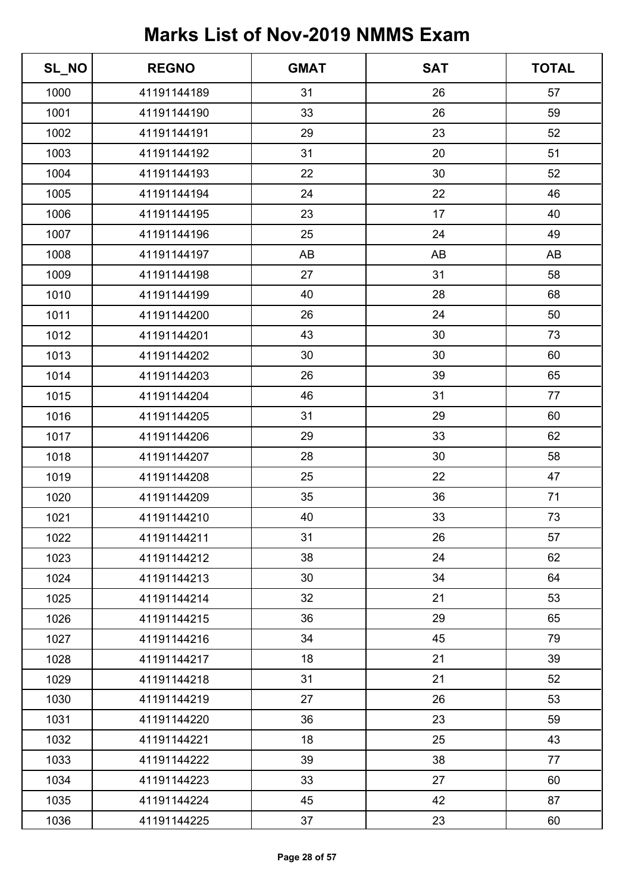# Marks List of Nov-2019 NMMS Exam

| SL_NO | REGNO | GMAT | SAT | TOTAL |
|---|---|---|---|---|
| 1000 | 41191144189 | 31 | 26 | 57 |
| 1001 | 41191144190 | 33 | 26 | 59 |
| 1002 | 41191144191 | 29 | 23 | 52 |
| 1003 | 41191144192 | 31 | 20 | 51 |
| 1004 | 41191144193 | 22 | 30 | 52 |
| 1005 | 41191144194 | 24 | 22 | 46 |
| 1006 | 41191144195 | 23 | 17 | 40 |
| 1007 | 41191144196 | 25 | 24 | 49 |
| 1008 | 41191144197 | AB | AB | AB |
| 1009 | 41191144198 | 27 | 31 | 58 |
| 1010 | 41191144199 | 40 | 28 | 68 |
| 1011 | 41191144200 | 26 | 24 | 50 |
| 1012 | 41191144201 | 43 | 30 | 73 |
| 1013 | 41191144202 | 30 | 30 | 60 |
| 1014 | 41191144203 | 26 | 39 | 65 |
| 1015 | 41191144204 | 46 | 31 | 77 |
| 1016 | 41191144205 | 31 | 29 | 60 |
| 1017 | 41191144206 | 29 | 33 | 62 |
| 1018 | 41191144207 | 28 | 30 | 58 |
| 1019 | 41191144208 | 25 | 22 | 47 |
| 1020 | 41191144209 | 35 | 36 | 71 |
| 1021 | 41191144210 | 40 | 33 | 73 |
| 1022 | 41191144211 | 31 | 26 | 57 |
| 1023 | 41191144212 | 38 | 24 | 62 |
| 1024 | 41191144213 | 30 | 34 | 64 |
| 1025 | 41191144214 | 32 | 21 | 53 |
| 1026 | 41191144215 | 36 | 29 | 65 |
| 1027 | 41191144216 | 34 | 45 | 79 |
| 1028 | 41191144217 | 18 | 21 | 39 |
| 1029 | 41191144218 | 31 | 21 | 52 |
| 1030 | 41191144219 | 27 | 26 | 53 |
| 1031 | 41191144220 | 36 | 23 | 59 |
| 1032 | 41191144221 | 18 | 25 | 43 |
| 1033 | 41191144222 | 39 | 38 | 77 |
| 1034 | 41191144223 | 33 | 27 | 60 |
| 1035 | 41191144224 | 45 | 42 | 87 |
| 1036 | 41191144225 | 37 | 23 | 60 |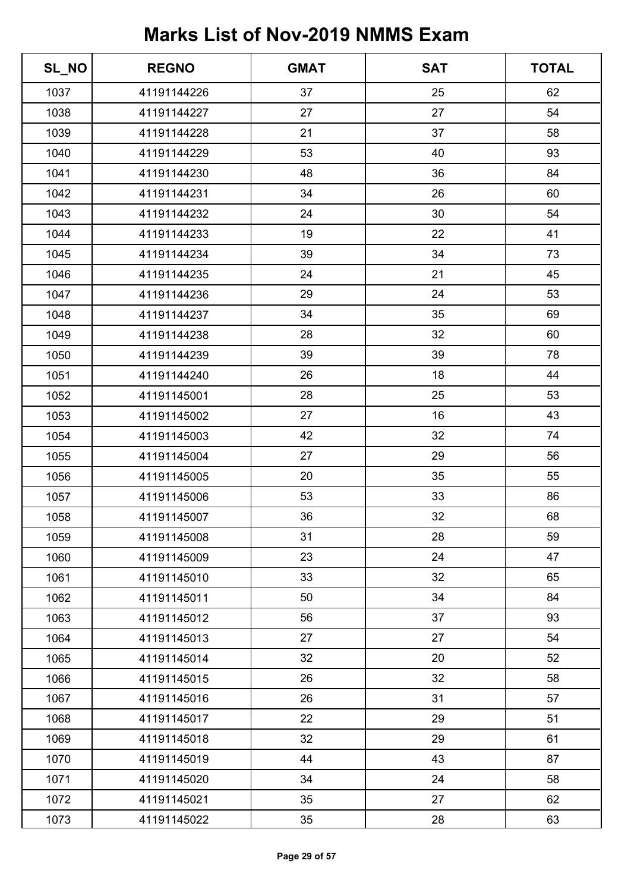# Marks List of Nov-2019 NMMS Exam

| SL_NO | REGNO | GMAT | SAT | TOTAL |
|---|---|---|---|---|
| 1037 | 41191144226 | 37 | 25 | 62 |
| 1038 | 41191144227 | 27 | 27 | 54 |
| 1039 | 41191144228 | 21 | 37 | 58 |
| 1040 | 41191144229 | 53 | 40 | 93 |
| 1041 | 41191144230 | 48 | 36 | 84 |
| 1042 | 41191144231 | 34 | 26 | 60 |
| 1043 | 41191144232 | 24 | 30 | 54 |
| 1044 | 41191144233 | 19 | 22 | 41 |
| 1045 | 41191144234 | 39 | 34 | 73 |
| 1046 | 41191144235 | 24 | 21 | 45 |
| 1047 | 41191144236 | 29 | 24 | 53 |
| 1048 | 41191144237 | 34 | 35 | 69 |
| 1049 | 41191144238 | 28 | 32 | 60 |
| 1050 | 41191144239 | 39 | 39 | 78 |
| 1051 | 41191144240 | 26 | 18 | 44 |
| 1052 | 41191145001 | 28 | 25 | 53 |
| 1053 | 41191145002 | 27 | 16 | 43 |
| 1054 | 41191145003 | 42 | 32 | 74 |
| 1055 | 41191145004 | 27 | 29 | 56 |
| 1056 | 41191145005 | 20 | 35 | 55 |
| 1057 | 41191145006 | 53 | 33 | 86 |
| 1058 | 41191145007 | 36 | 32 | 68 |
| 1059 | 41191145008 | 31 | 28 | 59 |
| 1060 | 41191145009 | 23 | 24 | 47 |
| 1061 | 41191145010 | 33 | 32 | 65 |
| 1062 | 41191145011 | 50 | 34 | 84 |
| 1063 | 41191145012 | 56 | 37 | 93 |
| 1064 | 41191145013 | 27 | 27 | 54 |
| 1065 | 41191145014 | 32 | 20 | 52 |
| 1066 | 41191145015 | 26 | 32 | 58 |
| 1067 | 41191145016 | 26 | 31 | 57 |
| 1068 | 41191145017 | 22 | 29 | 51 |
| 1069 | 41191145018 | 32 | 29 | 61 |
| 1070 | 41191145019 | 44 | 43 | 87 |
| 1071 | 41191145020 | 34 | 24 | 58 |
| 1072 | 41191145021 | 35 | 27 | 62 |
| 1073 | 41191145022 | 35 | 28 | 63 |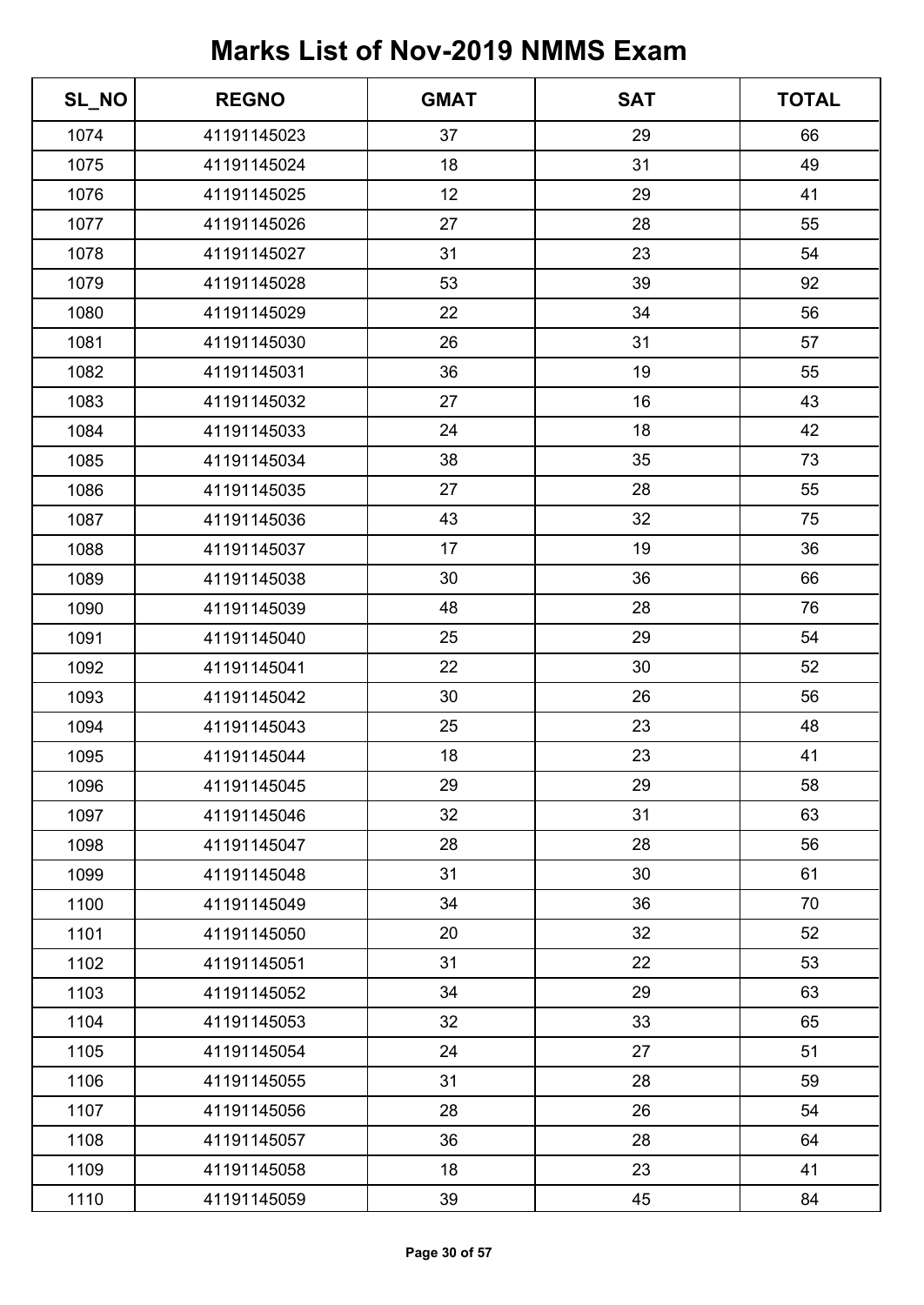# Marks List of Nov-2019 NMMS Exam

| SL_NO | REGNO | GMAT | SAT | TOTAL |
|---|---|---|---|---|
| 1074 | 41191145023 | 37 | 29 | 66 |
| 1075 | 41191145024 | 18 | 31 | 49 |
| 1076 | 41191145025 | 12 | 29 | 41 |
| 1077 | 41191145026 | 27 | 28 | 55 |
| 1078 | 41191145027 | 31 | 23 | 54 |
| 1079 | 41191145028 | 53 | 39 | 92 |
| 1080 | 41191145029 | 22 | 34 | 56 |
| 1081 | 41191145030 | 26 | 31 | 57 |
| 1082 | 41191145031 | 36 | 19 | 55 |
| 1083 | 41191145032 | 27 | 16 | 43 |
| 1084 | 41191145033 | 24 | 18 | 42 |
| 1085 | 41191145034 | 38 | 35 | 73 |
| 1086 | 41191145035 | 27 | 28 | 55 |
| 1087 | 41191145036 | 43 | 32 | 75 |
| 1088 | 41191145037 | 17 | 19 | 36 |
| 1089 | 41191145038 | 30 | 36 | 66 |
| 1090 | 41191145039 | 48 | 28 | 76 |
| 1091 | 41191145040 | 25 | 29 | 54 |
| 1092 | 41191145041 | 22 | 30 | 52 |
| 1093 | 41191145042 | 30 | 26 | 56 |
| 1094 | 41191145043 | 25 | 23 | 48 |
| 1095 | 41191145044 | 18 | 23 | 41 |
| 1096 | 41191145045 | 29 | 29 | 58 |
| 1097 | 41191145046 | 32 | 31 | 63 |
| 1098 | 41191145047 | 28 | 28 | 56 |
| 1099 | 41191145048 | 31 | 30 | 61 |
| 1100 | 41191145049 | 34 | 36 | 70 |
| 1101 | 41191145050 | 20 | 32 | 52 |
| 1102 | 41191145051 | 31 | 22 | 53 |
| 1103 | 41191145052 | 34 | 29 | 63 |
| 1104 | 41191145053 | 32 | 33 | 65 |
| 1105 | 41191145054 | 24 | 27 | 51 |
| 1106 | 41191145055 | 31 | 28 | 59 |
| 1107 | 41191145056 | 28 | 26 | 54 |
| 1108 | 41191145057 | 36 | 28 | 64 |
| 1109 | 41191145058 | 18 | 23 | 41 |
| 1110 | 41191145059 | 39 | 45 | 84 |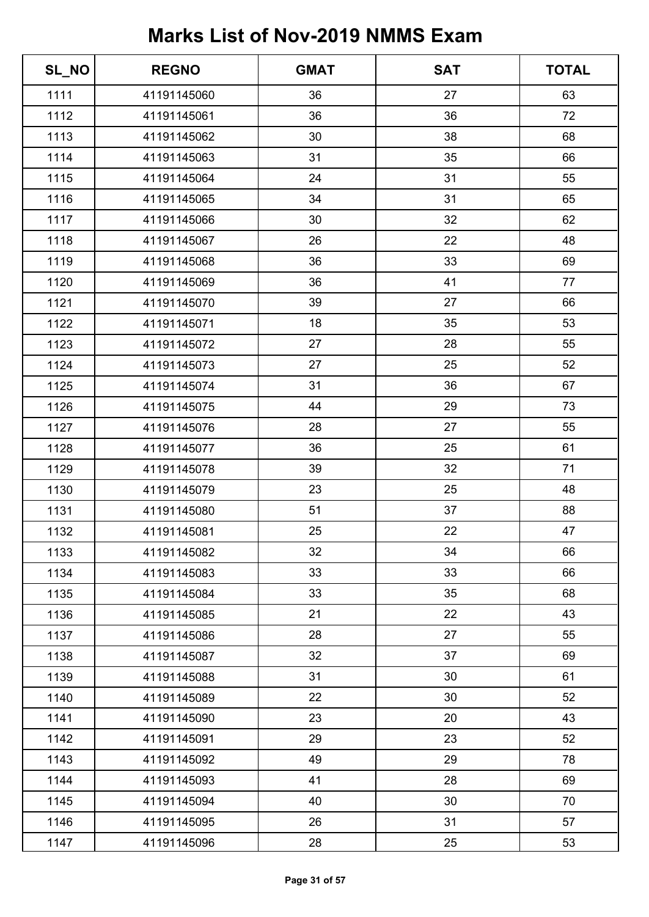# Marks List of Nov-2019 NMMS Exam

| SL_NO | REGNO | GMAT | SAT | TOTAL |
|---|---|---|---|---|
| 1111 | 41191145060 | 36 | 27 | 63 |
| 1112 | 41191145061 | 36 | 36 | 72 |
| 1113 | 41191145062 | 30 | 38 | 68 |
| 1114 | 41191145063 | 31 | 35 | 66 |
| 1115 | 41191145064 | 24 | 31 | 55 |
| 1116 | 41191145065 | 34 | 31 | 65 |
| 1117 | 41191145066 | 30 | 32 | 62 |
| 1118 | 41191145067 | 26 | 22 | 48 |
| 1119 | 41191145068 | 36 | 33 | 69 |
| 1120 | 41191145069 | 36 | 41 | 77 |
| 1121 | 41191145070 | 39 | 27 | 66 |
| 1122 | 41191145071 | 18 | 35 | 53 |
| 1123 | 41191145072 | 27 | 28 | 55 |
| 1124 | 41191145073 | 27 | 25 | 52 |
| 1125 | 41191145074 | 31 | 36 | 67 |
| 1126 | 41191145075 | 44 | 29 | 73 |
| 1127 | 41191145076 | 28 | 27 | 55 |
| 1128 | 41191145077 | 36 | 25 | 61 |
| 1129 | 41191145078 | 39 | 32 | 71 |
| 1130 | 41191145079 | 23 | 25 | 48 |
| 1131 | 41191145080 | 51 | 37 | 88 |
| 1132 | 41191145081 | 25 | 22 | 47 |
| 1133 | 41191145082 | 32 | 34 | 66 |
| 1134 | 41191145083 | 33 | 33 | 66 |
| 1135 | 41191145084 | 33 | 35 | 68 |
| 1136 | 41191145085 | 21 | 22 | 43 |
| 1137 | 41191145086 | 28 | 27 | 55 |
| 1138 | 41191145087 | 32 | 37 | 69 |
| 1139 | 41191145088 | 31 | 30 | 61 |
| 1140 | 41191145089 | 22 | 30 | 52 |
| 1141 | 41191145090 | 23 | 20 | 43 |
| 1142 | 41191145091 | 29 | 23 | 52 |
| 1143 | 41191145092 | 49 | 29 | 78 |
| 1144 | 41191145093 | 41 | 28 | 69 |
| 1145 | 41191145094 | 40 | 30 | 70 |
| 1146 | 41191145095 | 26 | 31 | 57 |
| 1147 | 41191145096 | 28 | 25 | 53 |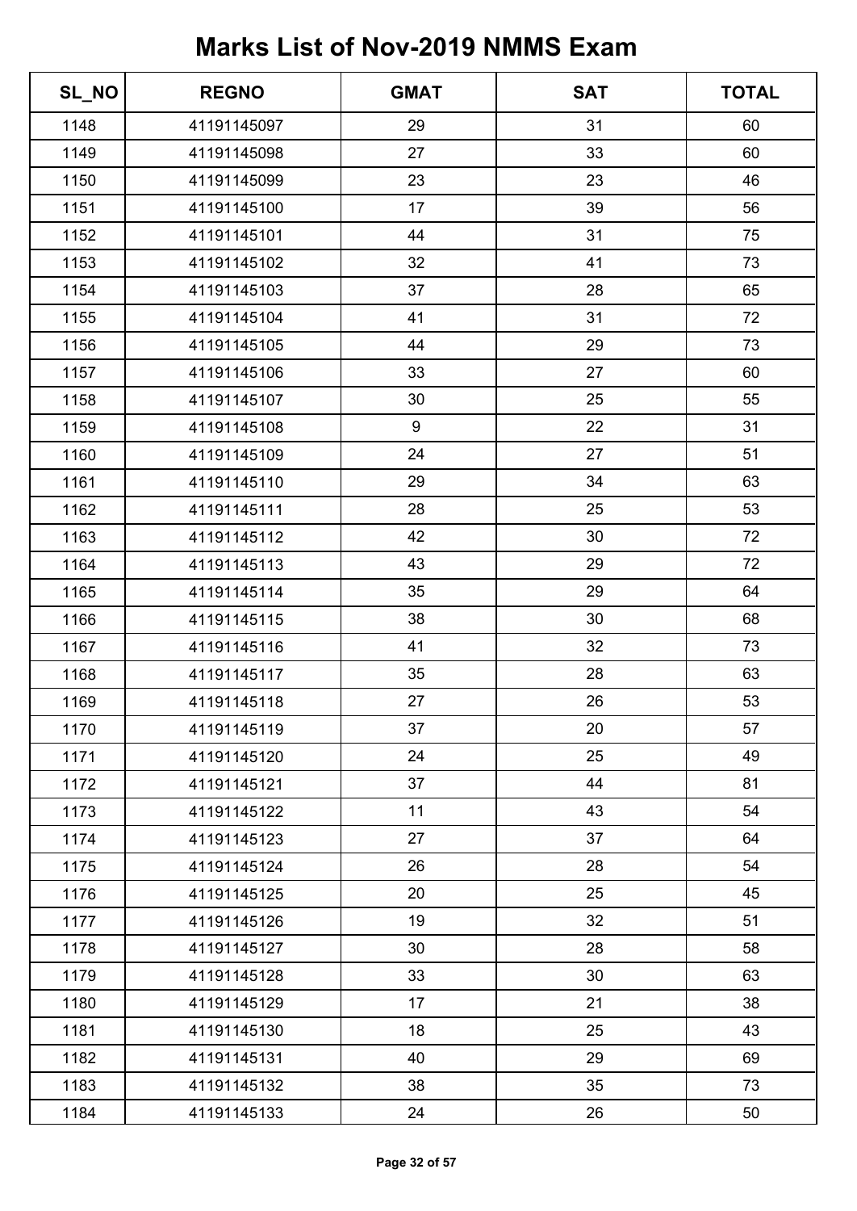# Marks List of Nov-2019 NMMS Exam

| SL_NO | REGNO | GMAT | SAT | TOTAL |
|---|---|---|---|---|
| 1148 | 41191145097 | 29 | 31 | 60 |
| 1149 | 41191145098 | 27 | 33 | 60 |
| 1150 | 41191145099 | 23 | 23 | 46 |
| 1151 | 41191145100 | 17 | 39 | 56 |
| 1152 | 41191145101 | 44 | 31 | 75 |
| 1153 | 41191145102 | 32 | 41 | 73 |
| 1154 | 41191145103 | 37 | 28 | 65 |
| 1155 | 41191145104 | 41 | 31 | 72 |
| 1156 | 41191145105 | 44 | 29 | 73 |
| 1157 | 41191145106 | 33 | 27 | 60 |
| 1158 | 41191145107 | 30 | 25 | 55 |
| 1159 | 41191145108 | 9 | 22 | 31 |
| 1160 | 41191145109 | 24 | 27 | 51 |
| 1161 | 41191145110 | 29 | 34 | 63 |
| 1162 | 41191145111 | 28 | 25 | 53 |
| 1163 | 41191145112 | 42 | 30 | 72 |
| 1164 | 41191145113 | 43 | 29 | 72 |
| 1165 | 41191145114 | 35 | 29 | 64 |
| 1166 | 41191145115 | 38 | 30 | 68 |
| 1167 | 41191145116 | 41 | 32 | 73 |
| 1168 | 41191145117 | 35 | 28 | 63 |
| 1169 | 41191145118 | 27 | 26 | 53 |
| 1170 | 41191145119 | 37 | 20 | 57 |
| 1171 | 41191145120 | 24 | 25 | 49 |
| 1172 | 41191145121 | 37 | 44 | 81 |
| 1173 | 41191145122 | 11 | 43 | 54 |
| 1174 | 41191145123 | 27 | 37 | 64 |
| 1175 | 41191145124 | 26 | 28 | 54 |
| 1176 | 41191145125 | 20 | 25 | 45 |
| 1177 | 41191145126 | 19 | 32 | 51 |
| 1178 | 41191145127 | 30 | 28 | 58 |
| 1179 | 41191145128 | 33 | 30 | 63 |
| 1180 | 41191145129 | 17 | 21 | 38 |
| 1181 | 41191145130 | 18 | 25 | 43 |
| 1182 | 41191145131 | 40 | 29 | 69 |
| 1183 | 41191145132 | 38 | 35 | 73 |
| 1184 | 41191145133 | 24 | 26 | 50 |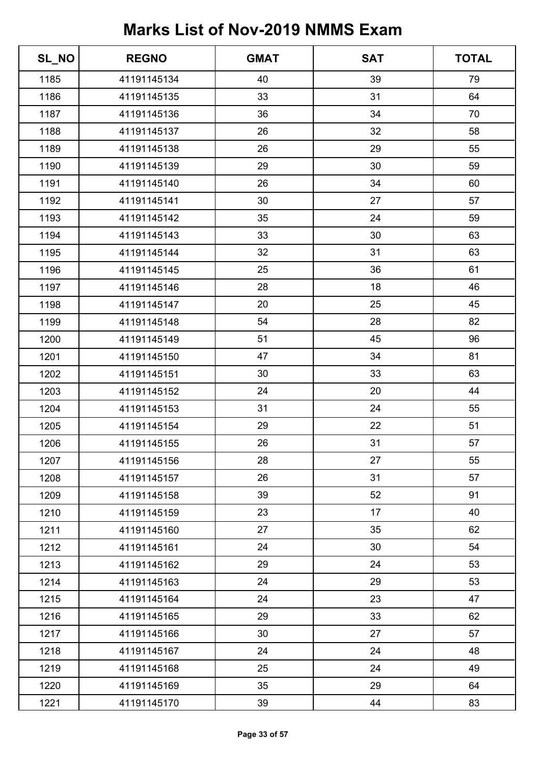# Marks List of Nov-2019 NMMS Exam

| SL_NO | REGNO | GMAT | SAT | TOTAL |
|---|---|---|---|---|
| 1185 | 41191145134 | 40 | 39 | 79 |
| 1186 | 41191145135 | 33 | 31 | 64 |
| 1187 | 41191145136 | 36 | 34 | 70 |
| 1188 | 41191145137 | 26 | 32 | 58 |
| 1189 | 41191145138 | 26 | 29 | 55 |
| 1190 | 41191145139 | 29 | 30 | 59 |
| 1191 | 41191145140 | 26 | 34 | 60 |
| 1192 | 41191145141 | 30 | 27 | 57 |
| 1193 | 41191145142 | 35 | 24 | 59 |
| 1194 | 41191145143 | 33 | 30 | 63 |
| 1195 | 41191145144 | 32 | 31 | 63 |
| 1196 | 41191145145 | 25 | 36 | 61 |
| 1197 | 41191145146 | 28 | 18 | 46 |
| 1198 | 41191145147 | 20 | 25 | 45 |
| 1199 | 41191145148 | 54 | 28 | 82 |
| 1200 | 41191145149 | 51 | 45 | 96 |
| 1201 | 41191145150 | 47 | 34 | 81 |
| 1202 | 41191145151 | 30 | 33 | 63 |
| 1203 | 41191145152 | 24 | 20 | 44 |
| 1204 | 41191145153 | 31 | 24 | 55 |
| 1205 | 41191145154 | 29 | 22 | 51 |
| 1206 | 41191145155 | 26 | 31 | 57 |
| 1207 | 41191145156 | 28 | 27 | 55 |
| 1208 | 41191145157 | 26 | 31 | 57 |
| 1209 | 41191145158 | 39 | 52 | 91 |
| 1210 | 41191145159 | 23 | 17 | 40 |
| 1211 | 41191145160 | 27 | 35 | 62 |
| 1212 | 41191145161 | 24 | 30 | 54 |
| 1213 | 41191145162 | 29 | 24 | 53 |
| 1214 | 41191145163 | 24 | 29 | 53 |
| 1215 | 41191145164 | 24 | 23 | 47 |
| 1216 | 41191145165 | 29 | 33 | 62 |
| 1217 | 41191145166 | 30 | 27 | 57 |
| 1218 | 41191145167 | 24 | 24 | 48 |
| 1219 | 41191145168 | 25 | 24 | 49 |
| 1220 | 41191145169 | 35 | 29 | 64 |
| 1221 | 41191145170 | 39 | 44 | 83 |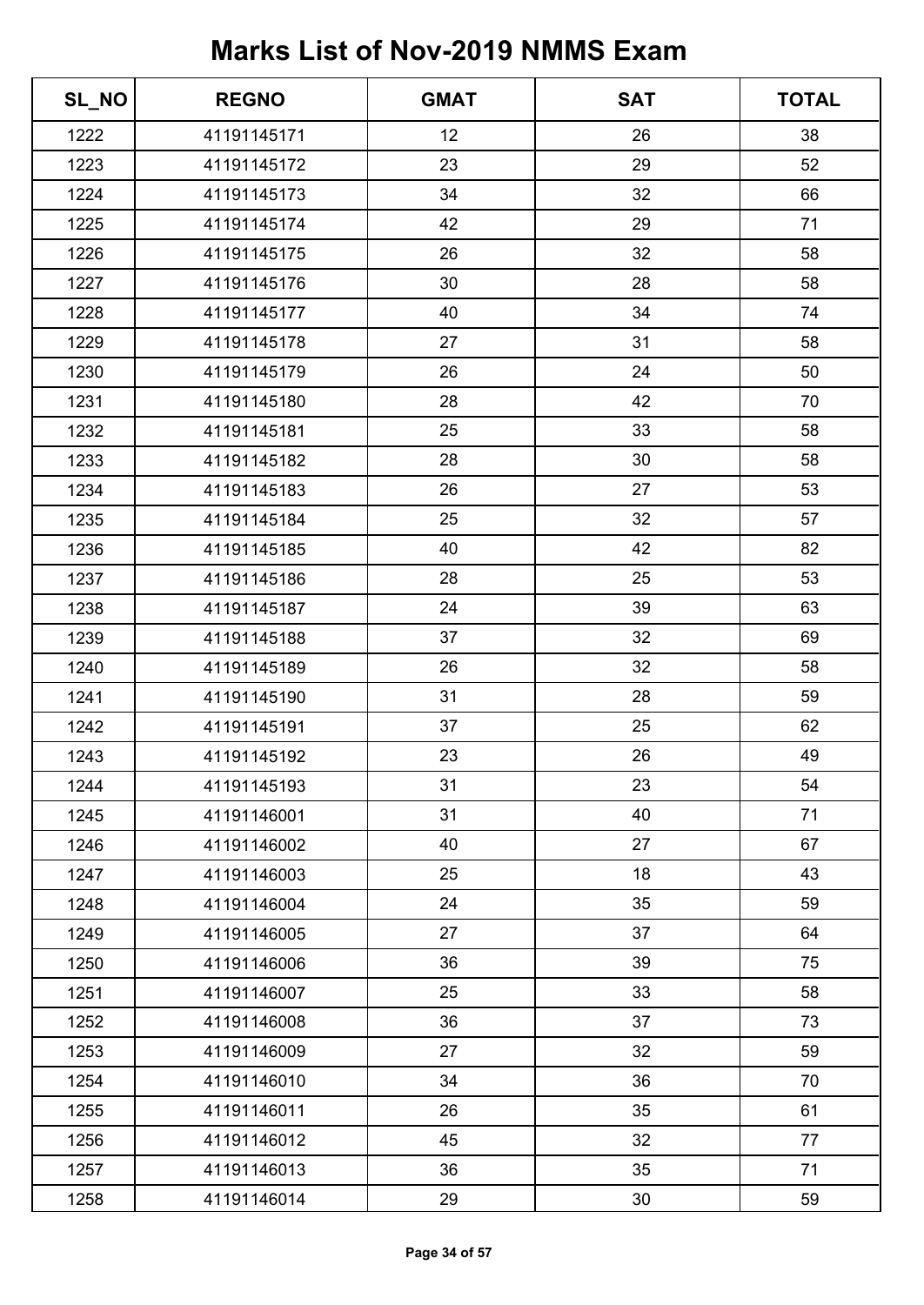# Marks List of Nov-2019 NMMS Exam

| SL_NO | REGNO | GMAT | SAT | TOTAL |
|---|---|---|---|---|
| 1222 | 41191145171 | 12 | 26 | 38 |
| 1223 | 41191145172 | 23 | 29 | 52 |
| 1224 | 41191145173 | 34 | 32 | 66 |
| 1225 | 41191145174 | 42 | 29 | 71 |
| 1226 | 41191145175 | 26 | 32 | 58 |
| 1227 | 41191145176 | 30 | 28 | 58 |
| 1228 | 41191145177 | 40 | 34 | 74 |
| 1229 | 41191145178 | 27 | 31 | 58 |
| 1230 | 41191145179 | 26 | 24 | 50 |
| 1231 | 41191145180 | 28 | 42 | 70 |
| 1232 | 41191145181 | 25 | 33 | 58 |
| 1233 | 41191145182 | 28 | 30 | 58 |
| 1234 | 41191145183 | 26 | 27 | 53 |
| 1235 | 41191145184 | 25 | 32 | 57 |
| 1236 | 41191145185 | 40 | 42 | 82 |
| 1237 | 41191145186 | 28 | 25 | 53 |
| 1238 | 41191145187 | 24 | 39 | 63 |
| 1239 | 41191145188 | 37 | 32 | 69 |
| 1240 | 41191145189 | 26 | 32 | 58 |
| 1241 | 41191145190 | 31 | 28 | 59 |
| 1242 | 41191145191 | 37 | 25 | 62 |
| 1243 | 41191145192 | 23 | 26 | 49 |
| 1244 | 41191145193 | 31 | 23 | 54 |
| 1245 | 41191146001 | 31 | 40 | 71 |
| 1246 | 41191146002 | 40 | 27 | 67 |
| 1247 | 41191146003 | 25 | 18 | 43 |
| 1248 | 41191146004 | 24 | 35 | 59 |
| 1249 | 41191146005 | 27 | 37 | 64 |
| 1250 | 41191146006 | 36 | 39 | 75 |
| 1251 | 41191146007 | 25 | 33 | 58 |
| 1252 | 41191146008 | 36 | 37 | 73 |
| 1253 | 41191146009 | 27 | 32 | 59 |
| 1254 | 41191146010 | 34 | 36 | 70 |
| 1255 | 41191146011 | 26 | 35 | 61 |
| 1256 | 41191146012 | 45 | 32 | 77 |
| 1257 | 41191146013 | 36 | 35 | 71 |
| 1258 | 41191146014 | 29 | 30 | 59 |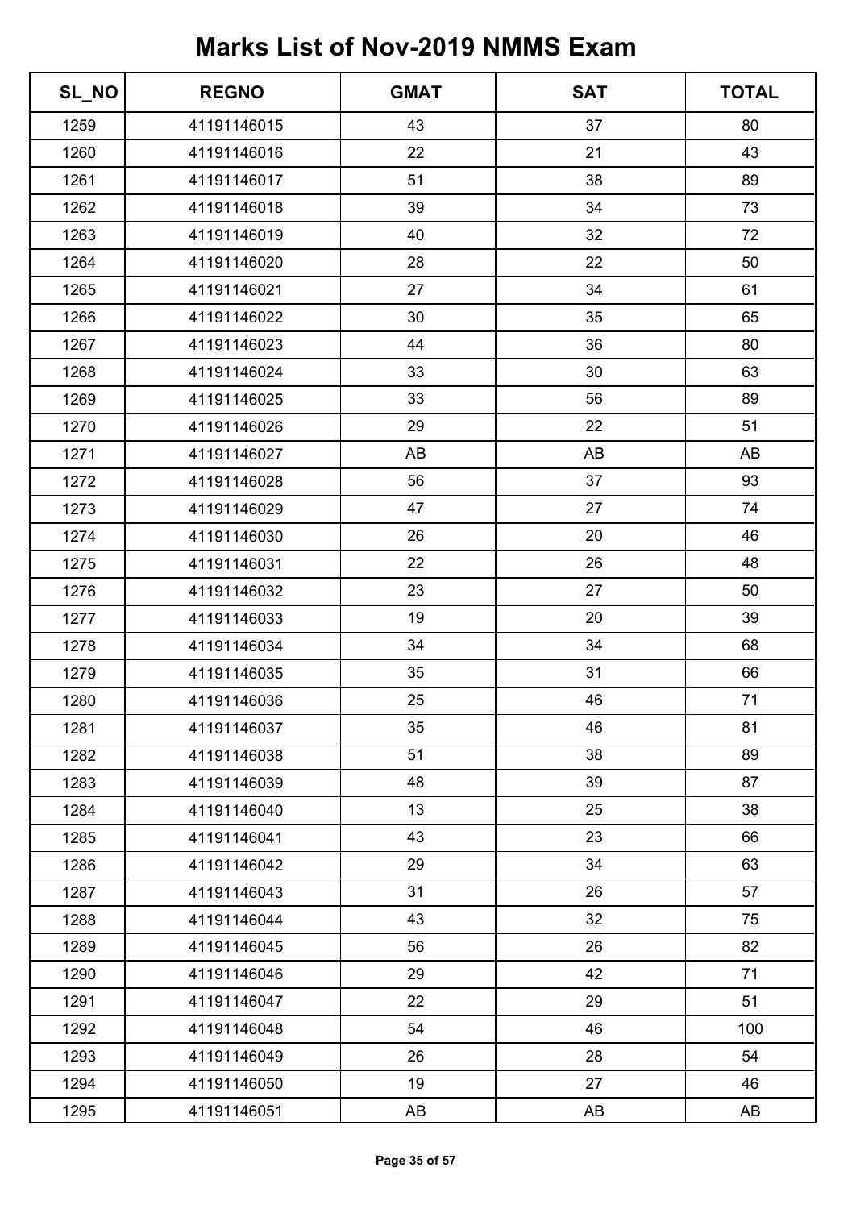# Marks List of Nov-2019 NMMS Exam

| SL_NO | REGNO | GMAT | SAT | TOTAL |
|---|---|---|---|---|
| 1259 | 41191146015 | 43 | 37 | 80 |
| 1260 | 41191146016 | 22 | 21 | 43 |
| 1261 | 41191146017 | 51 | 38 | 89 |
| 1262 | 41191146018 | 39 | 34 | 73 |
| 1263 | 41191146019 | 40 | 32 | 72 |
| 1264 | 41191146020 | 28 | 22 | 50 |
| 1265 | 41191146021 | 27 | 34 | 61 |
| 1266 | 41191146022 | 30 | 35 | 65 |
| 1267 | 41191146023 | 44 | 36 | 80 |
| 1268 | 41191146024 | 33 | 30 | 63 |
| 1269 | 41191146025 | 33 | 56 | 89 |
| 1270 | 41191146026 | 29 | 22 | 51 |
| 1271 | 41191146027 | AB | AB | AB |
| 1272 | 41191146028 | 56 | 37 | 93 |
| 1273 | 41191146029 | 47 | 27 | 74 |
| 1274 | 41191146030 | 26 | 20 | 46 |
| 1275 | 41191146031 | 22 | 26 | 48 |
| 1276 | 41191146032 | 23 | 27 | 50 |
| 1277 | 41191146033 | 19 | 20 | 39 |
| 1278 | 41191146034 | 34 | 34 | 68 |
| 1279 | 41191146035 | 35 | 31 | 66 |
| 1280 | 41191146036 | 25 | 46 | 71 |
| 1281 | 41191146037 | 35 | 46 | 81 |
| 1282 | 41191146038 | 51 | 38 | 89 |
| 1283 | 41191146039 | 48 | 39 | 87 |
| 1284 | 41191146040 | 13 | 25 | 38 |
| 1285 | 41191146041 | 43 | 23 | 66 |
| 1286 | 41191146042 | 29 | 34 | 63 |
| 1287 | 41191146043 | 31 | 26 | 57 |
| 1288 | 41191146044 | 43 | 32 | 75 |
| 1289 | 41191146045 | 56 | 26 | 82 |
| 1290 | 41191146046 | 29 | 42 | 71 |
| 1291 | 41191146047 | 22 | 29 | 51 |
| 1292 | 41191146048 | 54 | 46 | 100 |
| 1293 | 41191146049 | 26 | 28 | 54 |
| 1294 | 41191146050 | 19 | 27 | 46 |
| 1295 | 41191146051 | AB | AB | AB |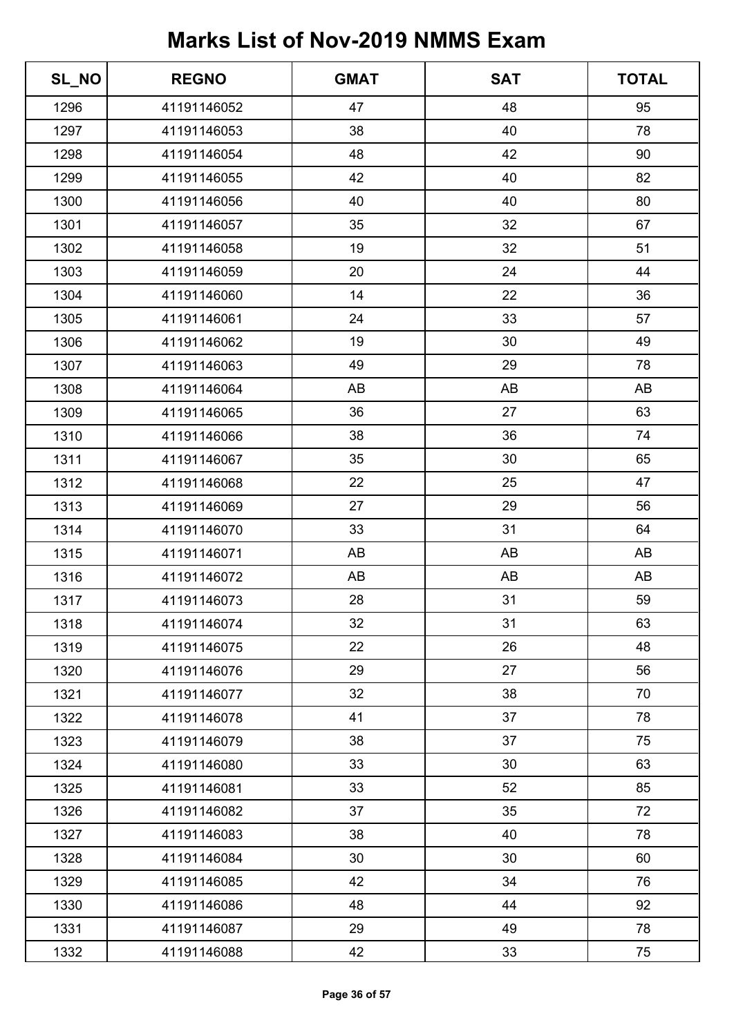# Marks List of Nov-2019 NMMS Exam

| SL_NO | REGNO | GMAT | SAT | TOTAL |
|---|---|---|---|---|
| 1296 | 41191146052 | 47 | 48 | 95 |
| 1297 | 41191146053 | 38 | 40 | 78 |
| 1298 | 41191146054 | 48 | 42 | 90 |
| 1299 | 41191146055 | 42 | 40 | 82 |
| 1300 | 41191146056 | 40 | 40 | 80 |
| 1301 | 41191146057 | 35 | 32 | 67 |
| 1302 | 41191146058 | 19 | 32 | 51 |
| 1303 | 41191146059 | 20 | 24 | 44 |
| 1304 | 41191146060 | 14 | 22 | 36 |
| 1305 | 41191146061 | 24 | 33 | 57 |
| 1306 | 41191146062 | 19 | 30 | 49 |
| 1307 | 41191146063 | 49 | 29 | 78 |
| 1308 | 41191146064 | AB | AB | AB |
| 1309 | 41191146065 | 36 | 27 | 63 |
| 1310 | 41191146066 | 38 | 36 | 74 |
| 1311 | 41191146067 | 35 | 30 | 65 |
| 1312 | 41191146068 | 22 | 25 | 47 |
| 1313 | 41191146069 | 27 | 29 | 56 |
| 1314 | 41191146070 | 33 | 31 | 64 |
| 1315 | 41191146071 | AB | AB | AB |
| 1316 | 41191146072 | AB | AB | AB |
| 1317 | 41191146073 | 28 | 31 | 59 |
| 1318 | 41191146074 | 32 | 31 | 63 |
| 1319 | 41191146075 | 22 | 26 | 48 |
| 1320 | 41191146076 | 29 | 27 | 56 |
| 1321 | 41191146077 | 32 | 38 | 70 |
| 1322 | 41191146078 | 41 | 37 | 78 |
| 1323 | 41191146079 | 38 | 37 | 75 |
| 1324 | 41191146080 | 33 | 30 | 63 |
| 1325 | 41191146081 | 33 | 52 | 85 |
| 1326 | 41191146082 | 37 | 35 | 72 |
| 1327 | 41191146083 | 38 | 40 | 78 |
| 1328 | 41191146084 | 30 | 30 | 60 |
| 1329 | 41191146085 | 42 | 34 | 76 |
| 1330 | 41191146086 | 48 | 44 | 92 |
| 1331 | 41191146087 | 29 | 49 | 78 |
| 1332 | 41191146088 | 42 | 33 | 75 |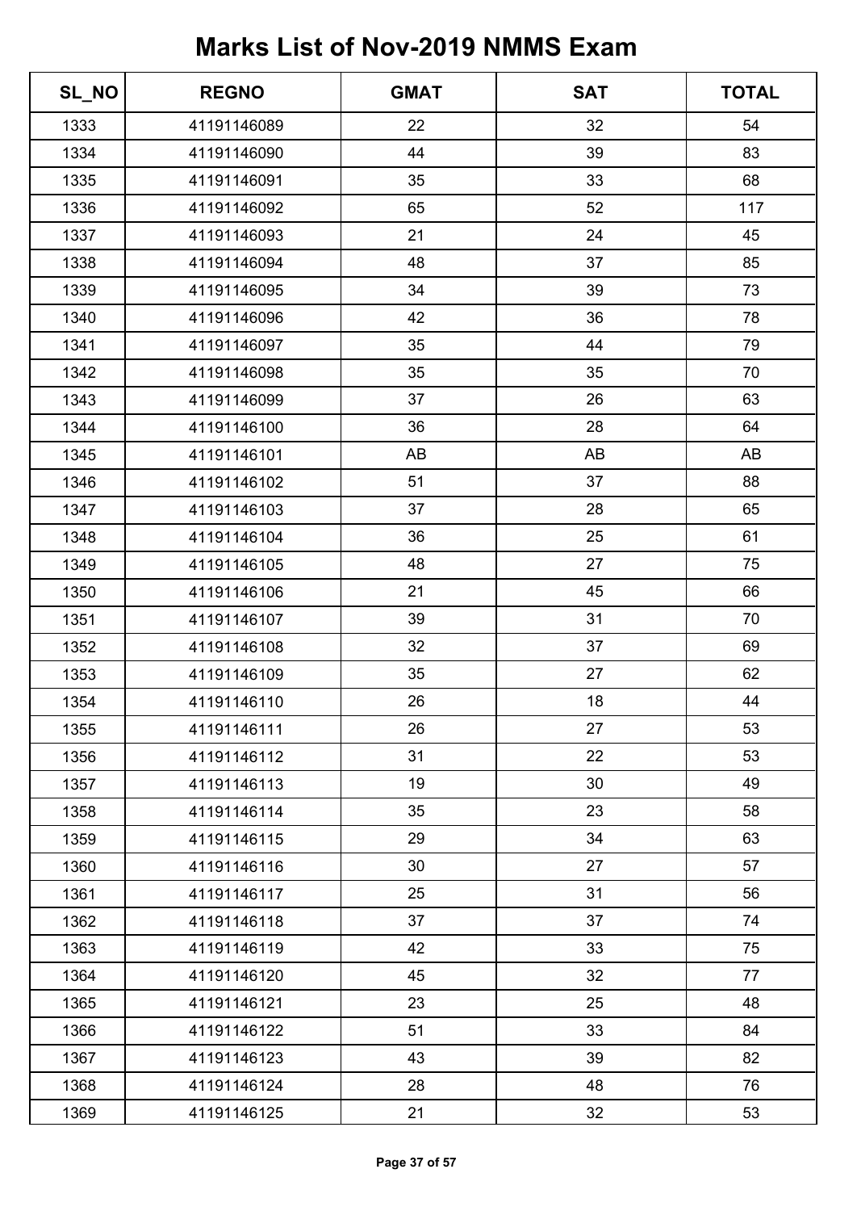# Marks List of Nov-2019 NMMS Exam

| SL_NO | REGNO | GMAT | SAT | TOTAL |
|---|---|---|---|---|
| 1333 | 41191146089 | 22 | 32 | 54 |
| 1334 | 41191146090 | 44 | 39 | 83 |
| 1335 | 41191146091 | 35 | 33 | 68 |
| 1336 | 41191146092 | 65 | 52 | 117 |
| 1337 | 41191146093 | 21 | 24 | 45 |
| 1338 | 41191146094 | 48 | 37 | 85 |
| 1339 | 41191146095 | 34 | 39 | 73 |
| 1340 | 41191146096 | 42 | 36 | 78 |
| 1341 | 41191146097 | 35 | 44 | 79 |
| 1342 | 41191146098 | 35 | 35 | 70 |
| 1343 | 41191146099 | 37 | 26 | 63 |
| 1344 | 41191146100 | 36 | 28 | 64 |
| 1345 | 41191146101 | AB | AB | AB |
| 1346 | 41191146102 | 51 | 37 | 88 |
| 1347 | 41191146103 | 37 | 28 | 65 |
| 1348 | 41191146104 | 36 | 25 | 61 |
| 1349 | 41191146105 | 48 | 27 | 75 |
| 1350 | 41191146106 | 21 | 45 | 66 |
| 1351 | 41191146107 | 39 | 31 | 70 |
| 1352 | 41191146108 | 32 | 37 | 69 |
| 1353 | 41191146109 | 35 | 27 | 62 |
| 1354 | 41191146110 | 26 | 18 | 44 |
| 1355 | 41191146111 | 26 | 27 | 53 |
| 1356 | 41191146112 | 31 | 22 | 53 |
| 1357 | 41191146113 | 19 | 30 | 49 |
| 1358 | 41191146114 | 35 | 23 | 58 |
| 1359 | 41191146115 | 29 | 34 | 63 |
| 1360 | 41191146116 | 30 | 27 | 57 |
| 1361 | 41191146117 | 25 | 31 | 56 |
| 1362 | 41191146118 | 37 | 37 | 74 |
| 1363 | 41191146119 | 42 | 33 | 75 |
| 1364 | 41191146120 | 45 | 32 | 77 |
| 1365 | 41191146121 | 23 | 25 | 48 |
| 1366 | 41191146122 | 51 | 33 | 84 |
| 1367 | 41191146123 | 43 | 39 | 82 |
| 1368 | 41191146124 | 28 | 48 | 76 |
| 1369 | 41191146125 | 21 | 32 | 53 |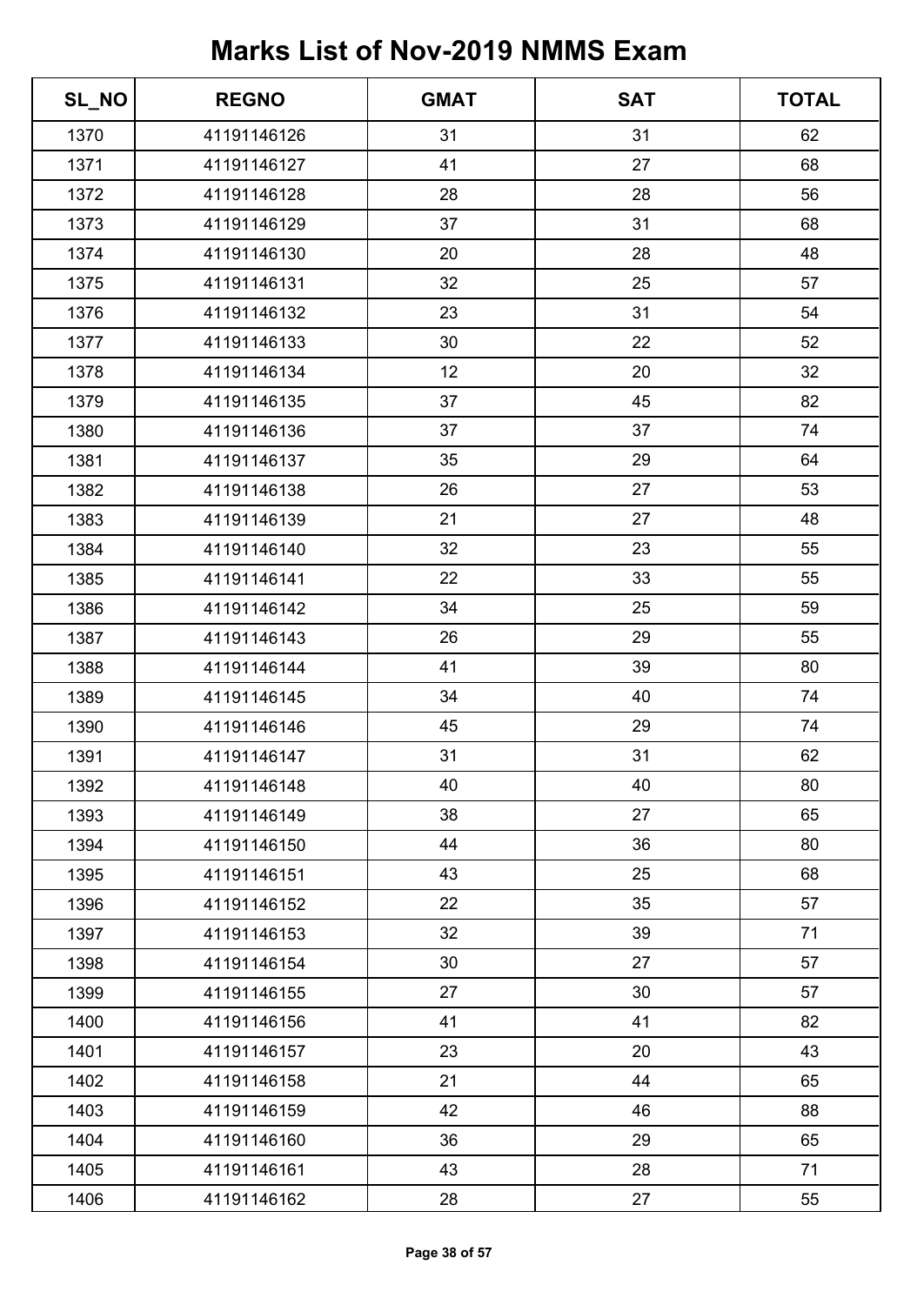# Marks List of Nov-2019 NMMS Exam

| SL_NO | REGNO | GMAT | SAT | TOTAL |
|---|---|---|---|---|
| 1370 | 41191146126 | 31 | 31 | 62 |
| 1371 | 41191146127 | 41 | 27 | 68 |
| 1372 | 41191146128 | 28 | 28 | 56 |
| 1373 | 41191146129 | 37 | 31 | 68 |
| 1374 | 41191146130 | 20 | 28 | 48 |
| 1375 | 41191146131 | 32 | 25 | 57 |
| 1376 | 41191146132 | 23 | 31 | 54 |
| 1377 | 41191146133 | 30 | 22 | 52 |
| 1378 | 41191146134 | 12 | 20 | 32 |
| 1379 | 41191146135 | 37 | 45 | 82 |
| 1380 | 41191146136 | 37 | 37 | 74 |
| 1381 | 41191146137 | 35 | 29 | 64 |
| 1382 | 41191146138 | 26 | 27 | 53 |
| 1383 | 41191146139 | 21 | 27 | 48 |
| 1384 | 41191146140 | 32 | 23 | 55 |
| 1385 | 41191146141 | 22 | 33 | 55 |
| 1386 | 41191146142 | 34 | 25 | 59 |
| 1387 | 41191146143 | 26 | 29 | 55 |
| 1388 | 41191146144 | 41 | 39 | 80 |
| 1389 | 41191146145 | 34 | 40 | 74 |
| 1390 | 41191146146 | 45 | 29 | 74 |
| 1391 | 41191146147 | 31 | 31 | 62 |
| 1392 | 41191146148 | 40 | 40 | 80 |
| 1393 | 41191146149 | 38 | 27 | 65 |
| 1394 | 41191146150 | 44 | 36 | 80 |
| 1395 | 41191146151 | 43 | 25 | 68 |
| 1396 | 41191146152 | 22 | 35 | 57 |
| 1397 | 41191146153 | 32 | 39 | 71 |
| 1398 | 41191146154 | 30 | 27 | 57 |
| 1399 | 41191146155 | 27 | 30 | 57 |
| 1400 | 41191146156 | 41 | 41 | 82 |
| 1401 | 41191146157 | 23 | 20 | 43 |
| 1402 | 41191146158 | 21 | 44 | 65 |
| 1403 | 41191146159 | 42 | 46 | 88 |
| 1404 | 41191146160 | 36 | 29 | 65 |
| 1405 | 41191146161 | 43 | 28 | 71 |
| 1406 | 41191146162 | 28 | 27 | 55 |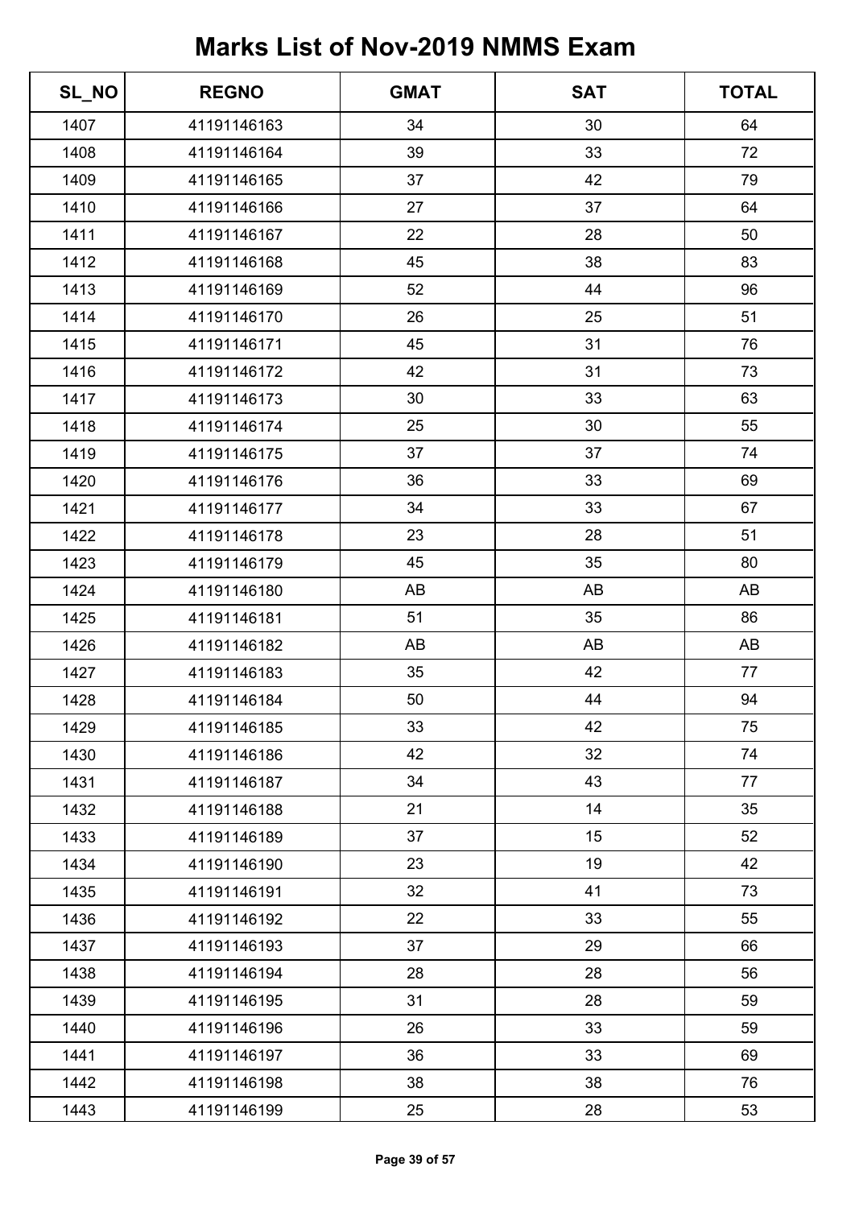# Marks List of Nov-2019 NMMS Exam

| SL_NO | REGNO | GMAT | SAT | TOTAL |
|---|---|---|---|---|
| 1407 | 41191146163 | 34 | 30 | 64 |
| 1408 | 41191146164 | 39 | 33 | 72 |
| 1409 | 41191146165 | 37 | 42 | 79 |
| 1410 | 41191146166 | 27 | 37 | 64 |
| 1411 | 41191146167 | 22 | 28 | 50 |
| 1412 | 41191146168 | 45 | 38 | 83 |
| 1413 | 41191146169 | 52 | 44 | 96 |
| 1414 | 41191146170 | 26 | 25 | 51 |
| 1415 | 41191146171 | 45 | 31 | 76 |
| 1416 | 41191146172 | 42 | 31 | 73 |
| 1417 | 41191146173 | 30 | 33 | 63 |
| 1418 | 41191146174 | 25 | 30 | 55 |
| 1419 | 41191146175 | 37 | 37 | 74 |
| 1420 | 41191146176 | 36 | 33 | 69 |
| 1421 | 41191146177 | 34 | 33 | 67 |
| 1422 | 41191146178 | 23 | 28 | 51 |
| 1423 | 41191146179 | 45 | 35 | 80 |
| 1424 | 41191146180 | AB | AB | AB |
| 1425 | 41191146181 | 51 | 35 | 86 |
| 1426 | 41191146182 | AB | AB | AB |
| 1427 | 41191146183 | 35 | 42 | 77 |
| 1428 | 41191146184 | 50 | 44 | 94 |
| 1429 | 41191146185 | 33 | 42 | 75 |
| 1430 | 41191146186 | 42 | 32 | 74 |
| 1431 | 41191146187 | 34 | 43 | 77 |
| 1432 | 41191146188 | 21 | 14 | 35 |
| 1433 | 41191146189 | 37 | 15 | 52 |
| 1434 | 41191146190 | 23 | 19 | 42 |
| 1435 | 41191146191 | 32 | 41 | 73 |
| 1436 | 41191146192 | 22 | 33 | 55 |
| 1437 | 41191146193 | 37 | 29 | 66 |
| 1438 | 41191146194 | 28 | 28 | 56 |
| 1439 | 41191146195 | 31 | 28 | 59 |
| 1440 | 41191146196 | 26 | 33 | 59 |
| 1441 | 41191146197 | 36 | 33 | 69 |
| 1442 | 41191146198 | 38 | 38 | 76 |
| 1443 | 41191146199 | 25 | 28 | 53 |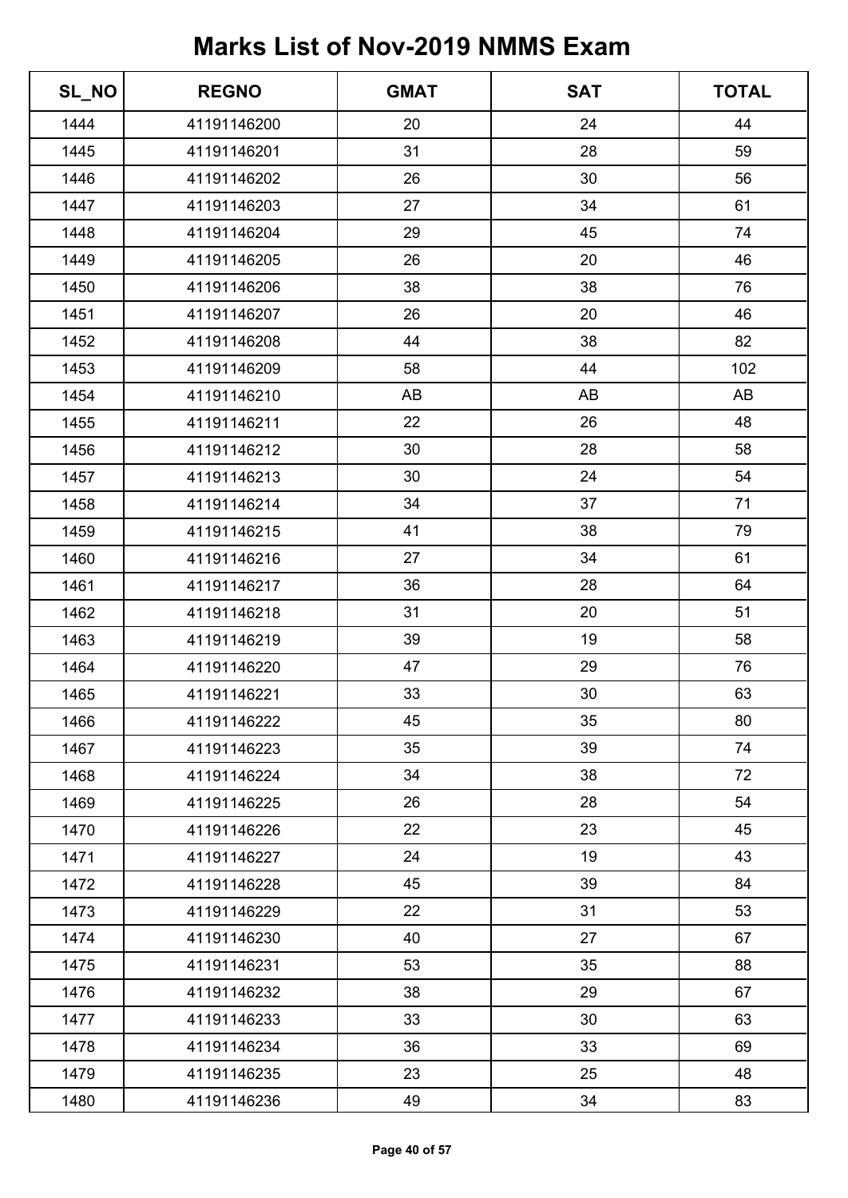# Marks List of Nov-2019 NMMS Exam

| SL_NO | REGNO | GMAT | SAT | TOTAL |
|---|---|---|---|---|
| 1444 | 41191146200 | 20 | 24 | 44 |
| 1445 | 41191146201 | 31 | 28 | 59 |
| 1446 | 41191146202 | 26 | 30 | 56 |
| 1447 | 41191146203 | 27 | 34 | 61 |
| 1448 | 41191146204 | 29 | 45 | 74 |
| 1449 | 41191146205 | 26 | 20 | 46 |
| 1450 | 41191146206 | 38 | 38 | 76 |
| 1451 | 41191146207 | 26 | 20 | 46 |
| 1452 | 41191146208 | 44 | 38 | 82 |
| 1453 | 41191146209 | 58 | 44 | 102 |
| 1454 | 41191146210 | AB | AB | AB |
| 1455 | 41191146211 | 22 | 26 | 48 |
| 1456 | 41191146212 | 30 | 28 | 58 |
| 1457 | 41191146213 | 30 | 24 | 54 |
| 1458 | 41191146214 | 34 | 37 | 71 |
| 1459 | 41191146215 | 41 | 38 | 79 |
| 1460 | 41191146216 | 27 | 34 | 61 |
| 1461 | 41191146217 | 36 | 28 | 64 |
| 1462 | 41191146218 | 31 | 20 | 51 |
| 1463 | 41191146219 | 39 | 19 | 58 |
| 1464 | 41191146220 | 47 | 29 | 76 |
| 1465 | 41191146221 | 33 | 30 | 63 |
| 1466 | 41191146222 | 45 | 35 | 80 |
| 1467 | 41191146223 | 35 | 39 | 74 |
| 1468 | 41191146224 | 34 | 38 | 72 |
| 1469 | 41191146225 | 26 | 28 | 54 |
| 1470 | 41191146226 | 22 | 23 | 45 |
| 1471 | 41191146227 | 24 | 19 | 43 |
| 1472 | 41191146228 | 45 | 39 | 84 |
| 1473 | 41191146229 | 22 | 31 | 53 |
| 1474 | 41191146230 | 40 | 27 | 67 |
| 1475 | 41191146231 | 53 | 35 | 88 |
| 1476 | 41191146232 | 38 | 29 | 67 |
| 1477 | 41191146233 | 33 | 30 | 63 |
| 1478 | 41191146234 | 36 | 33 | 69 |
| 1479 | 41191146235 | 23 | 25 | 48 |
| 1480 | 41191146236 | 49 | 34 | 83 |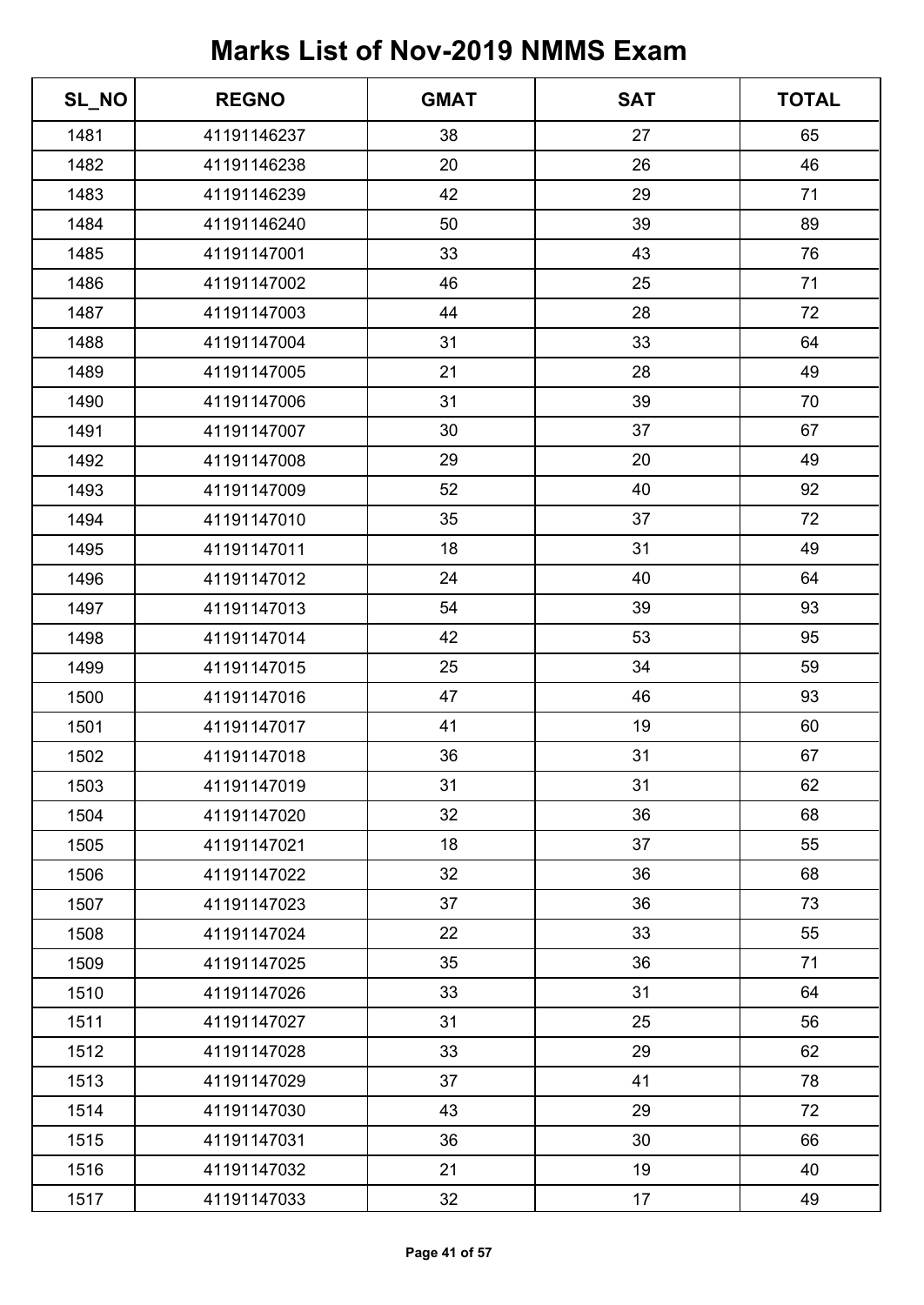# Marks List of Nov-2019 NMMS Exam

| SL_NO | REGNO | GMAT | SAT | TOTAL |
| --- | --- | --- | --- | --- |
| 1481 | 41191146237 | 38 | 27 | 65 |
| 1482 | 41191146238 | 20 | 26 | 46 |
| 1483 | 41191146239 | 42 | 29 | 71 |
| 1484 | 41191146240 | 50 | 39 | 89 |
| 1485 | 41191147001 | 33 | 43 | 76 |
| 1486 | 41191147002 | 46 | 25 | 71 |
| 1487 | 41191147003 | 44 | 28 | 72 |
| 1488 | 41191147004 | 31 | 33 | 64 |
| 1489 | 41191147005 | 21 | 28 | 49 |
| 1490 | 41191147006 | 31 | 39 | 70 |
| 1491 | 41191147007 | 30 | 37 | 67 |
| 1492 | 41191147008 | 29 | 20 | 49 |
| 1493 | 41191147009 | 52 | 40 | 92 |
| 1494 | 41191147010 | 35 | 37 | 72 |
| 1495 | 41191147011 | 18 | 31 | 49 |
| 1496 | 41191147012 | 24 | 40 | 64 |
| 1497 | 41191147013 | 54 | 39 | 93 |
| 1498 | 41191147014 | 42 | 53 | 95 |
| 1499 | 41191147015 | 25 | 34 | 59 |
| 1500 | 41191147016 | 47 | 46 | 93 |
| 1501 | 41191147017 | 41 | 19 | 60 |
| 1502 | 41191147018 | 36 | 31 | 67 |
| 1503 | 41191147019 | 31 | 31 | 62 |
| 1504 | 41191147020 | 32 | 36 | 68 |
| 1505 | 41191147021 | 18 | 37 | 55 |
| 1506 | 41191147022 | 32 | 36 | 68 |
| 1507 | 41191147023 | 37 | 36 | 73 |
| 1508 | 41191147024 | 22 | 33 | 55 |
| 1509 | 41191147025 | 35 | 36 | 71 |
| 1510 | 41191147026 | 33 | 31 | 64 |
| 1511 | 41191147027 | 31 | 25 | 56 |
| 1512 | 41191147028 | 33 | 29 | 62 |
| 1513 | 41191147029 | 37 | 41 | 78 |
| 1514 | 41191147030 | 43 | 29 | 72 |
| 1515 | 41191147031 | 36 | 30 | 66 |
| 1516 | 41191147032 | 21 | 19 | 40 |
| 1517 | 41191147033 | 32 | 17 | 49 |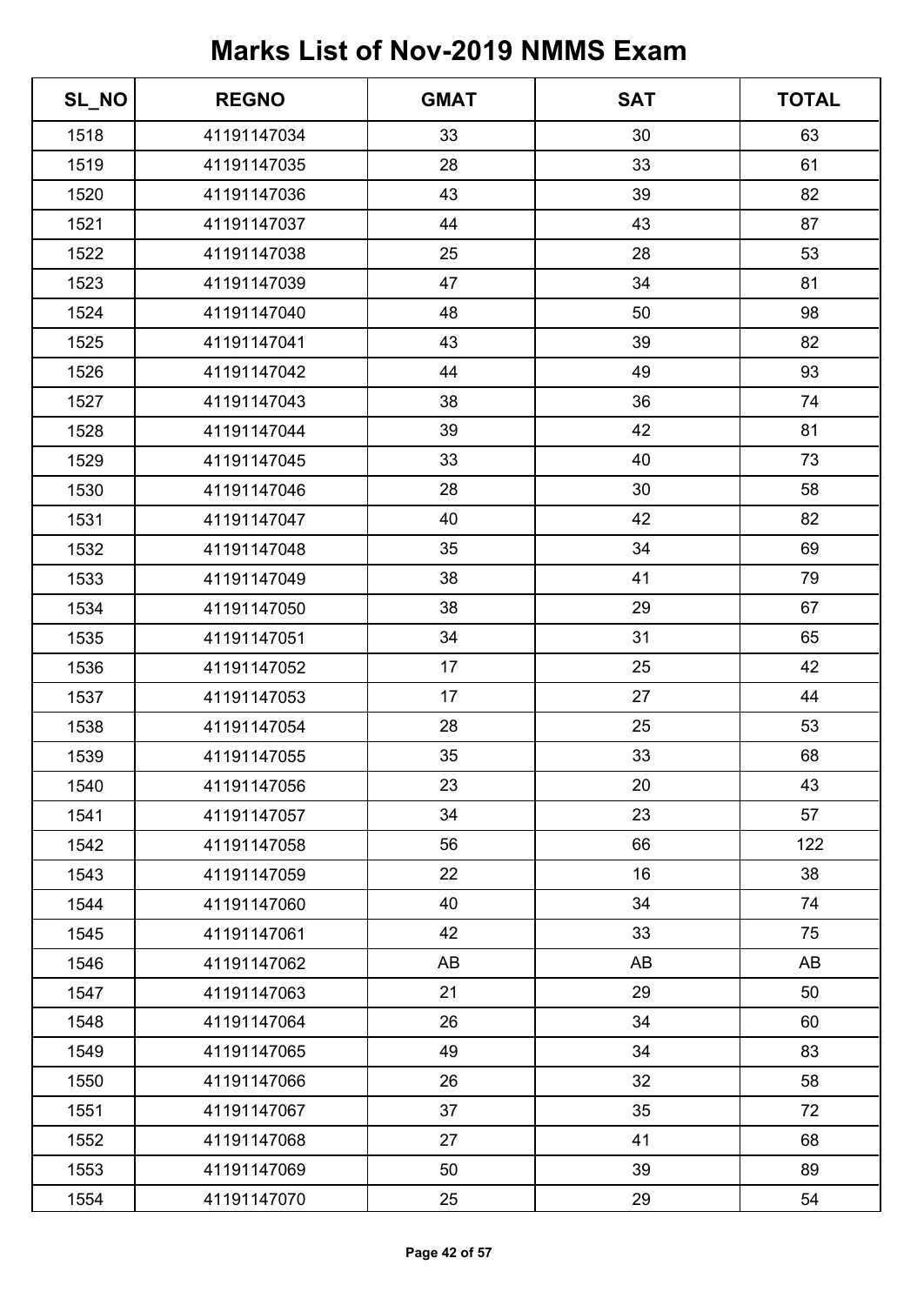# Marks List of Nov-2019 NMMS Exam

| SL_NO | REGNO | GMAT | SAT | TOTAL |
|---|---|---|---|---|
| 1518 | 41191147034 | 33 | 30 | 63 |
| 1519 | 41191147035 | 28 | 33 | 61 |
| 1520 | 41191147036 | 43 | 39 | 82 |
| 1521 | 41191147037 | 44 | 43 | 87 |
| 1522 | 41191147038 | 25 | 28 | 53 |
| 1523 | 41191147039 | 47 | 34 | 81 |
| 1524 | 41191147040 | 48 | 50 | 98 |
| 1525 | 41191147041 | 43 | 39 | 82 |
| 1526 | 41191147042 | 44 | 49 | 93 |
| 1527 | 41191147043 | 38 | 36 | 74 |
| 1528 | 41191147044 | 39 | 42 | 81 |
| 1529 | 41191147045 | 33 | 40 | 73 |
| 1530 | 41191147046 | 28 | 30 | 58 |
| 1531 | 41191147047 | 40 | 42 | 82 |
| 1532 | 41191147048 | 35 | 34 | 69 |
| 1533 | 41191147049 | 38 | 41 | 79 |
| 1534 | 41191147050 | 38 | 29 | 67 |
| 1535 | 41191147051 | 34 | 31 | 65 |
| 1536 | 41191147052 | 17 | 25 | 42 |
| 1537 | 41191147053 | 17 | 27 | 44 |
| 1538 | 41191147054 | 28 | 25 | 53 |
| 1539 | 41191147055 | 35 | 33 | 68 |
| 1540 | 41191147056 | 23 | 20 | 43 |
| 1541 | 41191147057 | 34 | 23 | 57 |
| 1542 | 41191147058 | 56 | 66 | 122 |
| 1543 | 41191147059 | 22 | 16 | 38 |
| 1544 | 41191147060 | 40 | 34 | 74 |
| 1545 | 41191147061 | 42 | 33 | 75 |
| 1546 | 41191147062 | AB | AB | AB |
| 1547 | 41191147063 | 21 | 29 | 50 |
| 1548 | 41191147064 | 26 | 34 | 60 |
| 1549 | 41191147065 | 49 | 34 | 83 |
| 1550 | 41191147066 | 26 | 32 | 58 |
| 1551 | 41191147067 | 37 | 35 | 72 |
| 1552 | 41191147068 | 27 | 41 | 68 |
| 1553 | 41191147069 | 50 | 39 | 89 |
| 1554 | 41191147070 | 25 | 29 | 54 |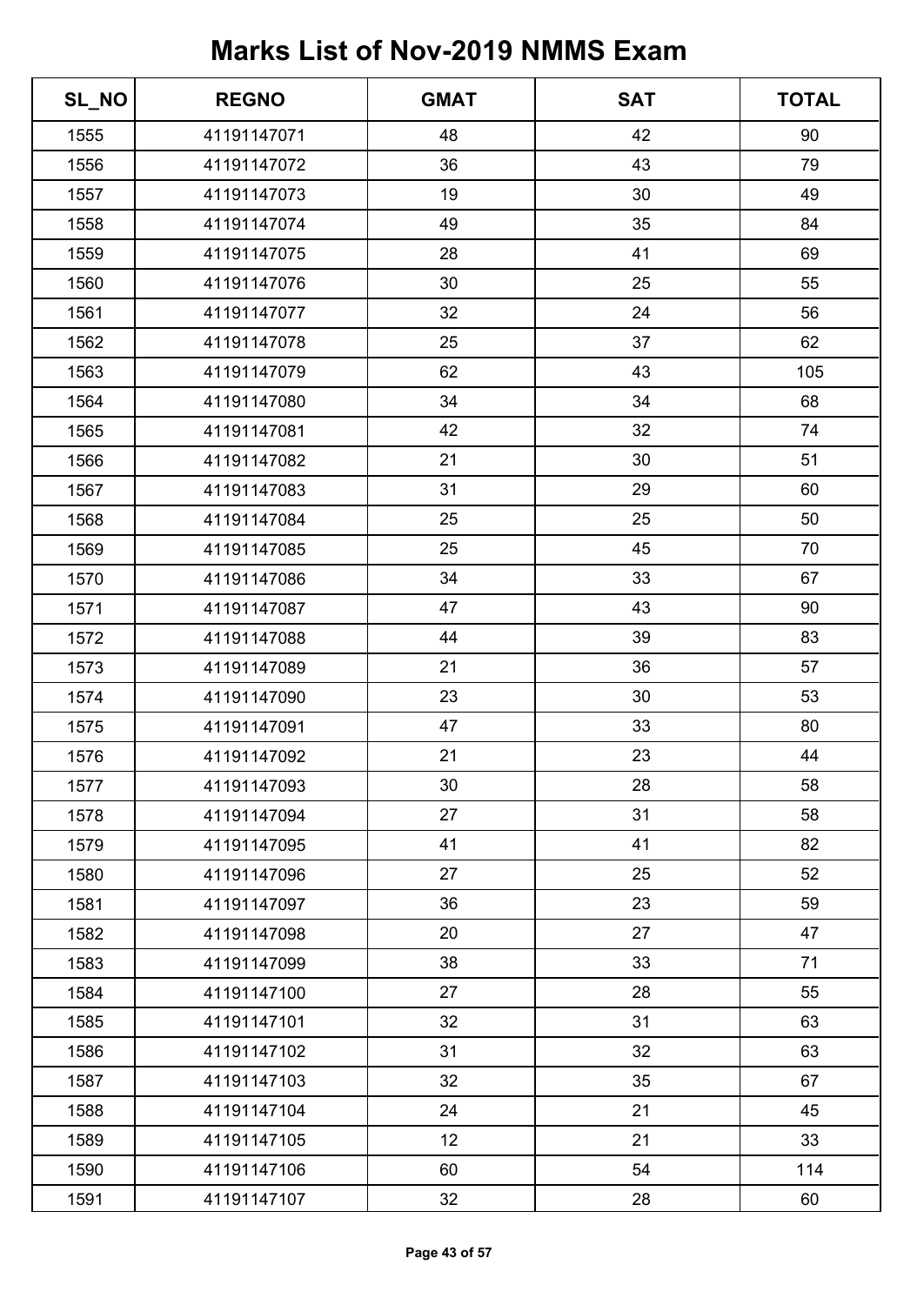# Marks List of Nov-2019 NMMS Exam

| SL_NO | REGNO | GMAT | SAT | TOTAL |
|---|---|---|---|---|
| 1555 | 41191147071 | 48 | 42 | 90 |
| 1556 | 41191147072 | 36 | 43 | 79 |
| 1557 | 41191147073 | 19 | 30 | 49 |
| 1558 | 41191147074 | 49 | 35 | 84 |
| 1559 | 41191147075 | 28 | 41 | 69 |
| 1560 | 41191147076 | 30 | 25 | 55 |
| 1561 | 41191147077 | 32 | 24 | 56 |
| 1562 | 41191147078 | 25 | 37 | 62 |
| 1563 | 41191147079 | 62 | 43 | 105 |
| 1564 | 41191147080 | 34 | 34 | 68 |
| 1565 | 41191147081 | 42 | 32 | 74 |
| 1566 | 41191147082 | 21 | 30 | 51 |
| 1567 | 41191147083 | 31 | 29 | 60 |
| 1568 | 41191147084 | 25 | 25 | 50 |
| 1569 | 41191147085 | 25 | 45 | 70 |
| 1570 | 41191147086 | 34 | 33 | 67 |
| 1571 | 41191147087 | 47 | 43 | 90 |
| 1572 | 41191147088 | 44 | 39 | 83 |
| 1573 | 41191147089 | 21 | 36 | 57 |
| 1574 | 41191147090 | 23 | 30 | 53 |
| 1575 | 41191147091 | 47 | 33 | 80 |
| 1576 | 41191147092 | 21 | 23 | 44 |
| 1577 | 41191147093 | 30 | 28 | 58 |
| 1578 | 41191147094 | 27 | 31 | 58 |
| 1579 | 41191147095 | 41 | 41 | 82 |
| 1580 | 41191147096 | 27 | 25 | 52 |
| 1581 | 41191147097 | 36 | 23 | 59 |
| 1582 | 41191147098 | 20 | 27 | 47 |
| 1583 | 41191147099 | 38 | 33 | 71 |
| 1584 | 41191147100 | 27 | 28 | 55 |
| 1585 | 41191147101 | 32 | 31 | 63 |
| 1586 | 41191147102 | 31 | 32 | 63 |
| 1587 | 41191147103 | 32 | 35 | 67 |
| 1588 | 41191147104 | 24 | 21 | 45 |
| 1589 | 41191147105 | 12 | 21 | 33 |
| 1590 | 41191147106 | 60 | 54 | 114 |
| 1591 | 41191147107 | 32 | 28 | 60 |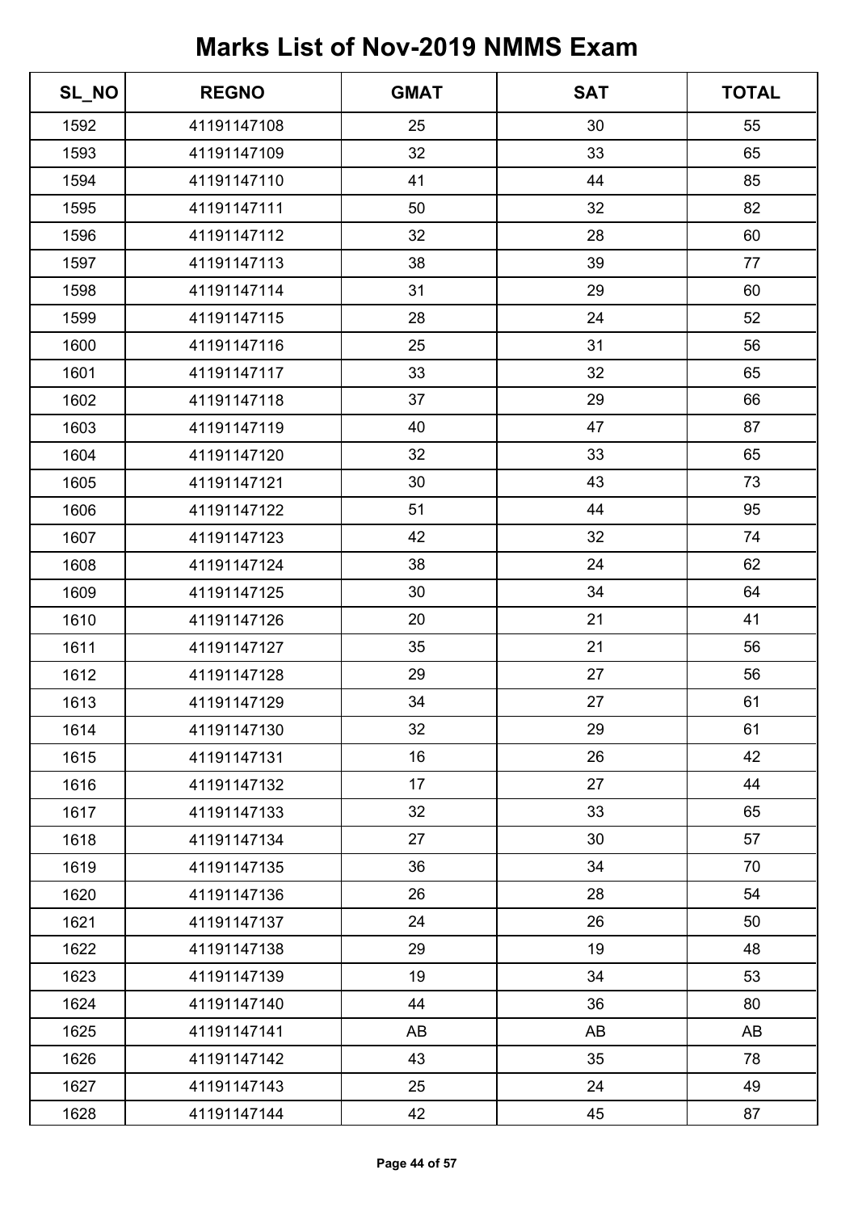# Marks List of Nov-2019 NMMS Exam

| SL_NO | REGNO | GMAT | SAT | TOTAL |
|---|---|---|---|---|
| 1592 | 41191147108 | 25 | 30 | 55 |
| 1593 | 41191147109 | 32 | 33 | 65 |
| 1594 | 41191147110 | 41 | 44 | 85 |
| 1595 | 41191147111 | 50 | 32 | 82 |
| 1596 | 41191147112 | 32 | 28 | 60 |
| 1597 | 41191147113 | 38 | 39 | 77 |
| 1598 | 41191147114 | 31 | 29 | 60 |
| 1599 | 41191147115 | 28 | 24 | 52 |
| 1600 | 41191147116 | 25 | 31 | 56 |
| 1601 | 41191147117 | 33 | 32 | 65 |
| 1602 | 41191147118 | 37 | 29 | 66 |
| 1603 | 41191147119 | 40 | 47 | 87 |
| 1604 | 41191147120 | 32 | 33 | 65 |
| 1605 | 41191147121 | 30 | 43 | 73 |
| 1606 | 41191147122 | 51 | 44 | 95 |
| 1607 | 41191147123 | 42 | 32 | 74 |
| 1608 | 41191147124 | 38 | 24 | 62 |
| 1609 | 41191147125 | 30 | 34 | 64 |
| 1610 | 41191147126 | 20 | 21 | 41 |
| 1611 | 41191147127 | 35 | 21 | 56 |
| 1612 | 41191147128 | 29 | 27 | 56 |
| 1613 | 41191147129 | 34 | 27 | 61 |
| 1614 | 41191147130 | 32 | 29 | 61 |
| 1615 | 41191147131 | 16 | 26 | 42 |
| 1616 | 41191147132 | 17 | 27 | 44 |
| 1617 | 41191147133 | 32 | 33 | 65 |
| 1618 | 41191147134 | 27 | 30 | 57 |
| 1619 | 41191147135 | 36 | 34 | 70 |
| 1620 | 41191147136 | 26 | 28 | 54 |
| 1621 | 41191147137 | 24 | 26 | 50 |
| 1622 | 41191147138 | 29 | 19 | 48 |
| 1623 | 41191147139 | 19 | 34 | 53 |
| 1624 | 41191147140 | 44 | 36 | 80 |
| 1625 | 41191147141 | AB | AB | AB |
| 1626 | 41191147142 | 43 | 35 | 78 |
| 1627 | 41191147143 | 25 | 24 | 49 |
| 1628 | 41191147144 | 42 | 45 | 87 |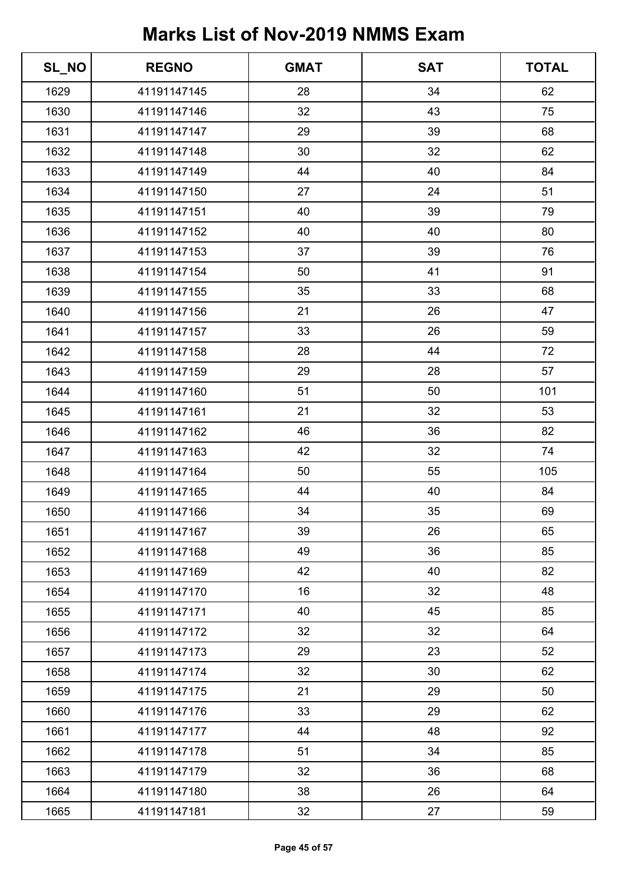# Marks List of Nov-2019 NMMS Exam

| SL_NO | REGNO | GMAT | SAT | TOTAL |
|---|---|---|---|---|
| 1629 | 41191147145 | 28 | 34 | 62 |
| 1630 | 41191147146 | 32 | 43 | 75 |
| 1631 | 41191147147 | 29 | 39 | 68 |
| 1632 | 41191147148 | 30 | 32 | 62 |
| 1633 | 41191147149 | 44 | 40 | 84 |
| 1634 | 41191147150 | 27 | 24 | 51 |
| 1635 | 41191147151 | 40 | 39 | 79 |
| 1636 | 41191147152 | 40 | 40 | 80 |
| 1637 | 41191147153 | 37 | 39 | 76 |
| 1638 | 41191147154 | 50 | 41 | 91 |
| 1639 | 41191147155 | 35 | 33 | 68 |
| 1640 | 41191147156 | 21 | 26 | 47 |
| 1641 | 41191147157 | 33 | 26 | 59 |
| 1642 | 41191147158 | 28 | 44 | 72 |
| 1643 | 41191147159 | 29 | 28 | 57 |
| 1644 | 41191147160 | 51 | 50 | 101 |
| 1645 | 41191147161 | 21 | 32 | 53 |
| 1646 | 41191147162 | 46 | 36 | 82 |
| 1647 | 41191147163 | 42 | 32 | 74 |
| 1648 | 41191147164 | 50 | 55 | 105 |
| 1649 | 41191147165 | 44 | 40 | 84 |
| 1650 | 41191147166 | 34 | 35 | 69 |
| 1651 | 41191147167 | 39 | 26 | 65 |
| 1652 | 41191147168 | 49 | 36 | 85 |
| 1653 | 41191147169 | 42 | 40 | 82 |
| 1654 | 41191147170 | 16 | 32 | 48 |
| 1655 | 41191147171 | 40 | 45 | 85 |
| 1656 | 41191147172 | 32 | 32 | 64 |
| 1657 | 41191147173 | 29 | 23 | 52 |
| 1658 | 41191147174 | 32 | 30 | 62 |
| 1659 | 41191147175 | 21 | 29 | 50 |
| 1660 | 41191147176 | 33 | 29 | 62 |
| 1661 | 41191147177 | 44 | 48 | 92 |
| 1662 | 41191147178 | 51 | 34 | 85 |
| 1663 | 41191147179 | 32 | 36 | 68 |
| 1664 | 41191147180 | 38 | 26 | 64 |
| 1665 | 41191147181 | 32 | 27 | 59 |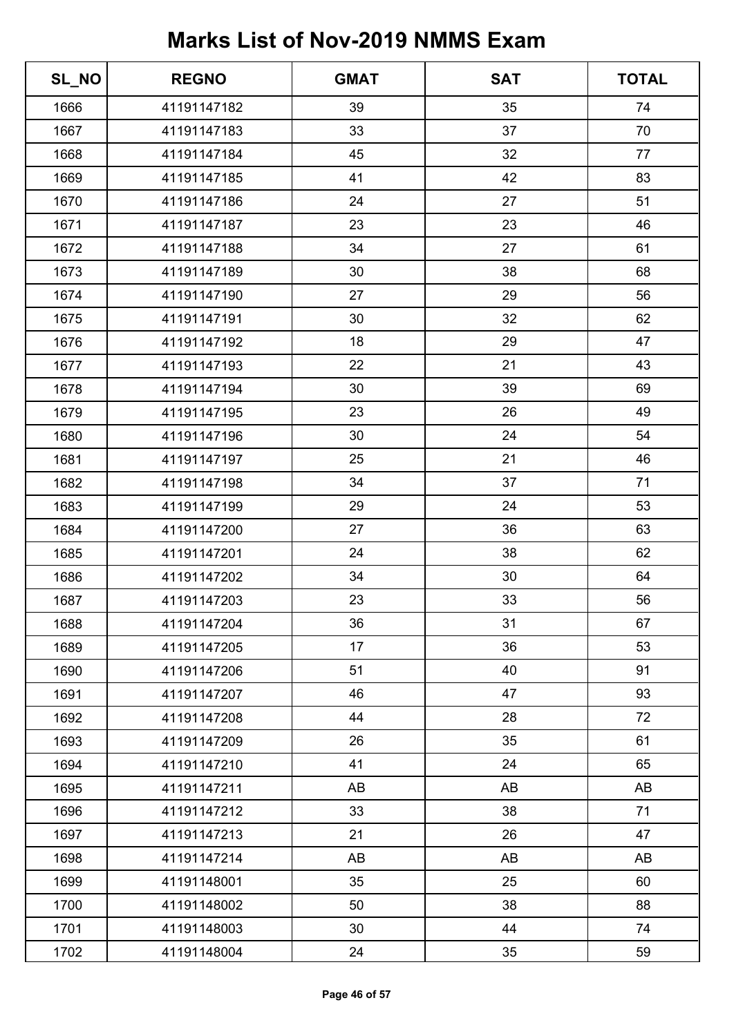# Marks List of Nov-2019 NMMS Exam

| SL_NO | REGNO | GMAT | SAT | TOTAL |
|---|---|---|---|---|
| 1666 | 41191147182 | 39 | 35 | 74 |
| 1667 | 41191147183 | 33 | 37 | 70 |
| 1668 | 41191147184 | 45 | 32 | 77 |
| 1669 | 41191147185 | 41 | 42 | 83 |
| 1670 | 41191147186 | 24 | 27 | 51 |
| 1671 | 41191147187 | 23 | 23 | 46 |
| 1672 | 41191147188 | 34 | 27 | 61 |
| 1673 | 41191147189 | 30 | 38 | 68 |
| 1674 | 41191147190 | 27 | 29 | 56 |
| 1675 | 41191147191 | 30 | 32 | 62 |
| 1676 | 41191147192 | 18 | 29 | 47 |
| 1677 | 41191147193 | 22 | 21 | 43 |
| 1678 | 41191147194 | 30 | 39 | 69 |
| 1679 | 41191147195 | 23 | 26 | 49 |
| 1680 | 41191147196 | 30 | 24 | 54 |
| 1681 | 41191147197 | 25 | 21 | 46 |
| 1682 | 41191147198 | 34 | 37 | 71 |
| 1683 | 41191147199 | 29 | 24 | 53 |
| 1684 | 41191147200 | 27 | 36 | 63 |
| 1685 | 41191147201 | 24 | 38 | 62 |
| 1686 | 41191147202 | 34 | 30 | 64 |
| 1687 | 41191147203 | 23 | 33 | 56 |
| 1688 | 41191147204 | 36 | 31 | 67 |
| 1689 | 41191147205 | 17 | 36 | 53 |
| 1690 | 41191147206 | 51 | 40 | 91 |
| 1691 | 41191147207 | 46 | 47 | 93 |
| 1692 | 41191147208 | 44 | 28 | 72 |
| 1693 | 41191147209 | 26 | 35 | 61 |
| 1694 | 41191147210 | 41 | 24 | 65 |
| 1695 | 41191147211 | AB | AB | AB |
| 1696 | 41191147212 | 33 | 38 | 71 |
| 1697 | 41191147213 | 21 | 26 | 47 |
| 1698 | 41191147214 | AB | AB | AB |
| 1699 | 41191148001 | 35 | 25 | 60 |
| 1700 | 41191148002 | 50 | 38 | 88 |
| 1701 | 41191148003 | 30 | 44 | 74 |
| 1702 | 41191148004 | 24 | 35 | 59 |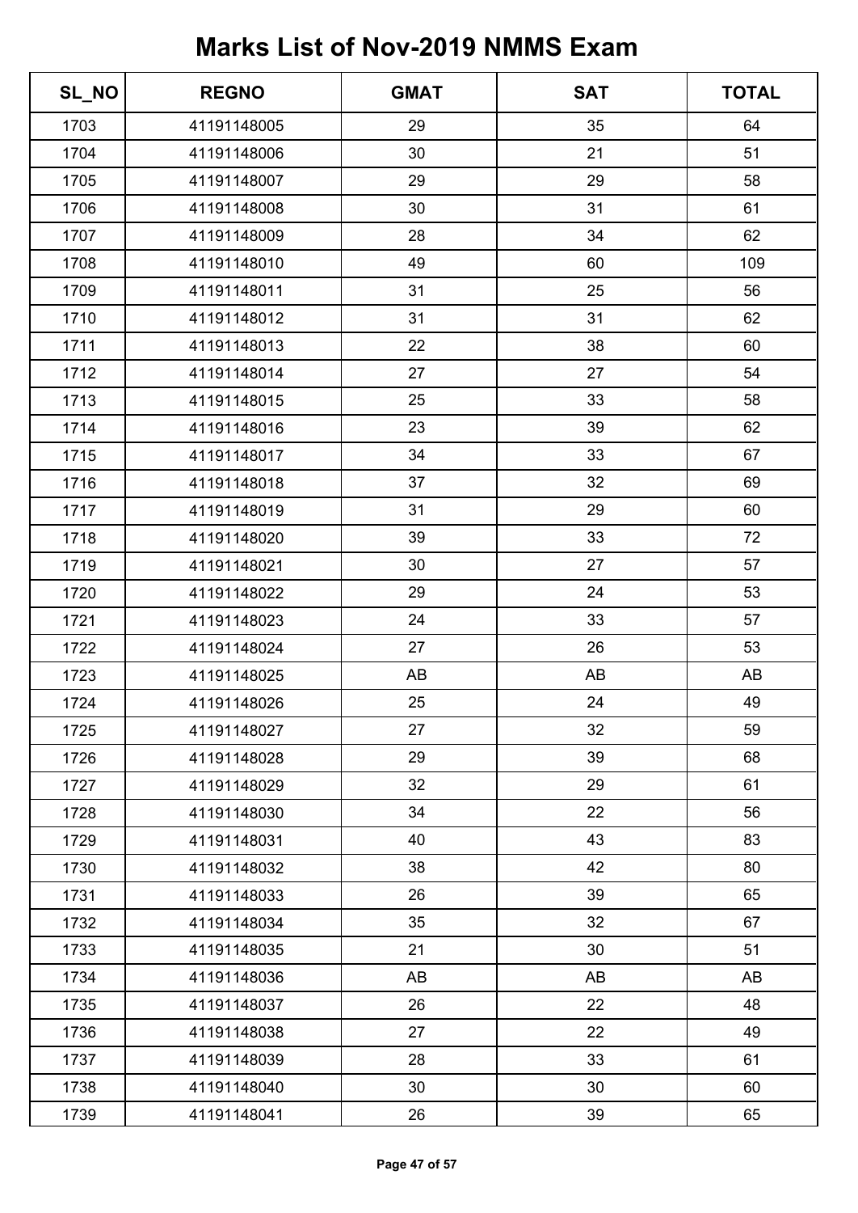# Marks List of Nov-2019 NMMS Exam

| SL_NO | REGNO | GMAT | SAT | TOTAL |
|---|---|---|---|---|
| 1703 | 41191148005 | 29 | 35 | 64 |
| 1704 | 41191148006 | 30 | 21 | 51 |
| 1705 | 41191148007 | 29 | 29 | 58 |
| 1706 | 41191148008 | 30 | 31 | 61 |
| 1707 | 41191148009 | 28 | 34 | 62 |
| 1708 | 41191148010 | 49 | 60 | 109 |
| 1709 | 41191148011 | 31 | 25 | 56 |
| 1710 | 41191148012 | 31 | 31 | 62 |
| 1711 | 41191148013 | 22 | 38 | 60 |
| 1712 | 41191148014 | 27 | 27 | 54 |
| 1713 | 41191148015 | 25 | 33 | 58 |
| 1714 | 41191148016 | 23 | 39 | 62 |
| 1715 | 41191148017 | 34 | 33 | 67 |
| 1716 | 41191148018 | 37 | 32 | 69 |
| 1717 | 41191148019 | 31 | 29 | 60 |
| 1718 | 41191148020 | 39 | 33 | 72 |
| 1719 | 41191148021 | 30 | 27 | 57 |
| 1720 | 41191148022 | 29 | 24 | 53 |
| 1721 | 41191148023 | 24 | 33 | 57 |
| 1722 | 41191148024 | 27 | 26 | 53 |
| 1723 | 41191148025 | AB | AB | AB |
| 1724 | 41191148026 | 25 | 24 | 49 |
| 1725 | 41191148027 | 27 | 32 | 59 |
| 1726 | 41191148028 | 29 | 39 | 68 |
| 1727 | 41191148029 | 32 | 29 | 61 |
| 1728 | 41191148030 | 34 | 22 | 56 |
| 1729 | 41191148031 | 40 | 43 | 83 |
| 1730 | 41191148032 | 38 | 42 | 80 |
| 1731 | 41191148033 | 26 | 39 | 65 |
| 1732 | 41191148034 | 35 | 32 | 67 |
| 1733 | 41191148035 | 21 | 30 | 51 |
| 1734 | 41191148036 | AB | AB | AB |
| 1735 | 41191148037 | 26 | 22 | 48 |
| 1736 | 41191148038 | 27 | 22 | 49 |
| 1737 | 41191148039 | 28 | 33 | 61 |
| 1738 | 41191148040 | 30 | 30 | 60 |
| 1739 | 41191148041 | 26 | 39 | 65 |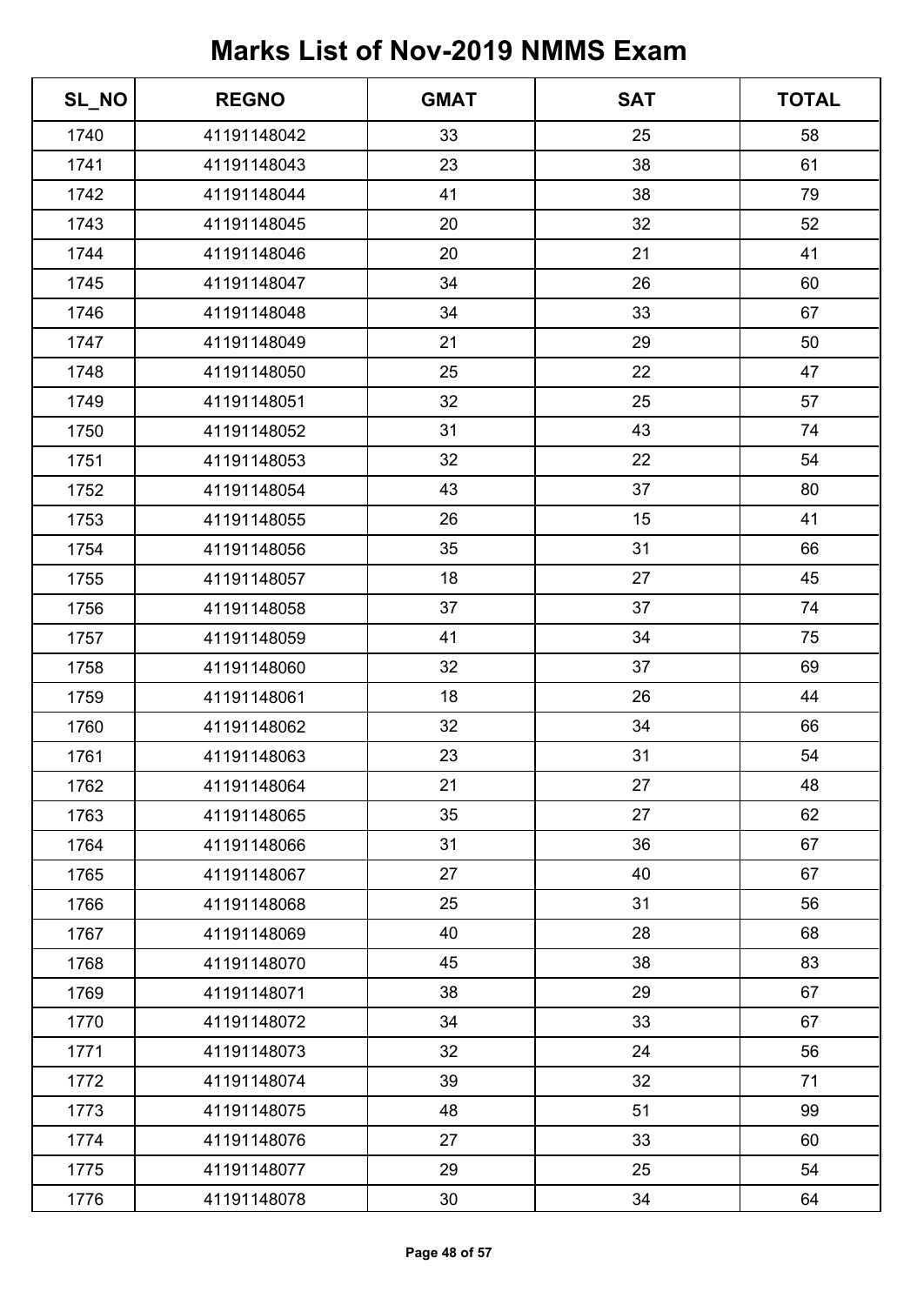# Marks List of Nov-2019 NMMS Exam

| SL_NO | REGNO | GMAT | SAT | TOTAL |
| --- | --- | --- | --- | --- |
| 1740 | 41191148042 | 33 | 25 | 58 |
| 1741 | 41191148043 | 23 | 38 | 61 |
| 1742 | 41191148044 | 41 | 38 | 79 |
| 1743 | 41191148045 | 20 | 32 | 52 |
| 1744 | 41191148046 | 20 | 21 | 41 |
| 1745 | 41191148047 | 34 | 26 | 60 |
| 1746 | 41191148048 | 34 | 33 | 67 |
| 1747 | 41191148049 | 21 | 29 | 50 |
| 1748 | 41191148050 | 25 | 22 | 47 |
| 1749 | 41191148051 | 32 | 25 | 57 |
| 1750 | 41191148052 | 31 | 43 | 74 |
| 1751 | 41191148053 | 32 | 22 | 54 |
| 1752 | 41191148054 | 43 | 37 | 80 |
| 1753 | 41191148055 | 26 | 15 | 41 |
| 1754 | 41191148056 | 35 | 31 | 66 |
| 1755 | 41191148057 | 18 | 27 | 45 |
| 1756 | 41191148058 | 37 | 37 | 74 |
| 1757 | 41191148059 | 41 | 34 | 75 |
| 1758 | 41191148060 | 32 | 37 | 69 |
| 1759 | 41191148061 | 18 | 26 | 44 |
| 1760 | 41191148062 | 32 | 34 | 66 |
| 1761 | 41191148063 | 23 | 31 | 54 |
| 1762 | 41191148064 | 21 | 27 | 48 |
| 1763 | 41191148065 | 35 | 27 | 62 |
| 1764 | 41191148066 | 31 | 36 | 67 |
| 1765 | 41191148067 | 27 | 40 | 67 |
| 1766 | 41191148068 | 25 | 31 | 56 |
| 1767 | 41191148069 | 40 | 28 | 68 |
| 1768 | 41191148070 | 45 | 38 | 83 |
| 1769 | 41191148071 | 38 | 29 | 67 |
| 1770 | 41191148072 | 34 | 33 | 67 |
| 1771 | 41191148073 | 32 | 24 | 56 |
| 1772 | 41191148074 | 39 | 32 | 71 |
| 1773 | 41191148075 | 48 | 51 | 99 |
| 1774 | 41191148076 | 27 | 33 | 60 |
| 1775 | 41191148077 | 29 | 25 | 54 |
| 1776 | 41191148078 | 30 | 34 | 64 |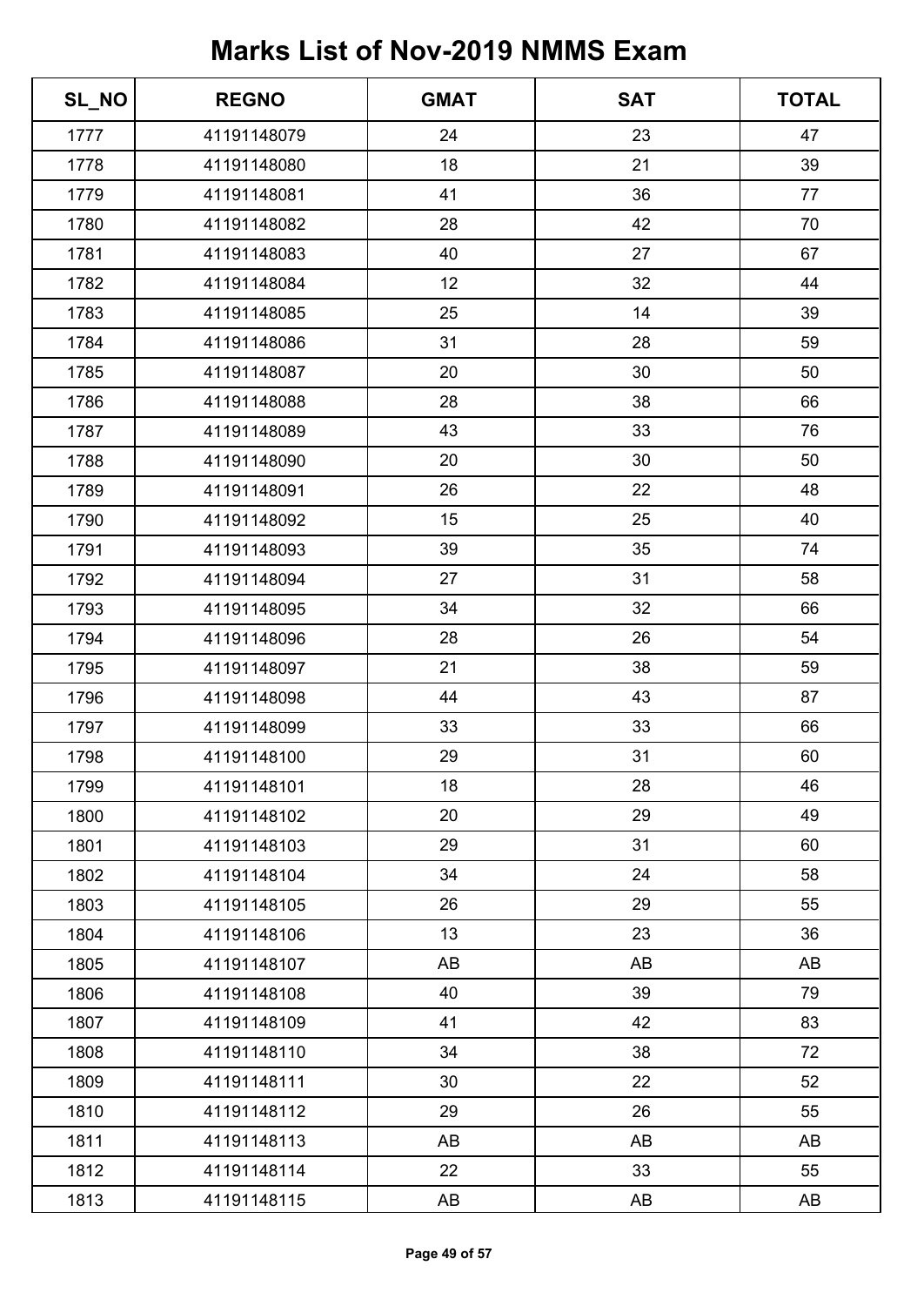# Marks List of Nov-2019 NMMS Exam

| SL_NO | REGNO | GMAT | SAT | TOTAL |
| --- | --- | --- | --- | --- |
| 1777 | 41191148079 | 24 | 23 | 47 |
| 1778 | 41191148080 | 18 | 21 | 39 |
| 1779 | 41191148081 | 41 | 36 | 77 |
| 1780 | 41191148082 | 28 | 42 | 70 |
| 1781 | 41191148083 | 40 | 27 | 67 |
| 1782 | 41191148084 | 12 | 32 | 44 |
| 1783 | 41191148085 | 25 | 14 | 39 |
| 1784 | 41191148086 | 31 | 28 | 59 |
| 1785 | 41191148087 | 20 | 30 | 50 |
| 1786 | 41191148088 | 28 | 38 | 66 |
| 1787 | 41191148089 | 43 | 33 | 76 |
| 1788 | 41191148090 | 20 | 30 | 50 |
| 1789 | 41191148091 | 26 | 22 | 48 |
| 1790 | 41191148092 | 15 | 25 | 40 |
| 1791 | 41191148093 | 39 | 35 | 74 |
| 1792 | 41191148094 | 27 | 31 | 58 |
| 1793 | 41191148095 | 34 | 32 | 66 |
| 1794 | 41191148096 | 28 | 26 | 54 |
| 1795 | 41191148097 | 21 | 38 | 59 |
| 1796 | 41191148098 | 44 | 43 | 87 |
| 1797 | 41191148099 | 33 | 33 | 66 |
| 1798 | 41191148100 | 29 | 31 | 60 |
| 1799 | 41191148101 | 18 | 28 | 46 |
| 1800 | 41191148102 | 20 | 29 | 49 |
| 1801 | 41191148103 | 29 | 31 | 60 |
| 1802 | 41191148104 | 34 | 24 | 58 |
| 1803 | 41191148105 | 26 | 29 | 55 |
| 1804 | 41191148106 | 13 | 23 | 36 |
| 1805 | 41191148107 | AB | AB | AB |
| 1806 | 41191148108 | 40 | 39 | 79 |
| 1807 | 41191148109 | 41 | 42 | 83 |
| 1808 | 41191148110 | 34 | 38 | 72 |
| 1809 | 41191148111 | 30 | 22 | 52 |
| 1810 | 41191148112 | 29 | 26 | 55 |
| 1811 | 41191148113 | AB | AB | AB |
| 1812 | 41191148114 | 22 | 33 | 55 |
| 1813 | 41191148115 | AB | AB | AB |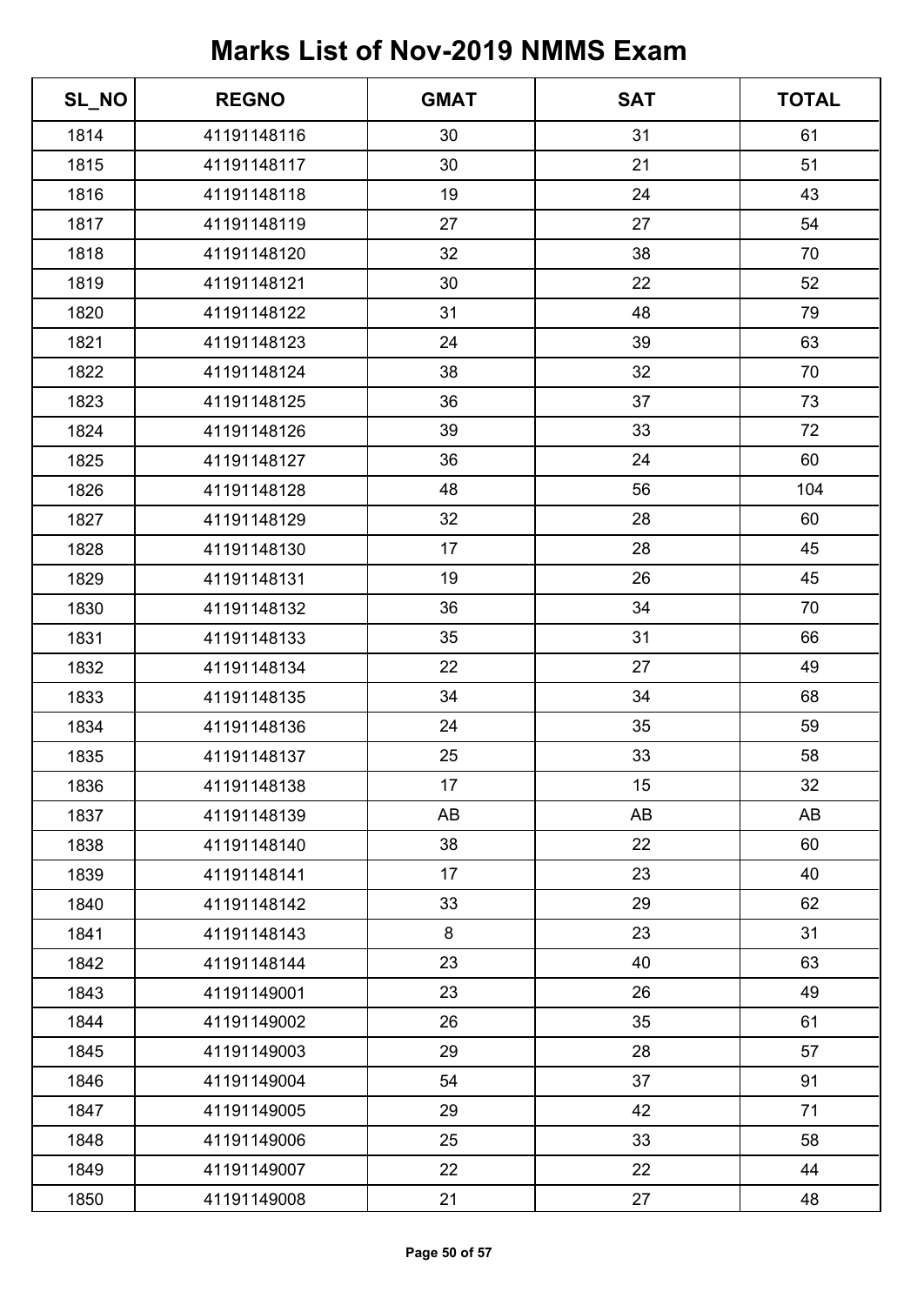# Marks List of Nov-2019 NMMS Exam

| SL_NO | REGNO | GMAT | SAT | TOTAL |
|---|---|---|---|---|
| 1814 | 41191148116 | 30 | 31 | 61 |
| 1815 | 41191148117 | 30 | 21 | 51 |
| 1816 | 41191148118 | 19 | 24 | 43 |
| 1817 | 41191148119 | 27 | 27 | 54 |
| 1818 | 41191148120 | 32 | 38 | 70 |
| 1819 | 41191148121 | 30 | 22 | 52 |
| 1820 | 41191148122 | 31 | 48 | 79 |
| 1821 | 41191148123 | 24 | 39 | 63 |
| 1822 | 41191148124 | 38 | 32 | 70 |
| 1823 | 41191148125 | 36 | 37 | 73 |
| 1824 | 41191148126 | 39 | 33 | 72 |
| 1825 | 41191148127 | 36 | 24 | 60 |
| 1826 | 41191148128 | 48 | 56 | 104 |
| 1827 | 41191148129 | 32 | 28 | 60 |
| 1828 | 41191148130 | 17 | 28 | 45 |
| 1829 | 41191148131 | 19 | 26 | 45 |
| 1830 | 41191148132 | 36 | 34 | 70 |
| 1831 | 41191148133 | 35 | 31 | 66 |
| 1832 | 41191148134 | 22 | 27 | 49 |
| 1833 | 41191148135 | 34 | 34 | 68 |
| 1834 | 41191148136 | 24 | 35 | 59 |
| 1835 | 41191148137 | 25 | 33 | 58 |
| 1836 | 41191148138 | 17 | 15 | 32 |
| 1837 | 41191148139 | AB | AB | AB |
| 1838 | 41191148140 | 38 | 22 | 60 |
| 1839 | 41191148141 | 17 | 23 | 40 |
| 1840 | 41191148142 | 33 | 29 | 62 |
| 1841 | 41191148143 | 8 | 23 | 31 |
| 1842 | 41191148144 | 23 | 40 | 63 |
| 1843 | 41191149001 | 23 | 26 | 49 |
| 1844 | 41191149002 | 26 | 35 | 61 |
| 1845 | 41191149003 | 29 | 28 | 57 |
| 1846 | 41191149004 | 54 | 37 | 91 |
| 1847 | 41191149005 | 29 | 42 | 71 |
| 1848 | 41191149006 | 25 | 33 | 58 |
| 1849 | 41191149007 | 22 | 22 | 44 |
| 1850 | 41191149008 | 21 | 27 | 48 |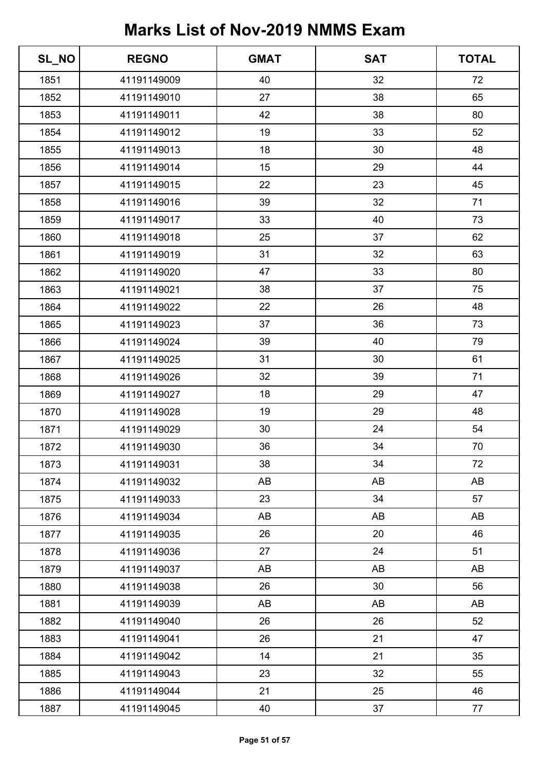# Marks List of Nov-2019 NMMS Exam

| SL_NO | REGNO | GMAT | SAT | TOTAL |
|---|---|---|---|---|
| 1851 | 41191149009 | 40 | 32 | 72 |
| 1852 | 41191149010 | 27 | 38 | 65 |
| 1853 | 41191149011 | 42 | 38 | 80 |
| 1854 | 41191149012 | 19 | 33 | 52 |
| 1855 | 41191149013 | 18 | 30 | 48 |
| 1856 | 41191149014 | 15 | 29 | 44 |
| 1857 | 41191149015 | 22 | 23 | 45 |
| 1858 | 41191149016 | 39 | 32 | 71 |
| 1859 | 41191149017 | 33 | 40 | 73 |
| 1860 | 41191149018 | 25 | 37 | 62 |
| 1861 | 41191149019 | 31 | 32 | 63 |
| 1862 | 41191149020 | 47 | 33 | 80 |
| 1863 | 41191149021 | 38 | 37 | 75 |
| 1864 | 41191149022 | 22 | 26 | 48 |
| 1865 | 41191149023 | 37 | 36 | 73 |
| 1866 | 41191149024 | 39 | 40 | 79 |
| 1867 | 41191149025 | 31 | 30 | 61 |
| 1868 | 41191149026 | 32 | 39 | 71 |
| 1869 | 41191149027 | 18 | 29 | 47 |
| 1870 | 41191149028 | 19 | 29 | 48 |
| 1871 | 41191149029 | 30 | 24 | 54 |
| 1872 | 41191149030 | 36 | 34 | 70 |
| 1873 | 41191149031 | 38 | 34 | 72 |
| 1874 | 41191149032 | AB | AB | AB |
| 1875 | 41191149033 | 23 | 34 | 57 |
| 1876 | 41191149034 | AB | AB | AB |
| 1877 | 41191149035 | 26 | 20 | 46 |
| 1878 | 41191149036 | 27 | 24 | 51 |
| 1879 | 41191149037 | AB | AB | AB |
| 1880 | 41191149038 | 26 | 30 | 56 |
| 1881 | 41191149039 | AB | AB | AB |
| 1882 | 41191149040 | 26 | 26 | 52 |
| 1883 | 41191149041 | 26 | 21 | 47 |
| 1884 | 41191149042 | 14 | 21 | 35 |
| 1885 | 41191149043 | 23 | 32 | 55 |
| 1886 | 41191149044 | 21 | 25 | 46 |
| 1887 | 41191149045 | 40 | 37 | 77 |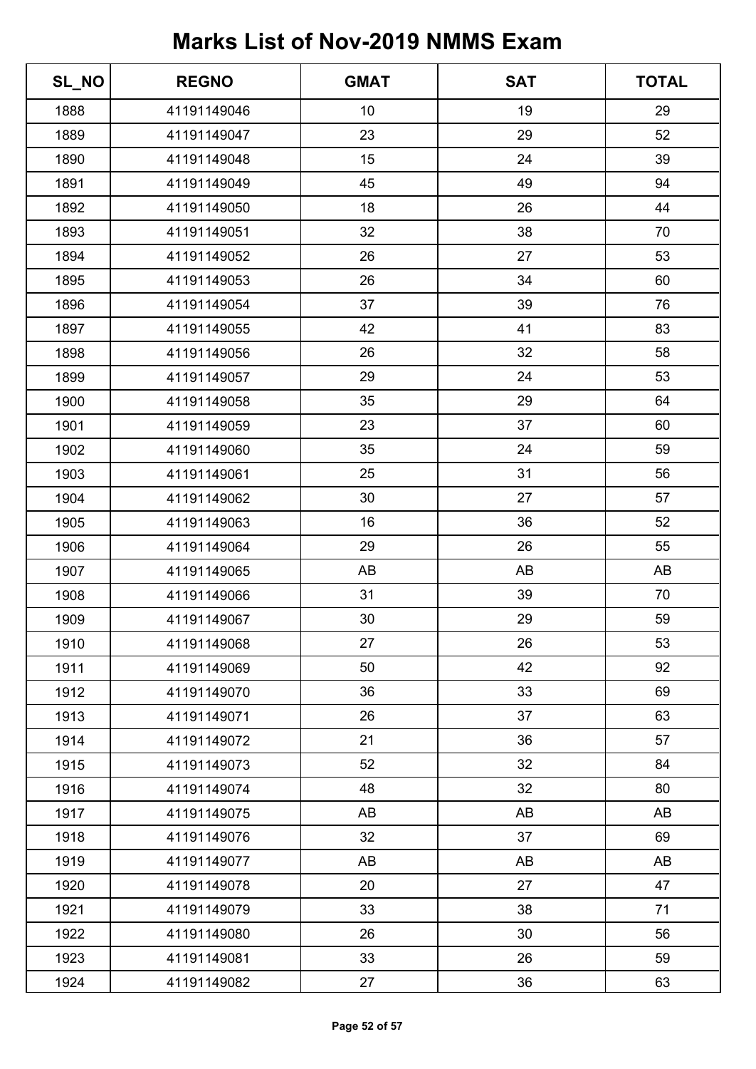# Marks List of Nov-2019 NMMS Exam

| SL_NO | REGNO | GMAT | SAT | TOTAL |
|---|---|---|---|---|
| 1888 | 41191149046 | 10 | 19 | 29 |
| 1889 | 41191149047 | 23 | 29 | 52 |
| 1890 | 41191149048 | 15 | 24 | 39 |
| 1891 | 41191149049 | 45 | 49 | 94 |
| 1892 | 41191149050 | 18 | 26 | 44 |
| 1893 | 41191149051 | 32 | 38 | 70 |
| 1894 | 41191149052 | 26 | 27 | 53 |
| 1895 | 41191149053 | 26 | 34 | 60 |
| 1896 | 41191149054 | 37 | 39 | 76 |
| 1897 | 41191149055 | 42 | 41 | 83 |
| 1898 | 41191149056 | 26 | 32 | 58 |
| 1899 | 41191149057 | 29 | 24 | 53 |
| 1900 | 41191149058 | 35 | 29 | 64 |
| 1901 | 41191149059 | 23 | 37 | 60 |
| 1902 | 41191149060 | 35 | 24 | 59 |
| 1903 | 41191149061 | 25 | 31 | 56 |
| 1904 | 41191149062 | 30 | 27 | 57 |
| 1905 | 41191149063 | 16 | 36 | 52 |
| 1906 | 41191149064 | 29 | 26 | 55 |
| 1907 | 41191149065 | AB | AB | AB |
| 1908 | 41191149066 | 31 | 39 | 70 |
| 1909 | 41191149067 | 30 | 29 | 59 |
| 1910 | 41191149068 | 27 | 26 | 53 |
| 1911 | 41191149069 | 50 | 42 | 92 |
| 1912 | 41191149070 | 36 | 33 | 69 |
| 1913 | 41191149071 | 26 | 37 | 63 |
| 1914 | 41191149072 | 21 | 36 | 57 |
| 1915 | 41191149073 | 52 | 32 | 84 |
| 1916 | 41191149074 | 48 | 32 | 80 |
| 1917 | 41191149075 | AB | AB | AB |
| 1918 | 41191149076 | 32 | 37 | 69 |
| 1919 | 41191149077 | AB | AB | AB |
| 1920 | 41191149078 | 20 | 27 | 47 |
| 1921 | 41191149079 | 33 | 38 | 71 |
| 1922 | 41191149080 | 26 | 30 | 56 |
| 1923 | 41191149081 | 33 | 26 | 59 |
| 1924 | 41191149082 | 27 | 36 | 63 |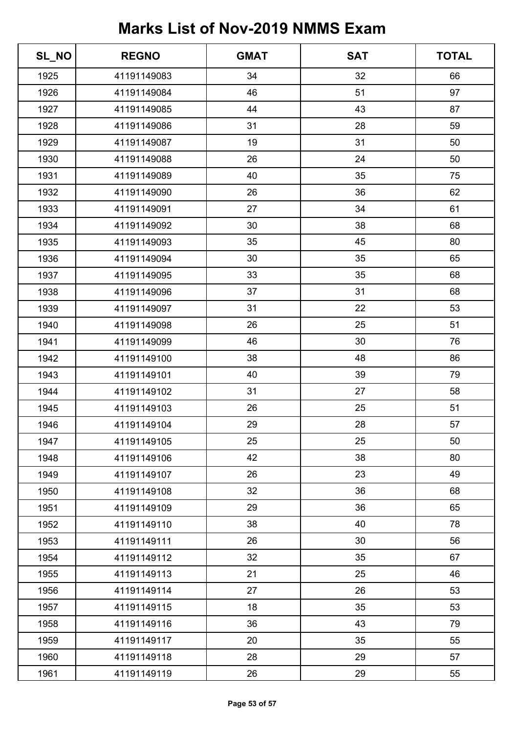# Marks List of Nov-2019 NMMS Exam

| SL_NO | REGNO | GMAT | SAT | TOTAL |
|---|---|---|---|---|
| 1925 | 41191149083 | 34 | 32 | 66 |
| 1926 | 41191149084 | 46 | 51 | 97 |
| 1927 | 41191149085 | 44 | 43 | 87 |
| 1928 | 41191149086 | 31 | 28 | 59 |
| 1929 | 41191149087 | 19 | 31 | 50 |
| 1930 | 41191149088 | 26 | 24 | 50 |
| 1931 | 41191149089 | 40 | 35 | 75 |
| 1932 | 41191149090 | 26 | 36 | 62 |
| 1933 | 41191149091 | 27 | 34 | 61 |
| 1934 | 41191149092 | 30 | 38 | 68 |
| 1935 | 41191149093 | 35 | 45 | 80 |
| 1936 | 41191149094 | 30 | 35 | 65 |
| 1937 | 41191149095 | 33 | 35 | 68 |
| 1938 | 41191149096 | 37 | 31 | 68 |
| 1939 | 41191149097 | 31 | 22 | 53 |
| 1940 | 41191149098 | 26 | 25 | 51 |
| 1941 | 41191149099 | 46 | 30 | 76 |
| 1942 | 41191149100 | 38 | 48 | 86 |
| 1943 | 41191149101 | 40 | 39 | 79 |
| 1944 | 41191149102 | 31 | 27 | 58 |
| 1945 | 41191149103 | 26 | 25 | 51 |
| 1946 | 41191149104 | 29 | 28 | 57 |
| 1947 | 41191149105 | 25 | 25 | 50 |
| 1948 | 41191149106 | 42 | 38 | 80 |
| 1949 | 41191149107 | 26 | 23 | 49 |
| 1950 | 41191149108 | 32 | 36 | 68 |
| 1951 | 41191149109 | 29 | 36 | 65 |
| 1952 | 41191149110 | 38 | 40 | 78 |
| 1953 | 41191149111 | 26 | 30 | 56 |
| 1954 | 41191149112 | 32 | 35 | 67 |
| 1955 | 41191149113 | 21 | 25 | 46 |
| 1956 | 41191149114 | 27 | 26 | 53 |
| 1957 | 41191149115 | 18 | 35 | 53 |
| 1958 | 41191149116 | 36 | 43 | 79 |
| 1959 | 41191149117 | 20 | 35 | 55 |
| 1960 | 41191149118 | 28 | 29 | 57 |
| 1961 | 41191149119 | 26 | 29 | 55 |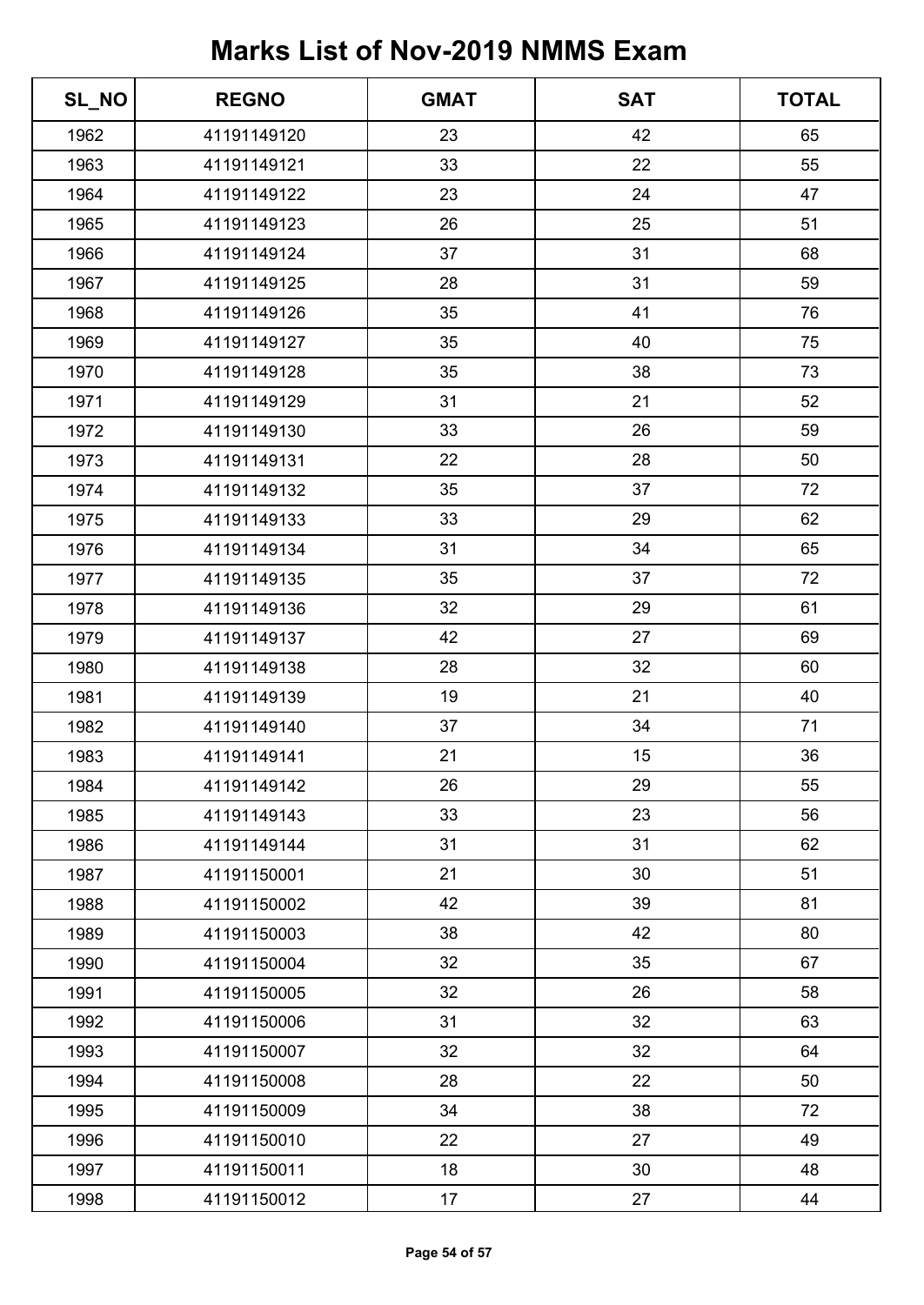# Marks List of Nov-2019 NMMS Exam

| SL_NO | REGNO | GMAT | SAT | TOTAL |
|---|---|---|---|---|
| 1962 | 41191149120 | 23 | 42 | 65 |
| 1963 | 41191149121 | 33 | 22 | 55 |
| 1964 | 41191149122 | 23 | 24 | 47 |
| 1965 | 41191149123 | 26 | 25 | 51 |
| 1966 | 41191149124 | 37 | 31 | 68 |
| 1967 | 41191149125 | 28 | 31 | 59 |
| 1968 | 41191149126 | 35 | 41 | 76 |
| 1969 | 41191149127 | 35 | 40 | 75 |
| 1970 | 41191149128 | 35 | 38 | 73 |
| 1971 | 41191149129 | 31 | 21 | 52 |
| 1972 | 41191149130 | 33 | 26 | 59 |
| 1973 | 41191149131 | 22 | 28 | 50 |
| 1974 | 41191149132 | 35 | 37 | 72 |
| 1975 | 41191149133 | 33 | 29 | 62 |
| 1976 | 41191149134 | 31 | 34 | 65 |
| 1977 | 41191149135 | 35 | 37 | 72 |
| 1978 | 41191149136 | 32 | 29 | 61 |
| 1979 | 41191149137 | 42 | 27 | 69 |
| 1980 | 41191149138 | 28 | 32 | 60 |
| 1981 | 41191149139 | 19 | 21 | 40 |
| 1982 | 41191149140 | 37 | 34 | 71 |
| 1983 | 41191149141 | 21 | 15 | 36 |
| 1984 | 41191149142 | 26 | 29 | 55 |
| 1985 | 41191149143 | 33 | 23 | 56 |
| 1986 | 41191149144 | 31 | 31 | 62 |
| 1987 | 41191150001 | 21 | 30 | 51 |
| 1988 | 41191150002 | 42 | 39 | 81 |
| 1989 | 41191150003 | 38 | 42 | 80 |
| 1990 | 41191150004 | 32 | 35 | 67 |
| 1991 | 41191150005 | 32 | 26 | 58 |
| 1992 | 41191150006 | 31 | 32 | 63 |
| 1993 | 41191150007 | 32 | 32 | 64 |
| 1994 | 41191150008 | 28 | 22 | 50 |
| 1995 | 41191150009 | 34 | 38 | 72 |
| 1996 | 41191150010 | 22 | 27 | 49 |
| 1997 | 41191150011 | 18 | 30 | 48 |
| 1998 | 41191150012 | 17 | 27 | 44 |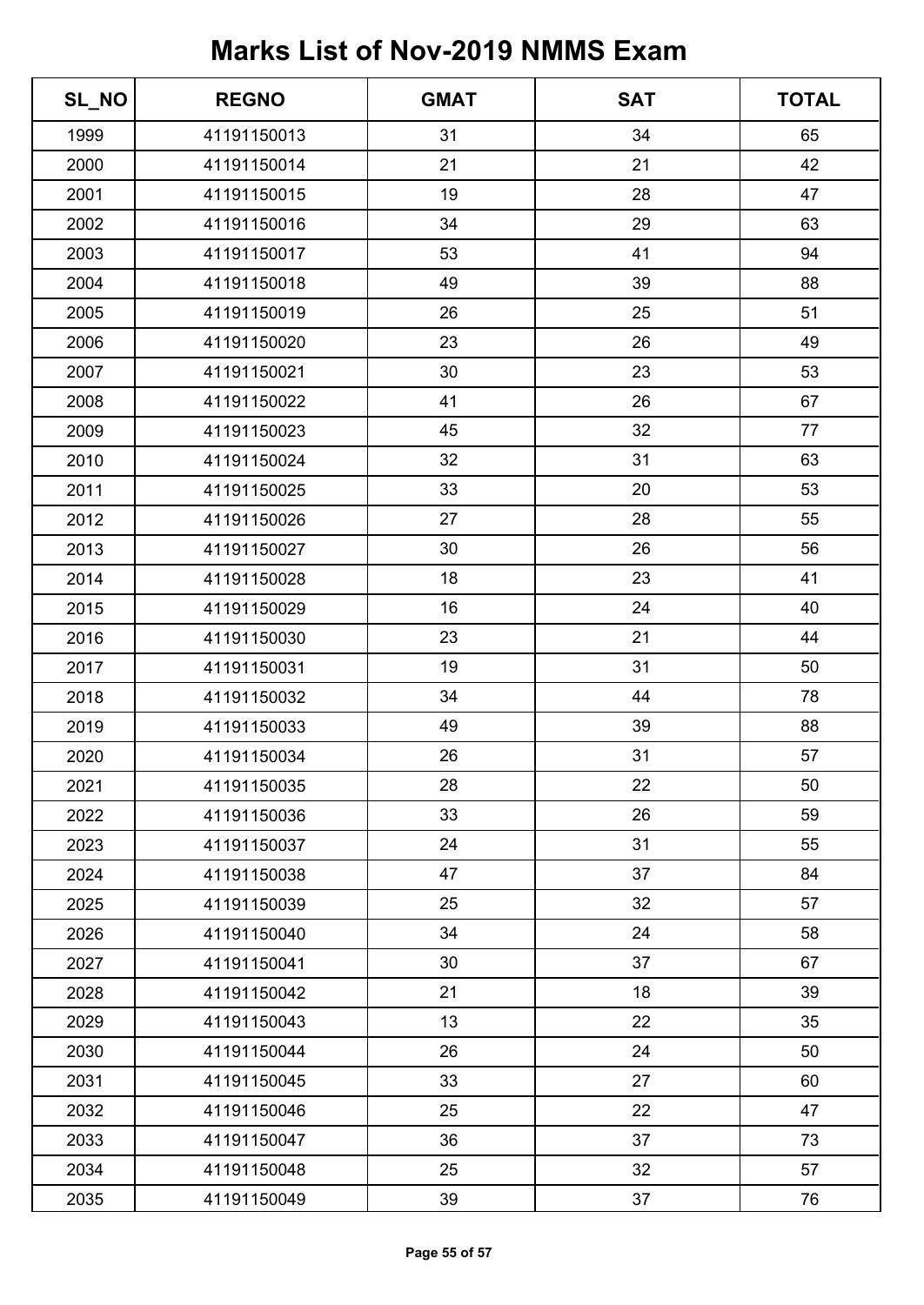# Marks List of Nov-2019 NMMS Exam

| SL_NO | REGNO | GMAT | SAT | TOTAL |
|---|---|---|---|---|
| 1999 | 41191150013 | 31 | 34 | 65 |
| 2000 | 41191150014 | 21 | 21 | 42 |
| 2001 | 41191150015 | 19 | 28 | 47 |
| 2002 | 41191150016 | 34 | 29 | 63 |
| 2003 | 41191150017 | 53 | 41 | 94 |
| 2004 | 41191150018 | 49 | 39 | 88 |
| 2005 | 41191150019 | 26 | 25 | 51 |
| 2006 | 41191150020 | 23 | 26 | 49 |
| 2007 | 41191150021 | 30 | 23 | 53 |
| 2008 | 41191150022 | 41 | 26 | 67 |
| 2009 | 41191150023 | 45 | 32 | 77 |
| 2010 | 41191150024 | 32 | 31 | 63 |
| 2011 | 41191150025 | 33 | 20 | 53 |
| 2012 | 41191150026 | 27 | 28 | 55 |
| 2013 | 41191150027 | 30 | 26 | 56 |
| 2014 | 41191150028 | 18 | 23 | 41 |
| 2015 | 41191150029 | 16 | 24 | 40 |
| 2016 | 41191150030 | 23 | 21 | 44 |
| 2017 | 41191150031 | 19 | 31 | 50 |
| 2018 | 41191150032 | 34 | 44 | 78 |
| 2019 | 41191150033 | 49 | 39 | 88 |
| 2020 | 41191150034 | 26 | 31 | 57 |
| 2021 | 41191150035 | 28 | 22 | 50 |
| 2022 | 41191150036 | 33 | 26 | 59 |
| 2023 | 41191150037 | 24 | 31 | 55 |
| 2024 | 41191150038 | 47 | 37 | 84 |
| 2025 | 41191150039 | 25 | 32 | 57 |
| 2026 | 41191150040 | 34 | 24 | 58 |
| 2027 | 41191150041 | 30 | 37 | 67 |
| 2028 | 41191150042 | 21 | 18 | 39 |
| 2029 | 41191150043 | 13 | 22 | 35 |
| 2030 | 41191150044 | 26 | 24 | 50 |
| 2031 | 41191150045 | 33 | 27 | 60 |
| 2032 | 41191150046 | 25 | 22 | 47 |
| 2033 | 41191150047 | 36 | 37 | 73 |
| 2034 | 41191150048 | 25 | 32 | 57 |
| 2035 | 41191150049 | 39 | 37 | 76 |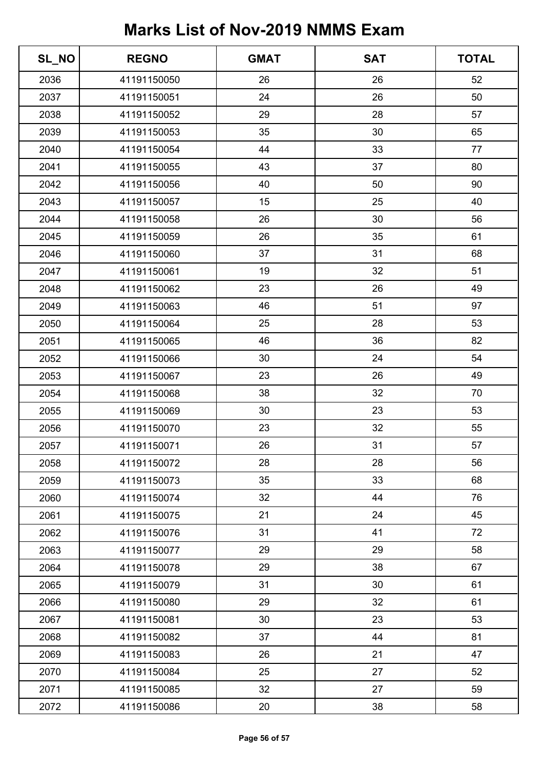# Marks List of Nov-2019 NMMS Exam

| SL_NO | REGNO | GMAT | SAT | TOTAL |
|---|---|---|---|---|
| 2036 | 41191150050 | 26 | 26 | 52 |
| 2037 | 41191150051 | 24 | 26 | 50 |
| 2038 | 41191150052 | 29 | 28 | 57 |
| 2039 | 41191150053 | 35 | 30 | 65 |
| 2040 | 41191150054 | 44 | 33 | 77 |
| 2041 | 41191150055 | 43 | 37 | 80 |
| 2042 | 41191150056 | 40 | 50 | 90 |
| 2043 | 41191150057 | 15 | 25 | 40 |
| 2044 | 41191150058 | 26 | 30 | 56 |
| 2045 | 41191150059 | 26 | 35 | 61 |
| 2046 | 41191150060 | 37 | 31 | 68 |
| 2047 | 41191150061 | 19 | 32 | 51 |
| 2048 | 41191150062 | 23 | 26 | 49 |
| 2049 | 41191150063 | 46 | 51 | 97 |
| 2050 | 41191150064 | 25 | 28 | 53 |
| 2051 | 41191150065 | 46 | 36 | 82 |
| 2052 | 41191150066 | 30 | 24 | 54 |
| 2053 | 41191150067 | 23 | 26 | 49 |
| 2054 | 41191150068 | 38 | 32 | 70 |
| 2055 | 41191150069 | 30 | 23 | 53 |
| 2056 | 41191150070 | 23 | 32 | 55 |
| 2057 | 41191150071 | 26 | 31 | 57 |
| 2058 | 41191150072 | 28 | 28 | 56 |
| 2059 | 41191150073 | 35 | 33 | 68 |
| 2060 | 41191150074 | 32 | 44 | 76 |
| 2061 | 41191150075 | 21 | 24 | 45 |
| 2062 | 41191150076 | 31 | 41 | 72 |
| 2063 | 41191150077 | 29 | 29 | 58 |
| 2064 | 41191150078 | 29 | 38 | 67 |
| 2065 | 41191150079 | 31 | 30 | 61 |
| 2066 | 41191150080 | 29 | 32 | 61 |
| 2067 | 41191150081 | 30 | 23 | 53 |
| 2068 | 41191150082 | 37 | 44 | 81 |
| 2069 | 41191150083 | 26 | 21 | 47 |
| 2070 | 41191150084 | 25 | 27 | 52 |
| 2071 | 41191150085 | 32 | 27 | 59 |
| 2072 | 41191150086 | 20 | 38 | 58 |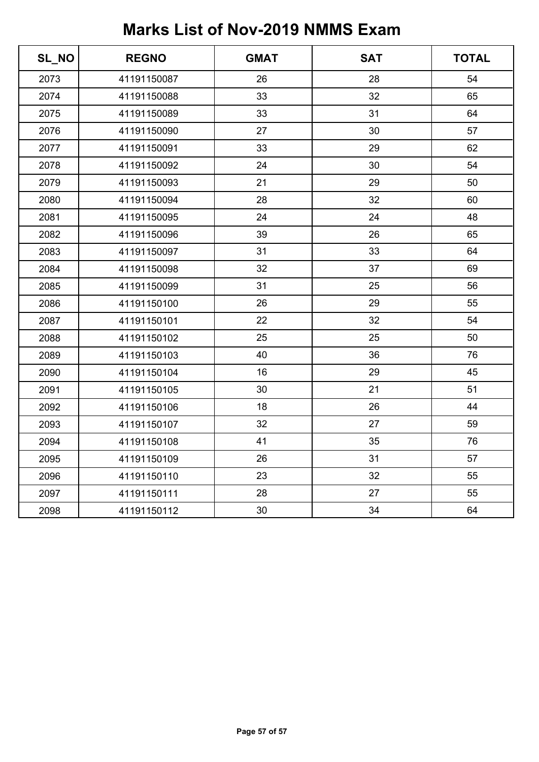# Marks List of Nov-2019 NMMS Exam

| SL_NO | REGNO | GMAT | SAT | TOTAL |
|---|---|---|---|---|
| 2073 | 41191150087 | 26 | 28 | 54 |
| 2074 | 41191150088 | 33 | 32 | 65 |
| 2075 | 41191150089 | 33 | 31 | 64 |
| 2076 | 41191150090 | 27 | 30 | 57 |
| 2077 | 41191150091 | 33 | 29 | 62 |
| 2078 | 41191150092 | 24 | 30 | 54 |
| 2079 | 41191150093 | 21 | 29 | 50 |
| 2080 | 41191150094 | 28 | 32 | 60 |
| 2081 | 41191150095 | 24 | 24 | 48 |
| 2082 | 41191150096 | 39 | 26 | 65 |
| 2083 | 41191150097 | 31 | 33 | 64 |
| 2084 | 41191150098 | 32 | 37 | 69 |
| 2085 | 41191150099 | 31 | 25 | 56 |
| 2086 | 41191150100 | 26 | 29 | 55 |
| 2087 | 41191150101 | 22 | 32 | 54 |
| 2088 | 41191150102 | 25 | 25 | 50 |
| 2089 | 41191150103 | 40 | 36 | 76 |
| 2090 | 41191150104 | 16 | 29 | 45 |
| 2091 | 41191150105 | 30 | 21 | 51 |
| 2092 | 41191150106 | 18 | 26 | 44 |
| 2093 | 41191150107 | 32 | 27 | 59 |
| 2094 | 41191150108 | 41 | 35 | 76 |
| 2095 | 41191150109 | 26 | 31 | 57 |
| 2096 | 41191150110 | 23 | 32 | 55 |
| 2097 | 41191150111 | 28 | 27 | 55 |
| 2098 | 41191150112 | 30 | 34 | 64 |